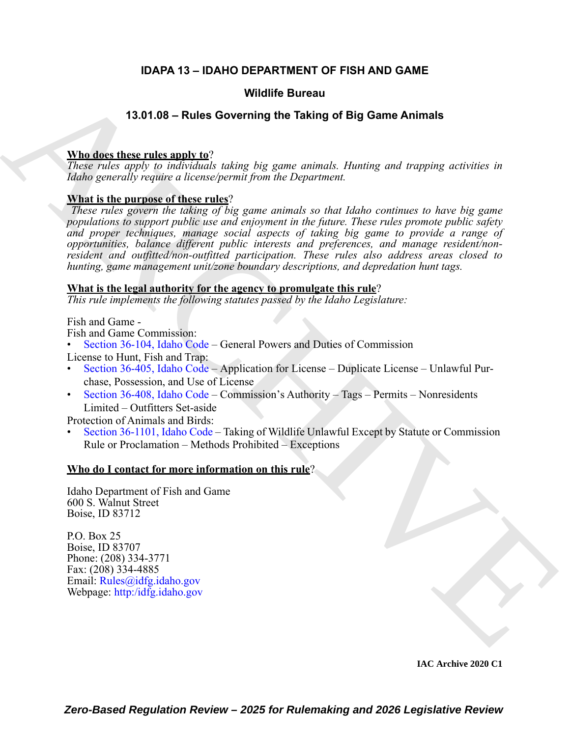# IDAPA 13 – IDAHO DEPARTMENT OF FISH AND GAME

## Wildlife Bureau

## 13.01.08 – Rules Governing the Taking of Big Game Animals

**Who does these rules apply to?**

*These rules apply to individuals taking big game animals. Hunting and trapping activities in Idaho generally require a license/permit from the Department.*

**What is the purpose of these rules?**

*These rules govern the taking of big game animals so that Idaho continues to have big game populations to support public use and enjoyment in the future. These rules promote public safety and proper techniques, manage social aspects of taking big game to provide a range of opportunities, balance different public interests and preferences, and manage resident/non-resident and outfitted/non-outfitted participation. These rules also address areas closed to hunting, game management unit/zone boundary descriptions, and depredation hunt tags.*

**What is the legal authority for the agency to promulgate this rule?**

*This rule implements the following statutes passed by the Idaho Legislature:*

Fish and Game -

Fish and Game Commission:

- Section 36-104, Idaho Code – General Powers and Duties of Commission

License to Hunt, Fish and Trap:

- Section 36-405, Idaho Code – Application for License – Duplicate License – Unlawful Purchase, Possession, and Use of License
- Section 36-408, Idaho Code – Commission's Authority – Tags – Permits – Nonresidents Limited – Outfitters Set-aside

Protection of Animals and Birds:

- Section 36-1101, Idaho Code – Taking of Wildlife Unlawful Except by Statute or Commission Rule or Proclamation – Methods Prohibited – Exceptions

**Who do I contact for more information on this rule?**

Idaho Department of Fish and Game
600 S. Walnut Street
Boise, ID 83712

P.O. Box 25
Boise, ID 83707
Phone: (208) 334-3771
Fax: (208) 334-4885
Email: Rules@idfg.idaho.gov
Webpage: http:/idfg.idaho.gov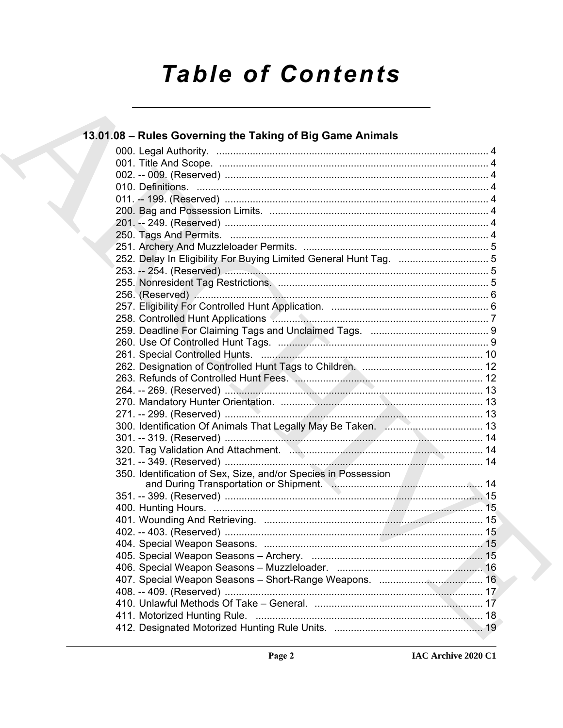# Table of Contents

## 13.01.08 – Rules Governing the Taking of Big Game Animals

000. Legal Authority. .................................................................................................. 4
001. Title And Scope. .................................................................................................. 4
002. -- 009. (Reserved) ............................................................................................... 4
010. Definitions. ......................................................................................................... 4
011. -- 199. (Reserved) ............................................................................................... 4
200. Bag and Possession Limits. ............................................................................... 4
201. -- 249. (Reserved) ............................................................................................... 4
250. Tags And Permits. .............................................................................................. 4
251. Archery And Muzzleloader Permits. ................................................................... 5
252. Delay In Eligibility For Buying Limited General Hunt Tag. ................................. 5
253. -- 254. (Reserved) ............................................................................................... 5
255. Nonresident Tag Restrictions. ............................................................................ 5
256. (Reserved) .......................................................................................................... 6
257. Eligibility For Controlled Hunt Application. ......................................................... 6
258. Controlled Hunt Applications ............................................................................... 7
259. Deadline For Claiming Tags and Unclaimed Tags. ............................................ 9
260. Use Of Controlled Hunt Tags. ............................................................................. 9
261. Special Controlled Hunts. ................................................................................. 10
262. Designation of Controlled Hunt Tags to Children. ............................................ 12
263. Refunds of Controlled Hunt Fees. ..................................................................... 12
264. -- 269. (Reserved) ............................................................................................. 13
270. Mandatory Hunter Orientation. ......................................................................... 13
271. -- 299. (Reserved) ............................................................................................. 13
300. Identification Of Animals That Legally May Be Taken. .................................... 13
301. -- 319. (Reserved) ............................................................................................. 14
320. Tag Validation And Attachment. ....................................................................... 14
321. -- 349. (Reserved) ............................................................................................. 14
350. Identification of Sex, Size, and/or Species in Possession and During Transportation or Shipment. ....................................................... 14
351. -- 399. (Reserved) ............................................................................................. 15
400. Hunting Hours. .................................................................................................. 15
401. Wounding And Retrieving. ................................................................................ 15
402. -- 403. (Reserved) ............................................................................................. 15
404. Special Weapon Seasons. ................................................................................ 15
405. Special Weapon Seasons – Archery. ............................................................... 15
406. Special Weapon Seasons – Muzzleloader. ...................................................... 16
407. Special Weapon Seasons – Short-Range Weapons. ....................................... 16
408. -- 409. (Reserved) ............................................................................................. 17
410. Unlawful Methods Of Take – General. .............................................................. 17
411. Motorized Hunting Rule. ................................................................................... 18
412. Designated Motorized Hunting Rule Units. ....................................................... 19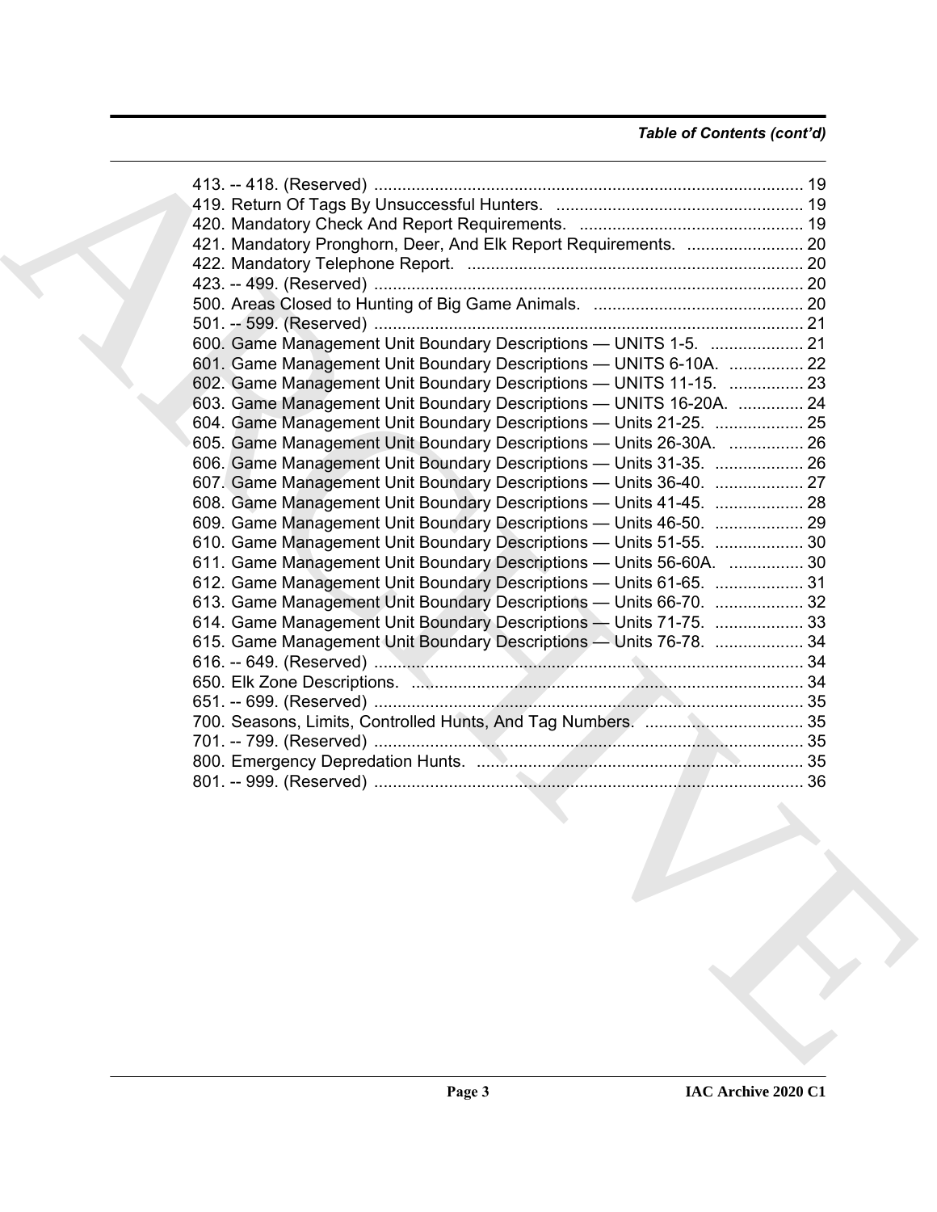*Table of Contents (cont'd)*

413. -- 418. (Reserved) ............................................................................................ 19
419. Return Of Tags By Unsuccessful Hunters. ..................................................... 19
420. Mandatory Check And Report Requirements. ................................................ 19
421. Mandatory Pronghorn, Deer, And Elk Report Requirements. ......................... 20
422. Mandatory Telephone Report. ........................................................................ 20
423. -- 499. (Reserved) ............................................................................................ 20
500. Areas Closed to Hunting of Big Game Animals. ............................................. 20
501. -- 599. (Reserved) ............................................................................................ 21
600. Game Management Unit Boundary Descriptions — UNITS 1-5. .................... 21
601. Game Management Unit Boundary Descriptions — UNITS 6-10A. ................ 22
602. Game Management Unit Boundary Descriptions — UNITS 11-15. ................ 23
603. Game Management Unit Boundary Descriptions — UNITS 16-20A. .............. 24
604. Game Management Unit Boundary Descriptions — Units 21-25. ................... 25
605. Game Management Unit Boundary Descriptions — Units 26-30A. ................ 26
606. Game Management Unit Boundary Descriptions — Units 31-35. ................... 26
607. Game Management Unit Boundary Descriptions — Units 36-40. ................... 27
608. Game Management Unit Boundary Descriptions — Units 41-45. ................... 28
609. Game Management Unit Boundary Descriptions — Units 46-50. ................... 29
610. Game Management Unit Boundary Descriptions — Units 51-55. ................... 30
611. Game Management Unit Boundary Descriptions — Units 56-60A. ................ 30
612. Game Management Unit Boundary Descriptions — Units 61-65. ................... 31
613. Game Management Unit Boundary Descriptions — Units 66-70. ................... 32
614. Game Management Unit Boundary Descriptions — Units 71-75. ................... 33
615. Game Management Unit Boundary Descriptions — Units 76-78. ................... 34
616. -- 649. (Reserved) ............................................................................................ 34
650. Elk Zone Descriptions. .................................................................................... 34
651. -- 699. (Reserved) ............................................................................................ 35
700. Seasons, Limits, Controlled Hunts, And Tag Numbers. .................................. 35
701. -- 799. (Reserved) ............................................................................................ 35
800. Emergency Depredation Hunts. ...................................................................... 35
801. -- 999. (Reserved) ............................................................................................ 36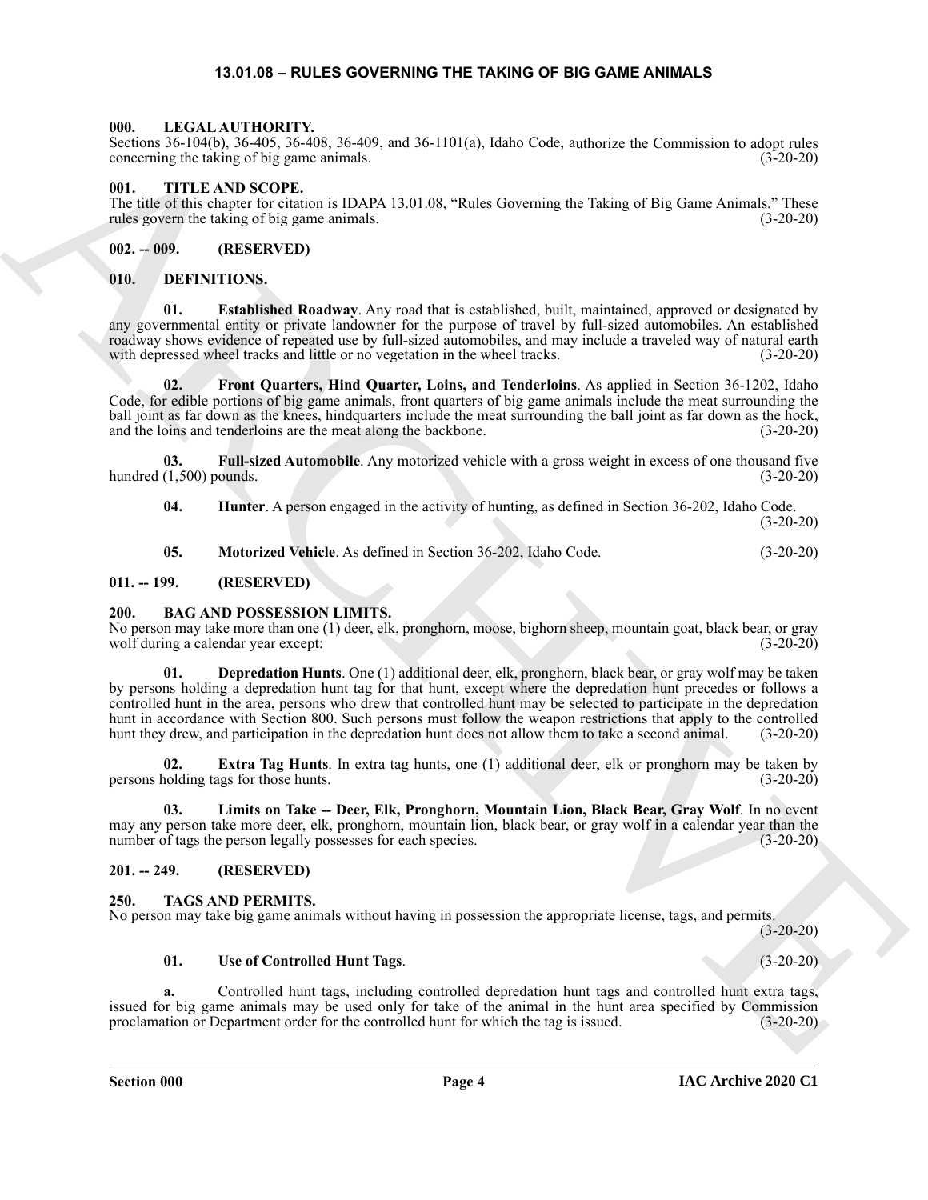## 13.01.08 – RULES GOVERNING THE TAKING OF BIG GAME ANIMALS

### 000. LEGAL AUTHORITY.

Sections 36-104(b), 36-405, 36-408, 36-409, and 36-1101(a), Idaho Code, authorize the Commission to adopt rules concerning the taking of big game animals. (3-20-20)

### 001. TITLE AND SCOPE.

The title of this chapter for citation is IDAPA 13.01.08, "Rules Governing the Taking of Big Game Animals." These rules govern the taking of big game animals. (3-20-20)

### 002. -- 009. (RESERVED)

### 010. DEFINITIONS.

**01. Established Roadway**. Any road that is established, built, maintained, approved or designated by any governmental entity or private landowner for the purpose of travel by full-sized automobiles. An established roadway shows evidence of repeated use by full-sized automobiles, and may include a traveled way of natural earth with depressed wheel tracks and little or no vegetation in the wheel tracks. (3-20-20)

**02. Front Quarters, Hind Quarter, Loins, and Tenderloins**. As applied in Section 36-1202, Idaho Code, for edible portions of big game animals, front quarters of big game animals include the meat surrounding the ball joint as far down as the knees, hindquarters include the meat surrounding the ball joint as far down as the hock, and the loins and tenderloins are the meat along the backbone. (3-20-20)

**03. Full-sized Automobile**. Any motorized vehicle with a gross weight in excess of one thousand five hundred (1,500) pounds. (3-20-20)

**04. Hunter**. A person engaged in the activity of hunting, as defined in Section 36-202, Idaho Code. (3-20-20)

**05. Motorized Vehicle**. As defined in Section 36-202, Idaho Code. (3-20-20)

### 011. -- 199. (RESERVED)

### 200. BAG AND POSSESSION LIMITS.

No person may take more than one (1) deer, elk, pronghorn, moose, bighorn sheep, mountain goat, black bear, or gray wolf during a calendar year except: (3-20-20)

**01. Depredation Hunts**. One (1) additional deer, elk, pronghorn, black bear, or gray wolf may be taken by persons holding a depredation hunt tag for that hunt, except where the depredation hunt precedes or follows a controlled hunt in the area, persons who drew that controlled hunt may be selected to participate in the depredation hunt in accordance with Section 800. Such persons must follow the weapon restrictions that apply to the controlled hunt they drew, and participation in the depredation hunt does not allow them to take a second animal. (3-20-20)

**02. Extra Tag Hunts**. In extra tag hunts, one (1) additional deer, elk or pronghorn may be taken by persons holding tags for those hunts. (3-20-20)

**03. Limits on Take -- Deer, Elk, Pronghorn, Mountain Lion, Black Bear, Gray Wolf**. In no event may any person take more deer, elk, pronghorn, mountain lion, black bear, or gray wolf in a calendar year than the number of tags the person legally possesses for each species. (3-20-20)

### 201. -- 249. (RESERVED)

### 250. TAGS AND PERMITS.

No person may take big game animals without having in possession the appropriate license, tags, and permits. (3-20-20)

**01. Use of Controlled Hunt Tags**. (3-20-20)

**a.** Controlled hunt tags, including controlled depredation hunt tags and controlled hunt extra tags, issued for big game animals may be used only for take of the animal in the hunt area specified by Commission proclamation or Department order for the controlled hunt for which the tag is issued. (3-20-20)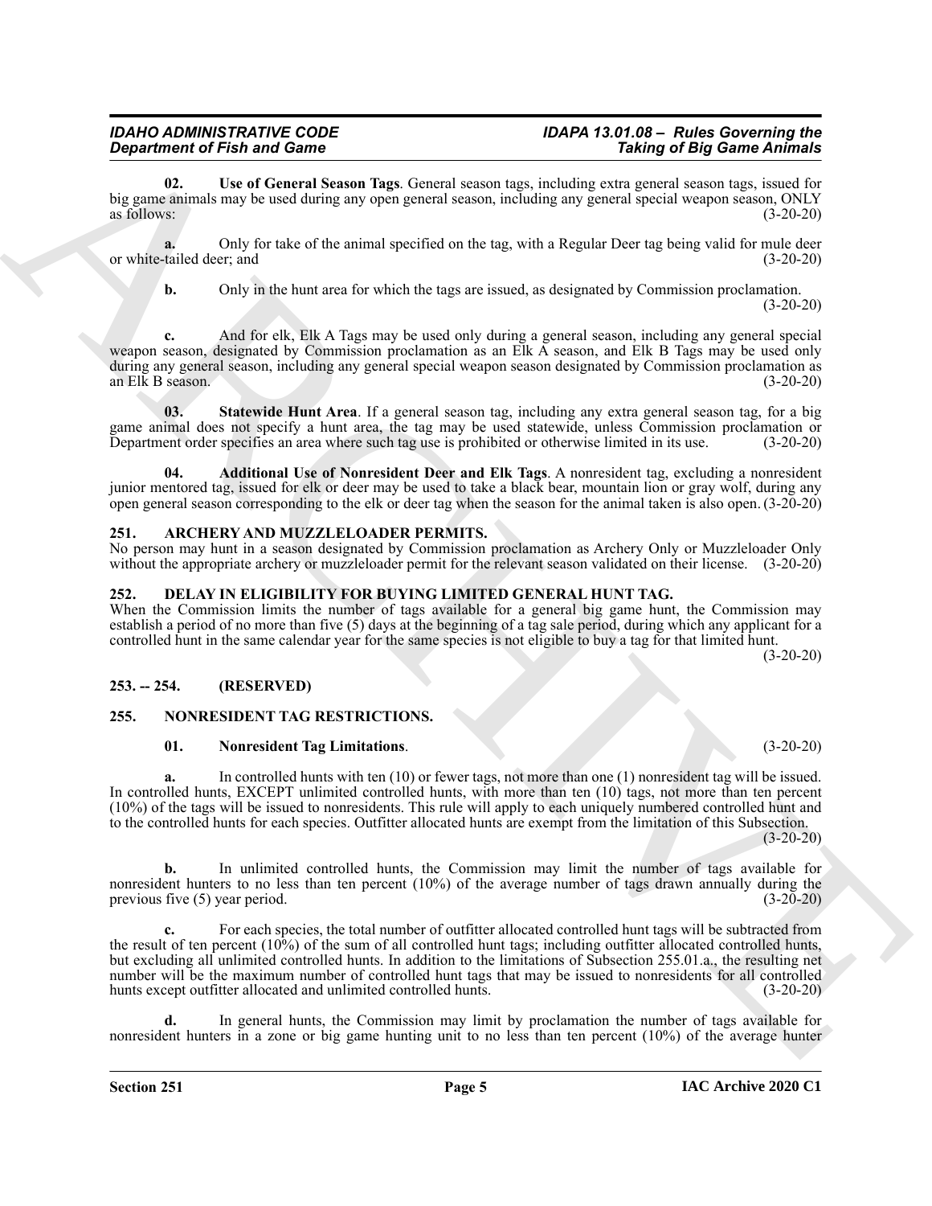**02. Use of General Season Tags**. General season tags, including extra general season tags, issued for big game animals may be used during any open general season, including any general special weapon season, ONLY as follows: (3-20-20)

**a.** Only for take of the animal specified on the tag, with a Regular Deer tag being valid for mule deer or white-tailed deer; and (3-20-20)

**b.** Only in the hunt area for which the tags are issued, as designated by Commission proclamation. (3-20-20)

**c.** And for elk, Elk A Tags may be used only during a general season, including any general special weapon season, designated by Commission proclamation as an Elk A season, and Elk B Tags may be used only during any general season, including any general special weapon season designated by Commission proclamation as an Elk B season. (3-20-20)

**03. Statewide Hunt Area**. If a general season tag, including any extra general season tag, for a big game animal does not specify a hunt area, the tag may be used statewide, unless Commission proclamation or Department order specifies an area where such tag use is prohibited or otherwise limited in its use. (3-20-20)

**04. Additional Use of Nonresident Deer and Elk Tags**. A nonresident tag, excluding a nonresident junior mentored tag, issued for elk or deer may be used to take a black bear, mountain lion or gray wolf, during any open general season corresponding to the elk or deer tag when the season for the animal taken is also open. (3-20-20)

## 251. ARCHERY AND MUZZLELOADER PERMITS.

No person may hunt in a season designated by Commission proclamation as Archery Only or Muzzleloader Only without the appropriate archery or muzzleloader permit for the relevant season validated on their license. (3-20-20)

## 252. DELAY IN ELIGIBILITY FOR BUYING LIMITED GENERAL HUNT TAG.

When the Commission limits the number of tags available for a general big game hunt, the Commission may establish a period of no more than five (5) days at the beginning of a tag sale period, during which any applicant for a controlled hunt in the same calendar year for the same species is not eligible to buy a tag for that limited hunt. (3-20-20)

## 253. -- 254. (RESERVED)

## 255. NONRESIDENT TAG RESTRICTIONS.

**01. Nonresident Tag Limitations**. (3-20-20)

**a.** In controlled hunts with ten (10) or fewer tags, not more than one (1) nonresident tag will be issued. In controlled hunts, EXCEPT unlimited controlled hunts, with more than ten (10) tags, not more than ten percent (10%) of the tags will be issued to nonresidents. This rule will apply to each uniquely numbered controlled hunt and to the controlled hunts for each species. Outfitter allocated hunts are exempt from the limitation of this Subsection. (3-20-20)

**b.** In unlimited controlled hunts, the Commission may limit the number of tags available for nonresident hunters to no less than ten percent (10%) of the average number of tags drawn annually during the previous five (5) year period. (3-20-20)

**c.** For each species, the total number of outfitter allocated controlled hunt tags will be subtracted from the result of ten percent (10%) of the sum of all controlled hunt tags; including outfitter allocated controlled hunts, but excluding all unlimited controlled hunts. In addition to the limitations of Subsection 255.01.a., the resulting net number will be the maximum number of controlled hunt tags that may be issued to nonresidents for all controlled hunts except outfitter allocated and unlimited controlled hunts. (3-20-20)

**d.** In general hunts, the Commission may limit by proclamation the number of tags available for nonresident hunters in a zone or big game hunting unit to no less than ten percent (10%) of the average hunter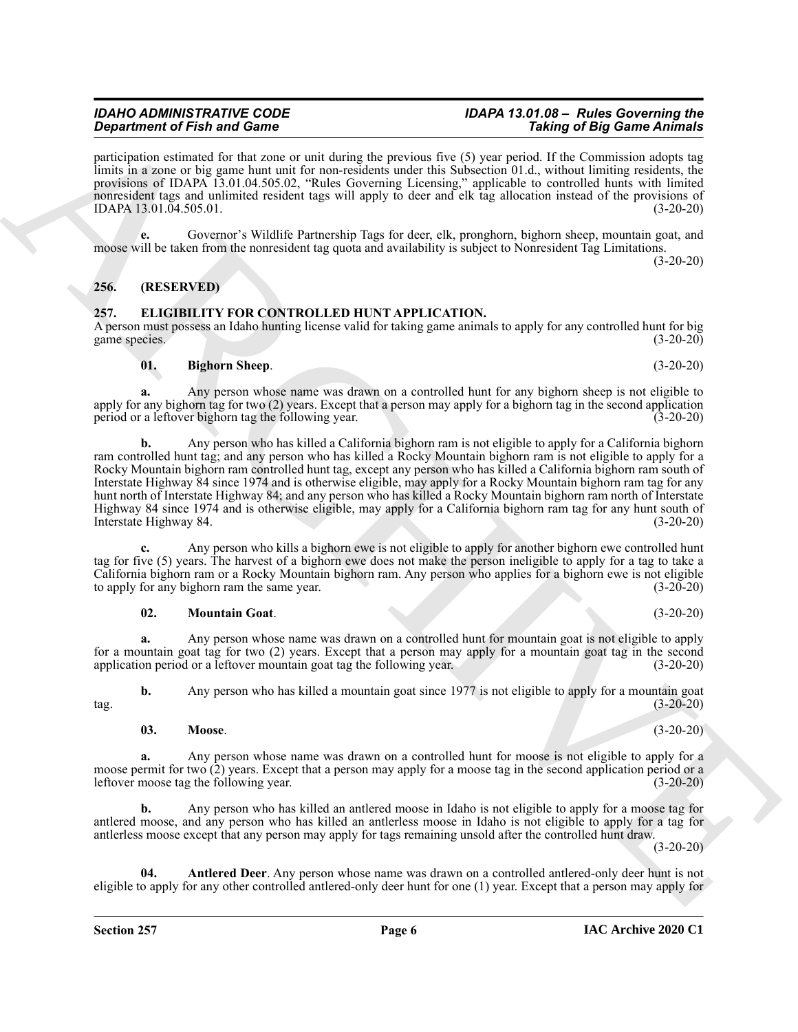participation estimated for that zone or unit during the previous five (5) year period. If the Commission adopts tag limits in a zone or big game hunt unit for non-residents under this Subsection 01.d., without limiting residents, the provisions of IDAPA 13.01.04.505.02, "Rules Governing Licensing," applicable to controlled hunts with limited nonresident tags and unlimited resident tags will apply to deer and elk tag allocation instead of the provisions of IDAPA 13.01.04.505.01. (3-20-20)

**e.** Governor's Wildlife Partnership Tags for deer, elk, pronghorn, bighorn sheep, mountain goat, and moose will be taken from the nonresident tag quota and availability is subject to Nonresident Tag Limitations. (3-20-20)

## 256. (RESERVED)

## 257. ELIGIBILITY FOR CONTROLLED HUNT APPLICATION.

A person must possess an Idaho hunting license valid for taking game animals to apply for any controlled hunt for big game species. (3-20-20)

**01. Bighorn Sheep**. (3-20-20)

**a.** Any person whose name was drawn on a controlled hunt for any bighorn sheep is not eligible to apply for any bighorn tag for two (2) years. Except that a person may apply for a bighorn tag in the second application period or a leftover bighorn tag the following year. (3-20-20)

**b.** Any person who has killed a California bighorn ram is not eligible to apply for a California bighorn ram controlled hunt tag; and any person who has killed a Rocky Mountain bighorn ram is not eligible to apply for a Rocky Mountain bighorn ram controlled hunt tag, except any person who has killed a California bighorn ram south of Interstate Highway 84 since 1974 and is otherwise eligible, may apply for a Rocky Mountain bighorn ram tag for any hunt north of Interstate Highway 84; and any person who has killed a Rocky Mountain bighorn ram north of Interstate Highway 84 since 1974 and is otherwise eligible, may apply for a California bighorn ram tag for any hunt south of Interstate Highway 84. (3-20-20)

**c.** Any person who kills a bighorn ewe is not eligible to apply for another bighorn ewe controlled hunt tag for five (5) years. The harvest of a bighorn ewe does not make the person ineligible to apply for a tag to take a California bighorn ram or a Rocky Mountain bighorn ram. Any person who applies for a bighorn ewe is not eligible to apply for any bighorn ram the same year. (3-20-20)

**02. Mountain Goat**. (3-20-20)

**a.** Any person whose name was drawn on a controlled hunt for mountain goat is not eligible to apply for a mountain goat tag for two (2) years. Except that a person may apply for a mountain goat tag in the second application period or a leftover mountain goat tag the following year. (3-20-20)

**b.** Any person who has killed a mountain goat since 1977 is not eligible to apply for a mountain goat tag. (3-20-20)

**03. Moose**. (3-20-20)

**a.** Any person whose name was drawn on a controlled hunt for moose is not eligible to apply for a moose permit for two (2) years. Except that a person may apply for a moose tag in the second application period or a leftover moose tag the following year. (3-20-20)

**b.** Any person who has killed an antlered moose in Idaho is not eligible to apply for a moose tag for antlered moose, and any person who has killed an antlerless moose in Idaho is not eligible to apply for a tag for antlerless moose except that any person may apply for tags remaining unsold after the controlled hunt draw. (3-20-20)

**04. Antlered Deer**. Any person whose name was drawn on a controlled antlered-only deer hunt is not eligible to apply for any other controlled antlered-only deer hunt for one (1) year. Except that a person may apply for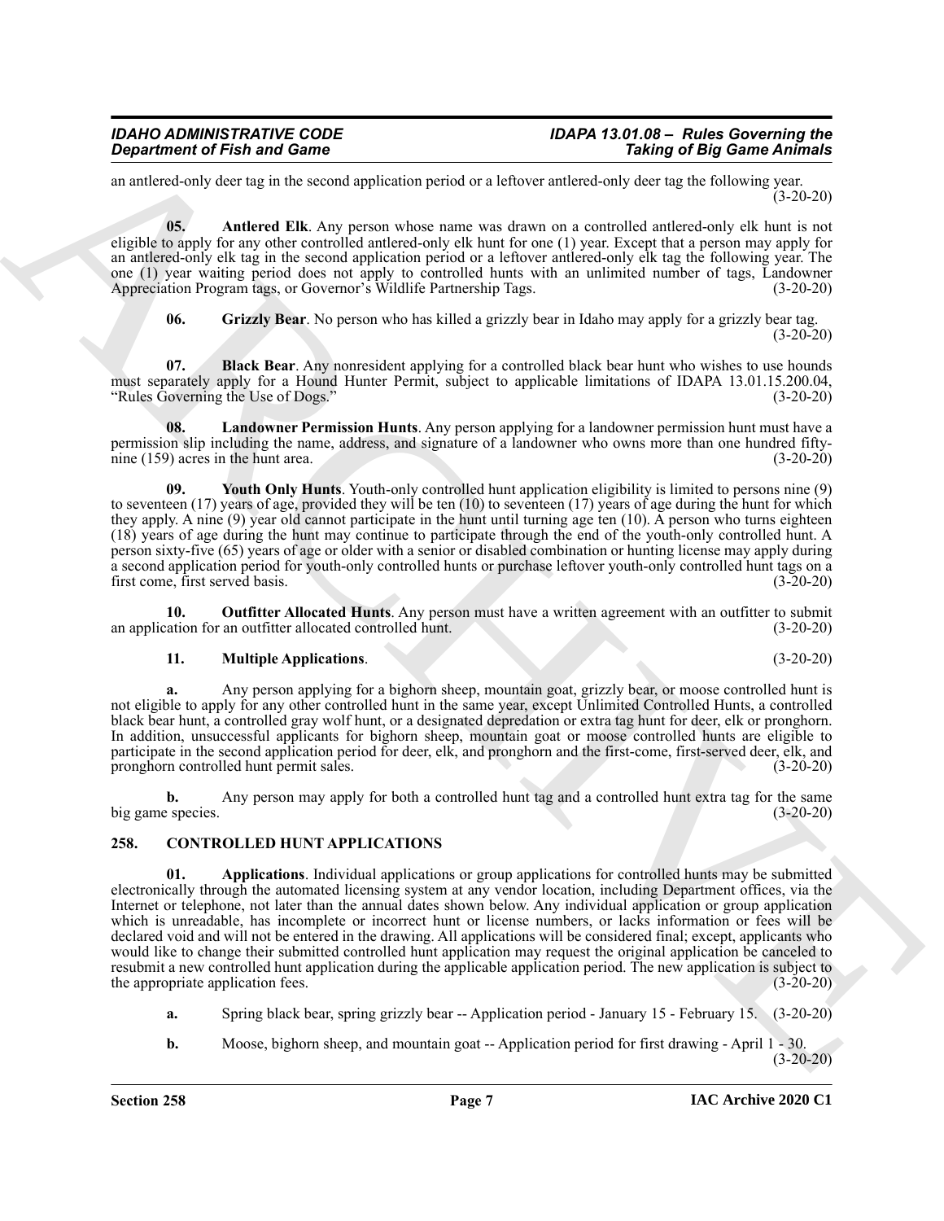an antlered-only deer tag in the second application period or a leftover antlered-only deer tag the following year. (3-20-20)

**05. Antlered Elk**. Any person whose name was drawn on a controlled antlered-only elk hunt is not eligible to apply for any other controlled antlered-only elk hunt for one (1) year. Except that a person may apply for an antlered-only elk tag in the second application period or a leftover antlered-only elk tag the following year. The one (1) year waiting period does not apply to controlled hunts with an unlimited number of tags, Landowner Appreciation Program tags, or Governor's Wildlife Partnership Tags. (3-20-20)

**06. Grizzly Bear**. No person who has killed a grizzly bear in Idaho may apply for a grizzly bear tag. (3-20-20)

**07. Black Bear**. Any nonresident applying for a controlled black bear hunt who wishes to use hounds must separately apply for a Hound Hunter Permit, subject to applicable limitations of IDAPA 13.01.15.200.04, "Rules Governing the Use of Dogs." (3-20-20)

**08. Landowner Permission Hunts**. Any person applying for a landowner permission hunt must have a permission slip including the name, address, and signature of a landowner who owns more than one hundred fifty-nine (159) acres in the hunt area. (3-20-20)

**09. Youth Only Hunts**. Youth-only controlled hunt application eligibility is limited to persons nine (9) to seventeen (17) years of age, provided they will be ten (10) to seventeen (17) years of age during the hunt for which they apply. A nine (9) year old cannot participate in the hunt until turning age ten (10). A person who turns eighteen (18) years of age during the hunt may continue to participate through the end of the youth-only controlled hunt. A person sixty-five (65) years of age or older with a senior or disabled combination or hunting license may apply during a second application period for youth-only controlled hunts or purchase leftover youth-only controlled hunt tags on a first come, first served basis. (3-20-20)

**10. Outfitter Allocated Hunts**. Any person must have a written agreement with an outfitter to submit an application for an outfitter allocated controlled hunt. (3-20-20)

**11. Multiple Applications**. (3-20-20)

**a.** Any person applying for a bighorn sheep, mountain goat, grizzly bear, or moose controlled hunt is not eligible to apply for any other controlled hunt in the same year, except Unlimited Controlled Hunts, a controlled black bear hunt, a controlled gray wolf hunt, or a designated depredation or extra tag hunt for deer, elk or pronghorn. In addition, unsuccessful applicants for bighorn sheep, mountain goat or moose controlled hunts are eligible to participate in the second application period for deer, elk, and pronghorn and the first-come, first-served deer, elk, and pronghorn controlled hunt permit sales. (3-20-20)

**b.** Any person may apply for both a controlled hunt tag and a controlled hunt extra tag for the same big game species. (3-20-20)

## 258. CONTROLLED HUNT APPLICATIONS

**01. Applications**. Individual applications or group applications for controlled hunts may be submitted electronically through the automated licensing system at any vendor location, including Department offices, via the Internet or telephone, not later than the annual dates shown below. Any individual application or group application which is unreadable, has incomplete or incorrect hunt or license numbers, or lacks information or fees will be declared void and will not be entered in the drawing. All applications will be considered final; except, applicants who would like to change their submitted controlled hunt application may request the original application be canceled to resubmit a new controlled hunt application during the applicable application period. The new application is subject to the appropriate application fees. (3-20-20)

**a.** Spring black bear, spring grizzly bear -- Application period - January 15 - February 15. (3-20-20)

**b.** Moose, bighorn sheep, and mountain goat -- Application period for first drawing - April 1 - 30. (3-20-20)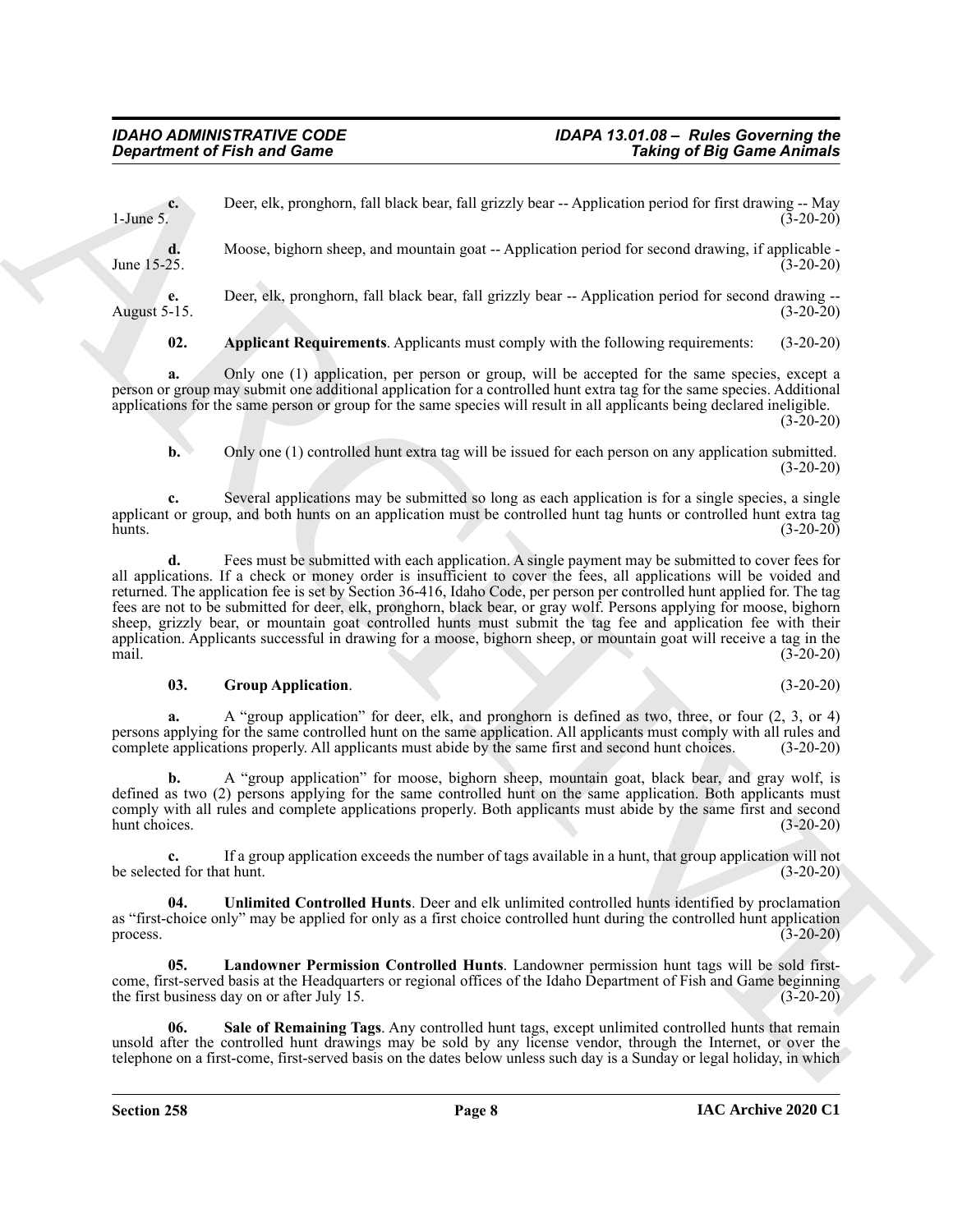**c.** Deer, elk, pronghorn, fall black bear, fall grizzly bear -- Application period for first drawing -- May 1-June 5. (3-20-20)

**d.** Moose, bighorn sheep, and mountain goat -- Application period for second drawing, if applicable - June 15-25. (3-20-20)

**e.** Deer, elk, pronghorn, fall black bear, fall grizzly bear -- Application period for second drawing -- August 5-15. (3-20-20)

**02. Applicant Requirements**. Applicants must comply with the following requirements: (3-20-20)

**a.** Only one (1) application, per person or group, will be accepted for the same species, except a person or group may submit one additional application for a controlled hunt extra tag for the same species. Additional applications for the same person or group for the same species will result in all applicants being declared ineligible. (3-20-20)

**b.** Only one (1) controlled hunt extra tag will be issued for each person on any application submitted. (3-20-20)

**c.** Several applications may be submitted so long as each application is for a single species, a single applicant or group, and both hunts on an application must be controlled hunt tag hunts or controlled hunt extra tag hunts. (3-20-20)

**d.** Fees must be submitted with each application. A single payment may be submitted to cover fees for all applications. If a check or money order is insufficient to cover the fees, all applications will be voided and returned. The application fee is set by Section 36-416, Idaho Code, per person per controlled hunt applied for. The tag fees are not to be submitted for deer, elk, pronghorn, black bear, or gray wolf. Persons applying for moose, bighorn sheep, grizzly bear, or mountain goat controlled hunts must submit the tag fee and application fee with their application. Applicants successful in drawing for a moose, bighorn sheep, or mountain goat will receive a tag in the mail. (3-20-20)

**03. Group Application**. (3-20-20)

**a.** A "group application" for deer, elk, and pronghorn is defined as two, three, or four (2, 3, or 4) persons applying for the same controlled hunt on the same application. All applicants must comply with all rules and complete applications properly. All applicants must abide by the same first and second hunt choices. (3-20-20)

**b.** A "group application" for moose, bighorn sheep, mountain goat, black bear, and gray wolf, is defined as two (2) persons applying for the same controlled hunt on the same application. Both applicants must comply with all rules and complete applications properly. Both applicants must abide by the same first and second hunt choices. (3-20-20)

**c.** If a group application exceeds the number of tags available in a hunt, that group application will not be selected for that hunt. (3-20-20)

**04. Unlimited Controlled Hunts**. Deer and elk unlimited controlled hunts identified by proclamation as "first-choice only" may be applied for only as a first choice controlled hunt during the controlled hunt application process. (3-20-20)

**05. Landowner Permission Controlled Hunts**. Landowner permission hunt tags will be sold first-come, first-served basis at the Headquarters or regional offices of the Idaho Department of Fish and Game beginning the first business day on or after July 15. (3-20-20)

**06. Sale of Remaining Tags**. Any controlled hunt tags, except unlimited controlled hunts that remain unsold after the controlled hunt drawings may be sold by any license vendor, through the Internet, or over the telephone on a first-come, first-served basis on the dates below unless such day is a Sunday or legal holiday, in which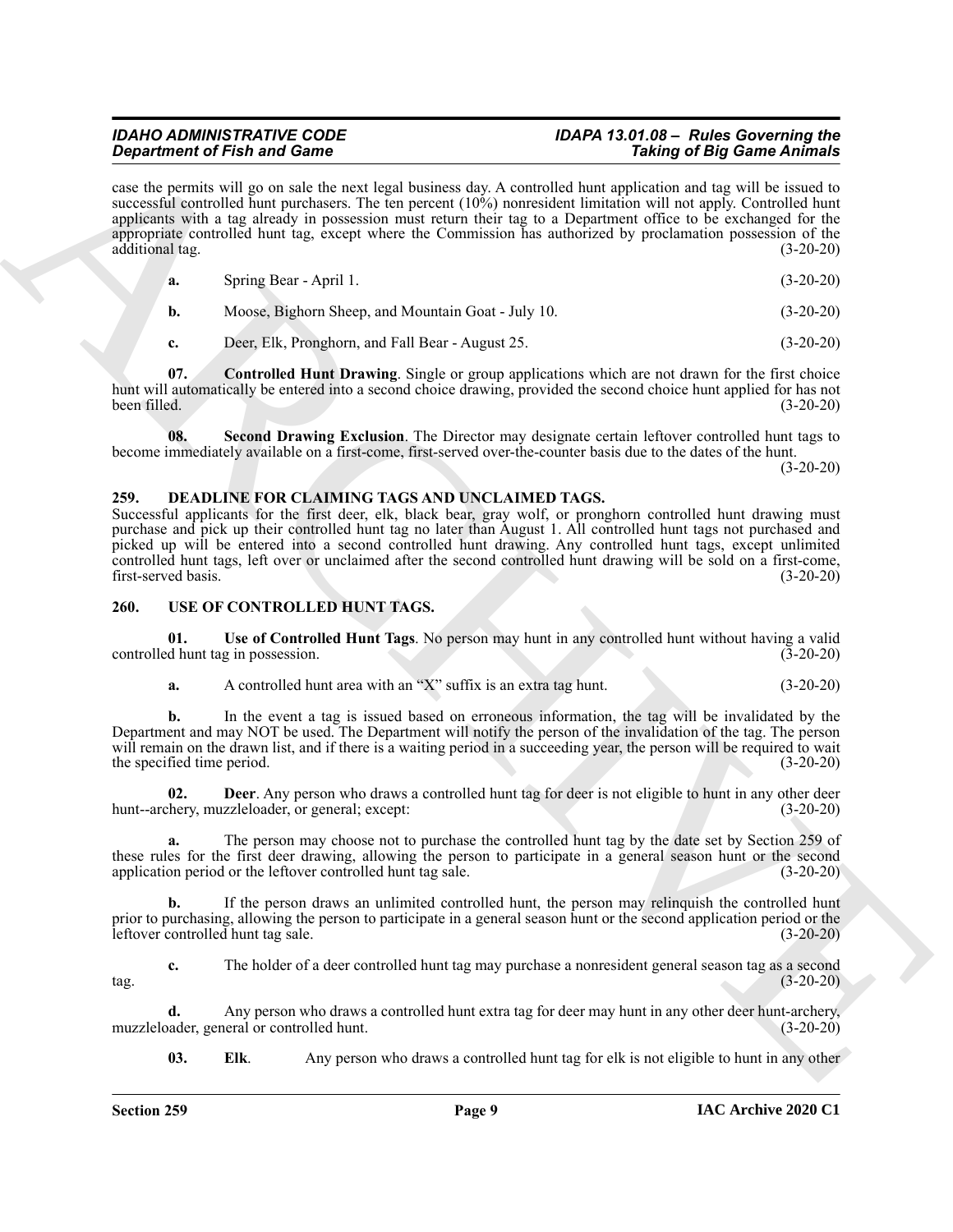case the permits will go on sale the next legal business day. A controlled hunt application and tag will be issued to successful controlled hunt purchasers. The ten percent (10%) nonresident limitation will not apply. Controlled hunt applicants with a tag already in possession must return their tag to a Department office to be exchanged for the appropriate controlled hunt tag, except where the Commission has authorized by proclamation possession of the additional tag. (3-20-20)

**a.** Spring Bear - April 1. (3-20-20)

**b.** Moose, Bighorn Sheep, and Mountain Goat - July 10. (3-20-20)

**c.** Deer, Elk, Pronghorn, and Fall Bear - August 25. (3-20-20)

**07. Controlled Hunt Drawing**. Single or group applications which are not drawn for the first choice hunt will automatically be entered into a second choice drawing, provided the second choice hunt applied for has not been filled. (3-20-20)

**08. Second Drawing Exclusion**. The Director may designate certain leftover controlled hunt tags to become immediately available on a first-come, first-served over-the-counter basis due to the dates of the hunt. (3-20-20)

## 259. DEADLINE FOR CLAIMING TAGS AND UNCLAIMED TAGS.

Successful applicants for the first deer, elk, black bear, gray wolf, or pronghorn controlled hunt drawing must purchase and pick up their controlled hunt tag no later than August 1. All controlled hunt tags not purchased and picked up will be entered into a second controlled hunt drawing. Any controlled hunt tags, except unlimited controlled hunt tags, left over or unclaimed after the second controlled hunt drawing will be sold on a first-come, first-served basis. (3-20-20)

## 260. USE OF CONTROLLED HUNT TAGS.

**01. Use of Controlled Hunt Tags**. No person may hunt in any controlled hunt without having a valid controlled hunt tag in possession. (3-20-20)

**a.** A controlled hunt area with an "X" suffix is an extra tag hunt. (3-20-20)

**b.** In the event a tag is issued based on erroneous information, the tag will be invalidated by the Department and may NOT be used. The Department will notify the person of the invalidation of the tag. The person will remain on the drawn list, and if there is a waiting period in a succeeding year, the person will be required to wait the specified time period. (3-20-20)

**02. Deer**. Any person who draws a controlled hunt tag for deer is not eligible to hunt in any other deer hunt--archery, muzzleloader, or general; except: (3-20-20)

**a.** The person may choose not to purchase the controlled hunt tag by the date set by Section 259 of these rules for the first deer drawing, allowing the person to participate in a general season hunt or the second application period or the leftover controlled hunt tag sale. (3-20-20)

**b.** If the person draws an unlimited controlled hunt, the person may relinquish the controlled hunt prior to purchasing, allowing the person to participate in a general season hunt or the second application period or the leftover controlled hunt tag sale. (3-20-20)

**c.** The holder of a deer controlled hunt tag may purchase a nonresident general season tag as a second tag. (3-20-20)

**d.** Any person who draws a controlled hunt extra tag for deer may hunt in any other deer hunt-archery, muzzleloader, general or controlled hunt. (3-20-20)

**03. Elk**. Any person who draws a controlled hunt tag for elk is not eligible to hunt in any other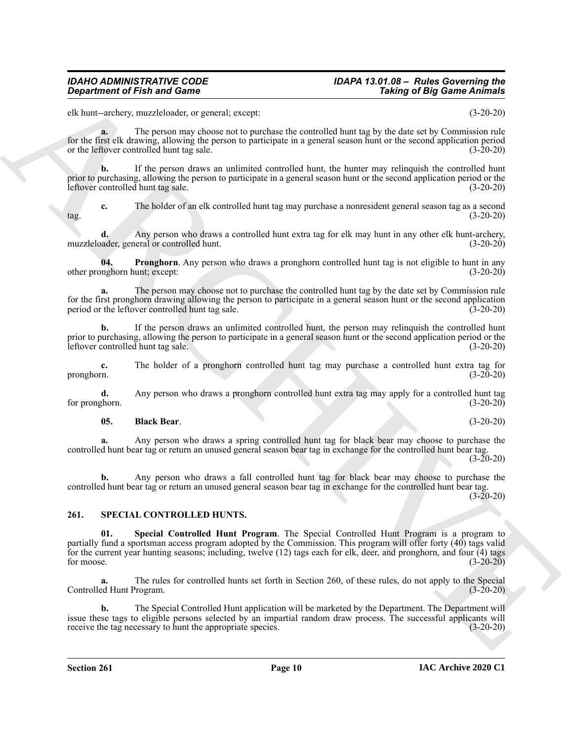elk hunt--archery, muzzleloader, or general; except: (3-20-20)

**a.** The person may choose not to purchase the controlled hunt tag by the date set by Commission rule for the first elk drawing, allowing the person to participate in a general season hunt or the second application period or the leftover controlled hunt tag sale. (3-20-20)

**b.** If the person draws an unlimited controlled hunt, the hunter may relinquish the controlled hunt prior to purchasing, allowing the person to participate in a general season hunt or the second application period or the leftover controlled hunt tag sale. (3-20-20)

**c.** The holder of an elk controlled hunt tag may purchase a nonresident general season tag as a second tag. (3-20-20)

**d.** Any person who draws a controlled hunt extra tag for elk may hunt in any other elk hunt-archery, muzzleloader, general or controlled hunt. (3-20-20)

**04. Pronghorn**. Any person who draws a pronghorn controlled hunt tag is not eligible to hunt in any other pronghorn hunt; except: (3-20-20)

**a.** The person may choose not to purchase the controlled hunt tag by the date set by Commission rule for the first pronghorn drawing allowing the person to participate in a general season hunt or the second application period or the leftover controlled hunt tag sale. (3-20-20)

**b.** If the person draws an unlimited controlled hunt, the person may relinquish the controlled hunt prior to purchasing, allowing the person to participate in a general season hunt or the second application period or the leftover controlled hunt tag sale. (3-20-20)

**c.** The holder of a pronghorn controlled hunt tag may purchase a controlled hunt extra tag for pronghorn. (3-20-20)

**d.** Any person who draws a pronghorn controlled hunt extra tag may apply for a controlled hunt tag for pronghorn. (3-20-20)

**05. Black Bear**. (3-20-20)

**a.** Any person who draws a spring controlled hunt tag for black bear may choose to purchase the controlled hunt bear tag or return an unused general season bear tag in exchange for the controlled hunt bear tag. (3-20-20)

**b.** Any person who draws a fall controlled hunt tag for black bear may choose to purchase the controlled hunt bear tag or return an unused general season bear tag in exchange for the controlled hunt bear tag. (3-20-20)

## 261. SPECIAL CONTROLLED HUNTS.

**01. Special Controlled Hunt Program**. The Special Controlled Hunt Program is a program to partially fund a sportsman access program adopted by the Commission. This program will offer forty (40) tags valid for the current year hunting seasons; including, twelve (12) tags each for elk, deer, and pronghorn, and four (4) tags for moose. (3-20-20)

**a.** The rules for controlled hunts set forth in Section 260, of these rules, do not apply to the Special Controlled Hunt Program. (3-20-20)

**b.** The Special Controlled Hunt application will be marketed by the Department. The Department will issue these tags to eligible persons selected by an impartial random draw process. The successful applicants will receive the tag necessary to hunt the appropriate species. (3-20-20)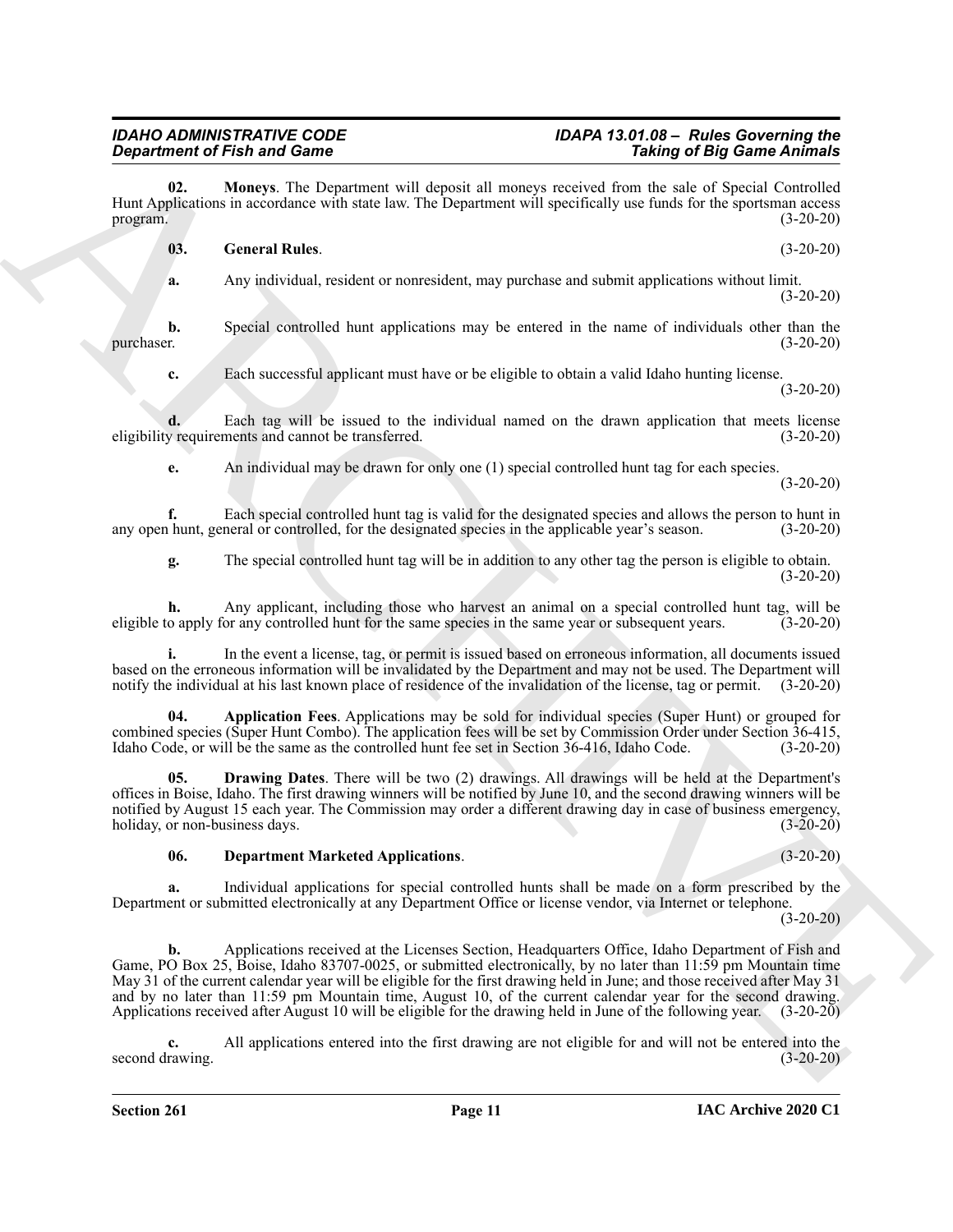**02. Moneys**. The Department will deposit all moneys received from the sale of Special Controlled Hunt Applications in accordance with state law. The Department will specifically use funds for the sportsman access program. (3-20-20)

**03. General Rules**. (3-20-20)

**a.** Any individual, resident or nonresident, may purchase and submit applications without limit. (3-20-20)

**b.** Special controlled hunt applications may be entered in the name of individuals other than the purchaser. (3-20-20)

**c.** Each successful applicant must have or be eligible to obtain a valid Idaho hunting license. (3-20-20)

**d.** Each tag will be issued to the individual named on the drawn application that meets license eligibility requirements and cannot be transferred. (3-20-20)

**e.** An individual may be drawn for only one (1) special controlled hunt tag for each species. (3-20-20)

**f.** Each special controlled hunt tag is valid for the designated species and allows the person to hunt in any open hunt, general or controlled, for the designated species in the applicable year's season. (3-20-20)

**g.** The special controlled hunt tag will be in addition to any other tag the person is eligible to obtain. (3-20-20)

**h.** Any applicant, including those who harvest an animal on a special controlled hunt tag, will be eligible to apply for any controlled hunt for the same species in the same year or subsequent years. (3-20-20)

**i.** In the event a license, tag, or permit is issued based on erroneous information, all documents issued based on the erroneous information will be invalidated by the Department and may not be used. The Department will notify the individual at his last known place of residence of the invalidation of the license, tag or permit. (3-20-20)

**04. Application Fees**. Applications may be sold for individual species (Super Hunt) or grouped for combined species (Super Hunt Combo). The application fees will be set by Commission Order under Section 36-415, Idaho Code, or will be the same as the controlled hunt fee set in Section 36-416, Idaho Code. (3-20-20)

**05. Drawing Dates**. There will be two (2) drawings. All drawings will be held at the Department's offices in Boise, Idaho. The first drawing winners will be notified by June 10, and the second drawing winners will be notified by August 15 each year. The Commission may order a different drawing day in case of business emergency, holiday, or non-business days. (3-20-20)

**06. Department Marketed Applications**. (3-20-20)

**a.** Individual applications for special controlled hunts shall be made on a form prescribed by the Department or submitted electronically at any Department Office or license vendor, via Internet or telephone. (3-20-20)

**b.** Applications received at the Licenses Section, Headquarters Office, Idaho Department of Fish and Game, PO Box 25, Boise, Idaho 83707-0025, or submitted electronically, by no later than 11:59 pm Mountain time May 31 of the current calendar year will be eligible for the first drawing held in June; and those received after May 31 and by no later than 11:59 pm Mountain time, August 10, of the current calendar year for the second drawing. Applications received after August 10 will be eligible for the drawing held in June of the following year. (3-20-20)

**c.** All applications entered into the first drawing are not eligible for and will not be entered into the second drawing. (3-20-20)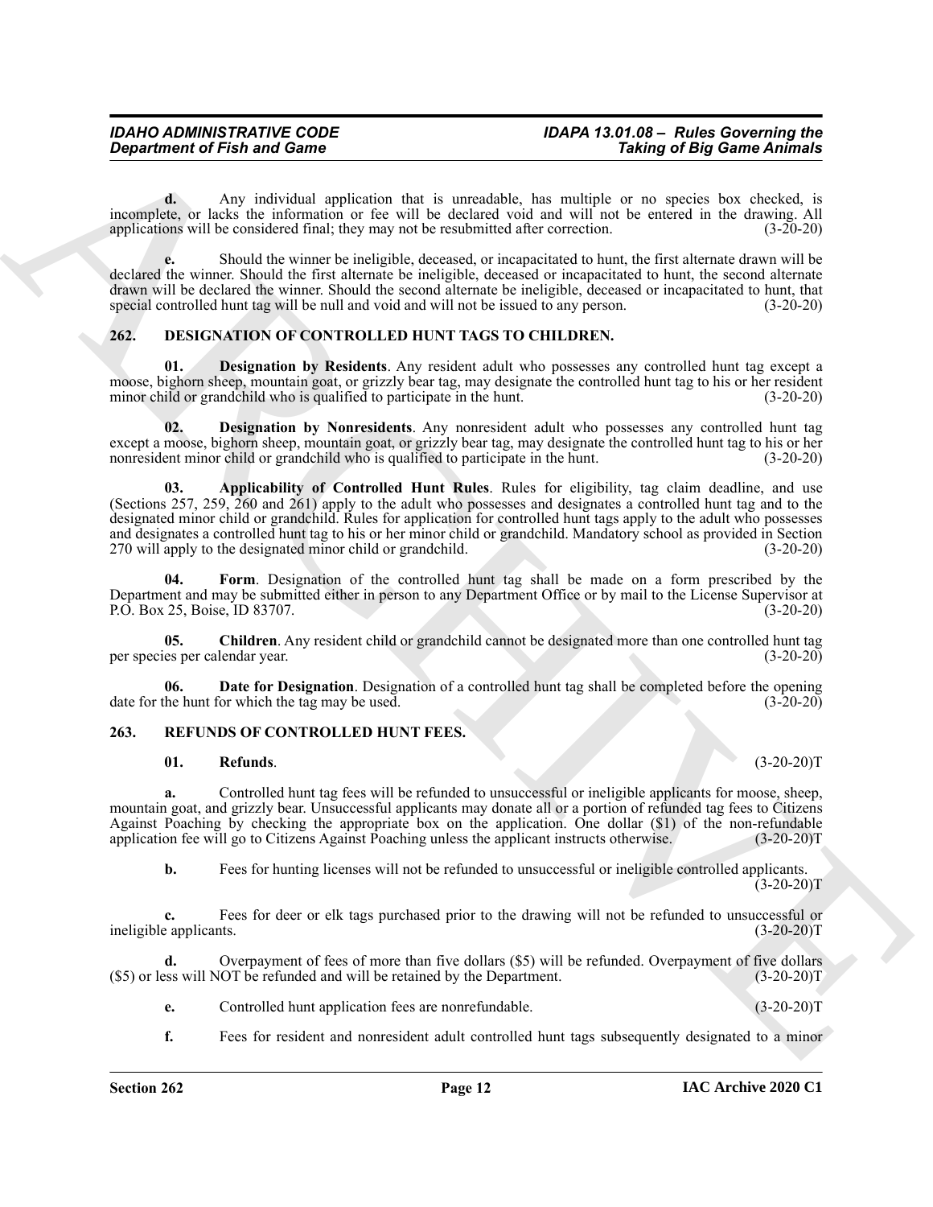**d.** Any individual application that is unreadable, has multiple or no species box checked, is incomplete, or lacks the information or fee will be declared void and will not be entered in the drawing. All applications will be considered final; they may not be resubmitted after correction. (3-20-20)

**e.** Should the winner be ineligible, deceased, or incapacitated to hunt, the first alternate drawn will be declared the winner. Should the first alternate be ineligible, deceased or incapacitated to hunt, the second alternate drawn will be declared the winner. Should the second alternate be ineligible, deceased or incapacitated to hunt, that special controlled hunt tag will be null and void and will not be issued to any person. (3-20-20)

## 262. DESIGNATION OF CONTROLLED HUNT TAGS TO CHILDREN.

**01. Designation by Residents**. Any resident adult who possesses any controlled hunt tag except a moose, bighorn sheep, mountain goat, or grizzly bear tag, may designate the controlled hunt tag to his or her resident minor child or grandchild who is qualified to participate in the hunt. (3-20-20)

**02. Designation by Nonresidents**. Any nonresident adult who possesses any controlled hunt tag except a moose, bighorn sheep, mountain goat, or grizzly bear tag, may designate the controlled hunt tag to his or her nonresident minor child or grandchild who is qualified to participate in the hunt. (3-20-20)

**03. Applicability of Controlled Hunt Rules**. Rules for eligibility, tag claim deadline, and use (Sections 257, 259, 260 and 261) apply to the adult who possesses and designates a controlled hunt tag and to the designated minor child or grandchild. Rules for application for controlled hunt tags apply to the adult who possesses and designates a controlled hunt tag to his or her minor child or grandchild. Mandatory school as provided in Section 270 will apply to the designated minor child or grandchild. (3-20-20)

**04. Form**. Designation of the controlled hunt tag shall be made on a form prescribed by the Department and may be submitted either in person to any Department Office or by mail to the License Supervisor at P.O. Box 25, Boise, ID 83707. (3-20-20)

**05. Children**. Any resident child or grandchild cannot be designated more than one controlled hunt tag per species per calendar year. (3-20-20)

**06. Date for Designation**. Designation of a controlled hunt tag shall be completed before the opening date for the hunt for which the tag may be used. (3-20-20)

## 263. REFUNDS OF CONTROLLED HUNT FEES.

**01. Refunds**. (3-20-20)T

**a.** Controlled hunt tag fees will be refunded to unsuccessful or ineligible applicants for moose, sheep, mountain goat, and grizzly bear. Unsuccessful applicants may donate all or a portion of refunded tag fees to Citizens Against Poaching by checking the appropriate box on the application. One dollar ($1) of the non-refundable application fee will go to Citizens Against Poaching unless the applicant instructs otherwise. (3-20-20)T

**b.** Fees for hunting licenses will not be refunded to unsuccessful or ineligible controlled applicants. (3-20-20)T

**c.** Fees for deer or elk tags purchased prior to the drawing will not be refunded to unsuccessful or ineligible applicants. (3-20-20)T

**d.** Overpayment of fees of more than five dollars ($5) will be refunded. Overpayment of five dollars ($5) or less will NOT be refunded and will be retained by the Department. (3-20-20)T

**e.** Controlled hunt application fees are nonrefundable. (3-20-20)T

**f.** Fees for resident and nonresident adult controlled hunt tags subsequently designated to a minor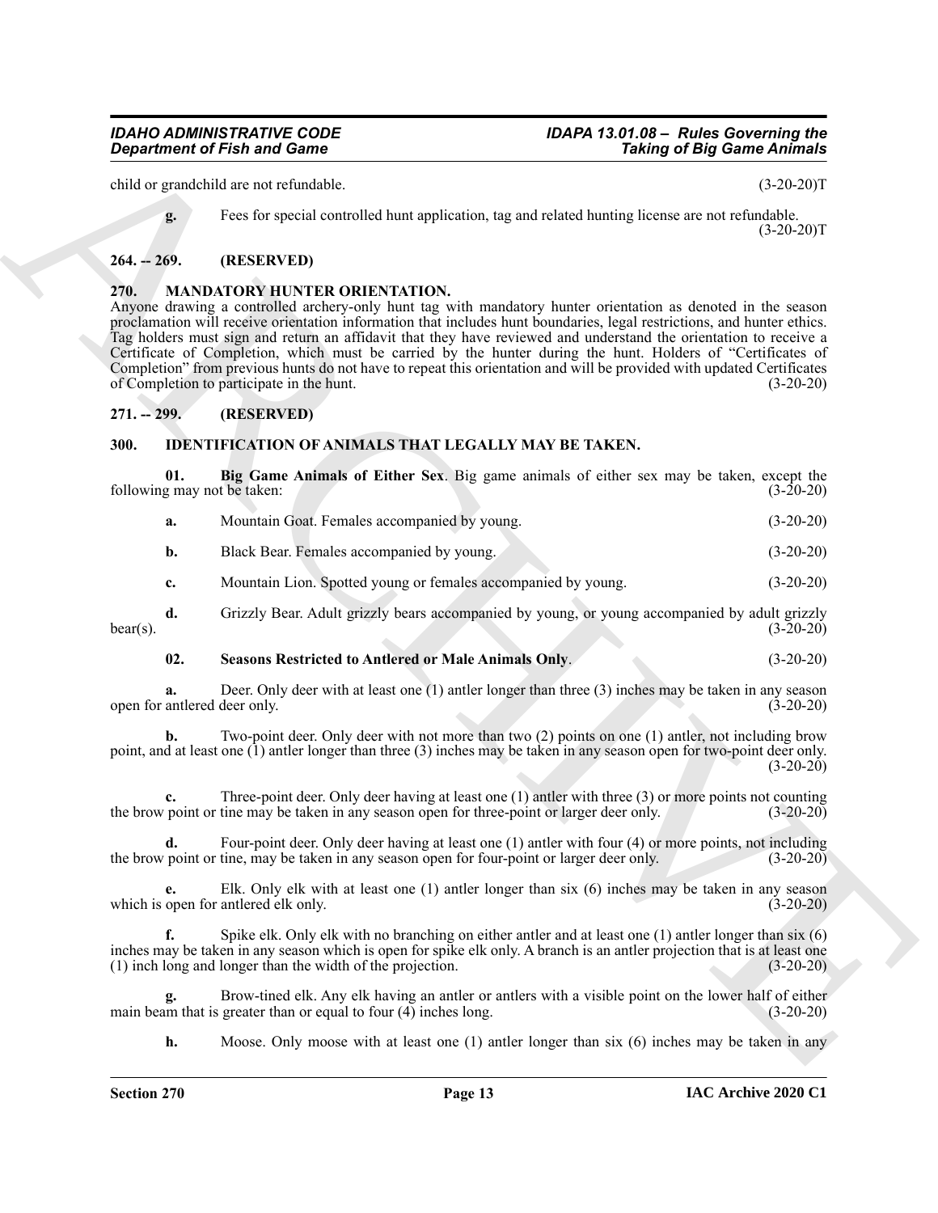child or grandchild are not refundable. (3-20-20)T

**g.** Fees for special controlled hunt application, tag and related hunting license are not refundable. (3-20-20)T

## 264. -- 269. (RESERVED)

## 270. MANDATORY HUNTER ORIENTATION.

Anyone drawing a controlled archery-only hunt tag with mandatory hunter orientation as denoted in the season proclamation will receive orientation information that includes hunt boundaries, legal restrictions, and hunter ethics. Tag holders must sign and return an affidavit that they have reviewed and understand the orientation to receive a Certificate of Completion, which must be carried by the hunter during the hunt. Holders of "Certificates of Completion" from previous hunts do not have to repeat this orientation and will be provided with updated Certificates of Completion to participate in the hunt. (3-20-20)

## 271. -- 299. (RESERVED)

## 300. IDENTIFICATION OF ANIMALS THAT LEGALLY MAY BE TAKEN.

**01. Big Game Animals of Either Sex**. Big game animals of either sex may be taken, except the following may not be taken: (3-20-20)

**a.** Mountain Goat. Females accompanied by young. (3-20-20)

**b.** Black Bear. Females accompanied by young. (3-20-20)

**c.** Mountain Lion. Spotted young or females accompanied by young. (3-20-20)

**d.** Grizzly Bear. Adult grizzly bears accompanied by young, or young accompanied by adult grizzly bear(s). (3-20-20)

**02. Seasons Restricted to Antlered or Male Animals Only**. (3-20-20)

**a.** Deer. Only deer with at least one (1) antler longer than three (3) inches may be taken in any season open for antlered deer only. (3-20-20)

**b.** Two-point deer. Only deer with not more than two (2) points on one (1) antler, not including brow point, and at least one (1) antler longer than three (3) inches may be taken in any season open for two-point deer only. (3-20-20)

**c.** Three-point deer. Only deer having at least one (1) antler with three (3) or more points not counting the brow point or tine may be taken in any season open for three-point or larger deer only. (3-20-20)

**d.** Four-point deer. Only deer having at least one (1) antler with four (4) or more points, not including the brow point or tine, may be taken in any season open for four-point or larger deer only. (3-20-20)

**e.** Elk. Only elk with at least one (1) antler longer than six (6) inches may be taken in any season which is open for antlered elk only. (3-20-20)

**f.** Spike elk. Only elk with no branching on either antler and at least one (1) antler longer than six (6) inches may be taken in any season which is open for spike elk only. A branch is an antler projection that is at least one (1) inch long and longer than the width of the projection. (3-20-20)

**g.** Brow-tined elk. Any elk having an antler or antlers with a visible point on the lower half of either main beam that is greater than or equal to four (4) inches long. (3-20-20)

**h.** Moose. Only moose with at least one (1) antler longer than six (6) inches may be taken in any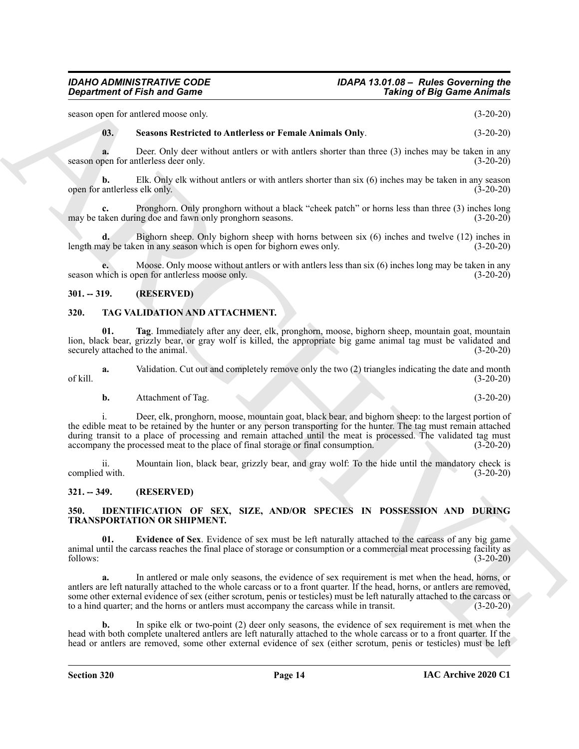season open for antlered moose only. (3-20-20)

**03. Seasons Restricted to Antlerless or Female Animals Only**. (3-20-20)

**a.** Deer. Only deer without antlers or with antlers shorter than three (3) inches may be taken in any season open for antlerless deer only. (3-20-20)

**b.** Elk. Only elk without antlers or with antlers shorter than six (6) inches may be taken in any season open for antlerless elk only. (3-20-20)

**c.** Pronghorn. Only pronghorn without a black "cheek patch" or horns less than three (3) inches long may be taken during doe and fawn only pronghorn seasons. (3-20-20)

**d.** Bighorn sheep. Only bighorn sheep with horns between six (6) inches and twelve (12) inches in length may be taken in any season which is open for bighorn ewes only. (3-20-20)

**e.** Moose. Only moose without antlers or with antlers less than six (6) inches long may be taken in any season which is open for antlerless moose only. (3-20-20)

## 301. -- 319. (RESERVED)

## 320. TAG VALIDATION AND ATTACHMENT.

**01. Tag**. Immediately after any deer, elk, pronghorn, moose, bighorn sheep, mountain goat, mountain lion, black bear, grizzly bear, or gray wolf is killed, the appropriate big game animal tag must be validated and securely attached to the animal. (3-20-20)

**a.** Validation. Cut out and completely remove only the two (2) triangles indicating the date and month of kill. (3-20-20)

**b.** Attachment of Tag. (3-20-20)

i. Deer, elk, pronghorn, moose, mountain goat, black bear, and bighorn sheep: to the largest portion of the edible meat to be retained by the hunter or any person transporting for the hunter. The tag must remain attached during transit to a place of processing and remain attached until the meat is processed. The validated tag must accompany the processed meat to the place of final storage or final consumption. (3-20-20)

ii. Mountain lion, black bear, grizzly bear, and gray wolf: To the hide until the mandatory check is complied with. (3-20-20)

## 321. -- 349. (RESERVED)

## 350. IDENTIFICATION OF SEX, SIZE, AND/OR SPECIES IN POSSESSION AND DURING TRANSPORTATION OR SHIPMENT.

**01. Evidence of Sex**. Evidence of sex must be left naturally attached to the carcass of any big game animal until the carcass reaches the final place of storage or consumption or a commercial meat processing facility as follows: (3-20-20)

**a.** In antlered or male only seasons, the evidence of sex requirement is met when the head, horns, or antlers are left naturally attached to the whole carcass or to a front quarter. If the head, horns, or antlers are removed, some other external evidence of sex (either scrotum, penis or testicles) must be left naturally attached to the carcass or to a hind quarter; and the horns or antlers must accompany the carcass while in transit. (3-20-20)

**b.** In spike elk or two-point (2) deer only seasons, the evidence of sex requirement is met when the head with both complete unaltered antlers are left naturally attached to the whole carcass or to a front quarter. If the head or antlers are removed, some other external evidence of sex (either scrotum, penis or testicles) must be left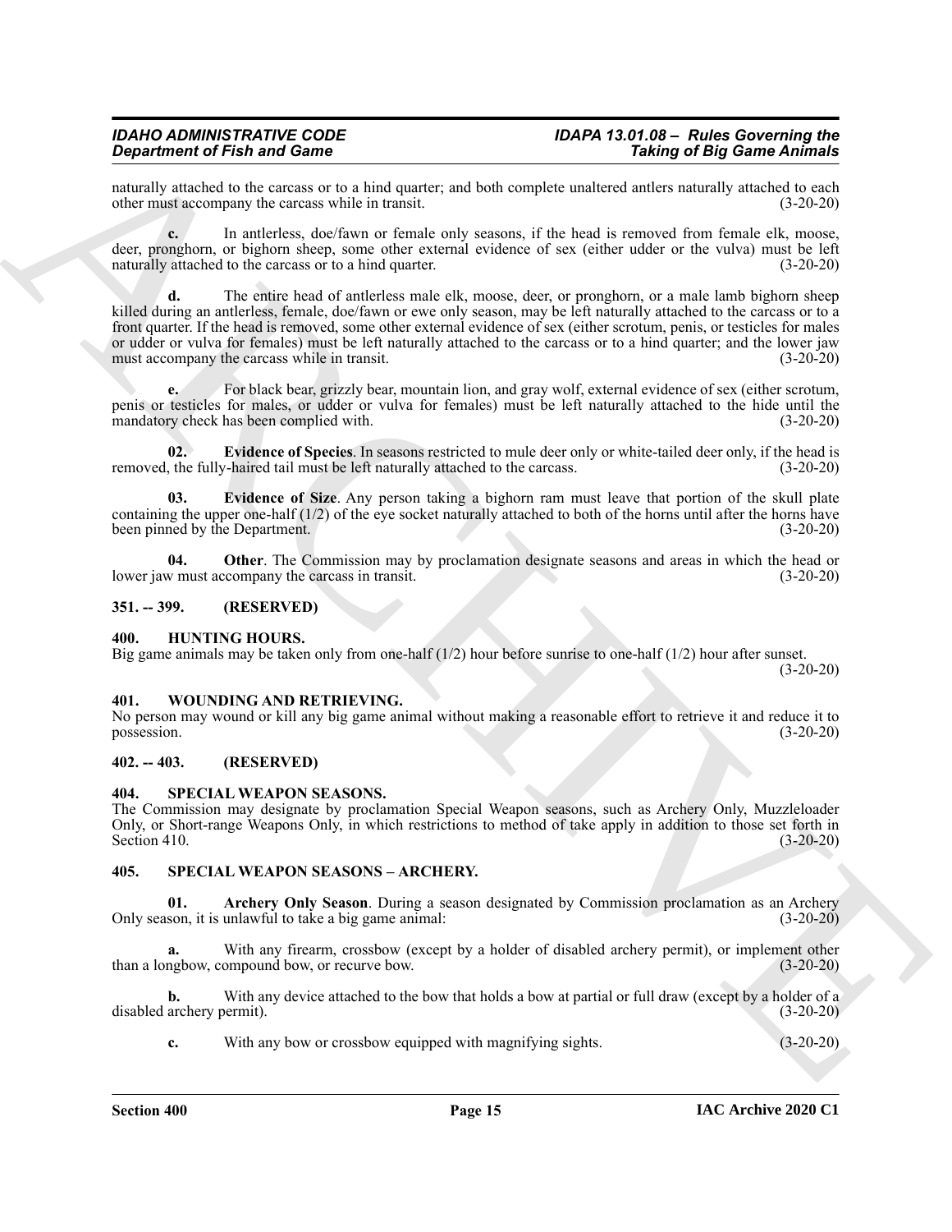naturally attached to the carcass or to a hind quarter; and both complete unaltered antlers naturally attached to each other must accompany the carcass while in transit. (3-20-20)

**c.** In antlerless, doe/fawn or female only seasons, if the head is removed from female elk, moose, deer, pronghorn, or bighorn sheep, some other external evidence of sex (either udder or the vulva) must be left naturally attached to the carcass or to a hind quarter. (3-20-20)

**d.** The entire head of antlerless male elk, moose, deer, or pronghorn, or a male lamb bighorn sheep killed during an antlerless, female, doe/fawn or ewe only season, may be left naturally attached to the carcass or to a front quarter. If the head is removed, some other external evidence of sex (either scrotum, penis, or testicles for males or udder or vulva for females) must be left naturally attached to the carcass or to a hind quarter; and the lower jaw must accompany the carcass while in transit. (3-20-20)

**e.** For black bear, grizzly bear, mountain lion, and gray wolf, external evidence of sex (either scrotum, penis or testicles for males, or udder or vulva for females) must be left naturally attached to the hide until the mandatory check has been complied with. (3-20-20)

**02. Evidence of Species**. In seasons restricted to mule deer only or white-tailed deer only, if the head is removed, the fully-haired tail must be left naturally attached to the carcass. (3-20-20)

**03. Evidence of Size**. Any person taking a bighorn ram must leave that portion of the skull plate containing the upper one-half (1/2) of the eye socket naturally attached to both of the horns until after the horns have been pinned by the Department. (3-20-20)

**04. Other**. The Commission may by proclamation designate seasons and areas in which the head or lower jaw must accompany the carcass in transit. (3-20-20)

## 351. -- 399. (RESERVED)

## 400. HUNTING HOURS.

Big game animals may be taken only from one-half (1/2) hour before sunrise to one-half (1/2) hour after sunset. (3-20-20)

## 401. WOUNDING AND RETRIEVING.

No person may wound or kill any big game animal without making a reasonable effort to retrieve it and reduce it to possession. (3-20-20)

## 402. -- 403. (RESERVED)

## 404. SPECIAL WEAPON SEASONS.

The Commission may designate by proclamation Special Weapon seasons, such as Archery Only, Muzzleloader Only, or Short-range Weapons Only, in which restrictions to method of take apply in addition to those set forth in Section 410. (3-20-20)

## 405. SPECIAL WEAPON SEASONS – ARCHERY.

**01. Archery Only Season**. During a season designated by Commission proclamation as an Archery Only season, it is unlawful to take a big game animal: (3-20-20)

**a.** With any firearm, crossbow (except by a holder of disabled archery permit), or implement other than a longbow, compound bow, or recurve bow. (3-20-20)

**b.** With any device attached to the bow that holds a bow at partial or full draw (except by a holder of a disabled archery permit). (3-20-20)

**c.** With any bow or crossbow equipped with magnifying sights. (3-20-20)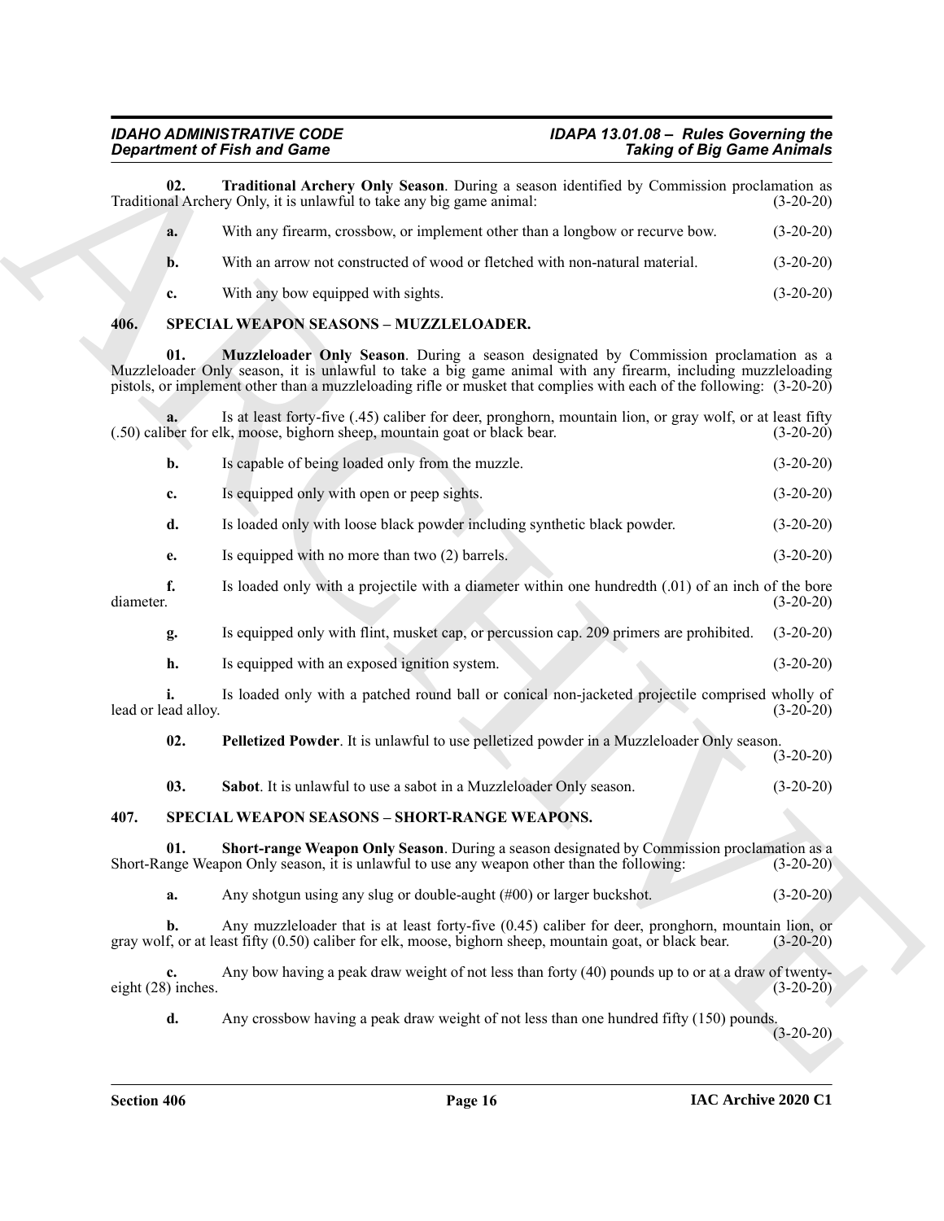**02. Traditional Archery Only Season**. During a season identified by Commission proclamation as Traditional Archery Only, it is unlawful to take any big game animal: (3-20-20)

**a.** With any firearm, crossbow, or implement other than a longbow or recurve bow. (3-20-20)

**b.** With an arrow not constructed of wood or fletched with non-natural material. (3-20-20)

**c.** With any bow equipped with sights. (3-20-20)

## 406. SPECIAL WEAPON SEASONS – MUZZLELOADER.

**01. Muzzleloader Only Season**. During a season designated by Commission proclamation as a Muzzleloader Only season, it is unlawful to take a big game animal with any firearm, including muzzleloading pistols, or implement other than a muzzleloading rifle or musket that complies with each of the following: (3-20-20)

**a.** Is at least forty-five (.45) caliber for deer, pronghorn, mountain lion, or gray wolf, or at least fifty (.50) caliber for elk, moose, bighorn sheep, mountain goat or black bear. (3-20-20)

**b.** Is capable of being loaded only from the muzzle. (3-20-20)

**c.** Is equipped only with open or peep sights. (3-20-20)

**d.** Is loaded only with loose black powder including synthetic black powder. (3-20-20)

**e.** Is equipped with no more than two (2) barrels. (3-20-20)

**f.** Is loaded only with a projectile with a diameter within one hundredth (.01) of an inch of the bore diameter. (3-20-20)

**g.** Is equipped only with flint, musket cap, or percussion cap. 209 primers are prohibited. (3-20-20)

**h.** Is equipped with an exposed ignition system. (3-20-20)

**i.** Is loaded only with a patched round ball or conical non-jacketed projectile comprised wholly of lead or lead alloy. (3-20-20)

**02. Pelletized Powder**. It is unlawful to use pelletized powder in a Muzzleloader Only season. (3-20-20)

**03. Sabot**. It is unlawful to use a sabot in a Muzzleloader Only season. (3-20-20)

## 407. SPECIAL WEAPON SEASONS – SHORT-RANGE WEAPONS.

**01. Short-range Weapon Only Season**. During a season designated by Commission proclamation as a Short-Range Weapon Only season, it is unlawful to use any weapon other than the following: (3-20-20)

**a.** Any shotgun using any slug or double-aught (#00) or larger buckshot. (3-20-20)

**b.** Any muzzleloader that is at least forty-five (0.45) caliber for deer, pronghorn, mountain lion, or gray wolf, or at least fifty (0.50) caliber for elk, moose, bighorn sheep, mountain goat, or black bear. (3-20-20)

**c.** Any bow having a peak draw weight of not less than forty (40) pounds up to or at a draw of twenty-eight (28) inches. (3-20-20)

**d.** Any crossbow having a peak draw weight of not less than one hundred fifty (150) pounds. (3-20-20)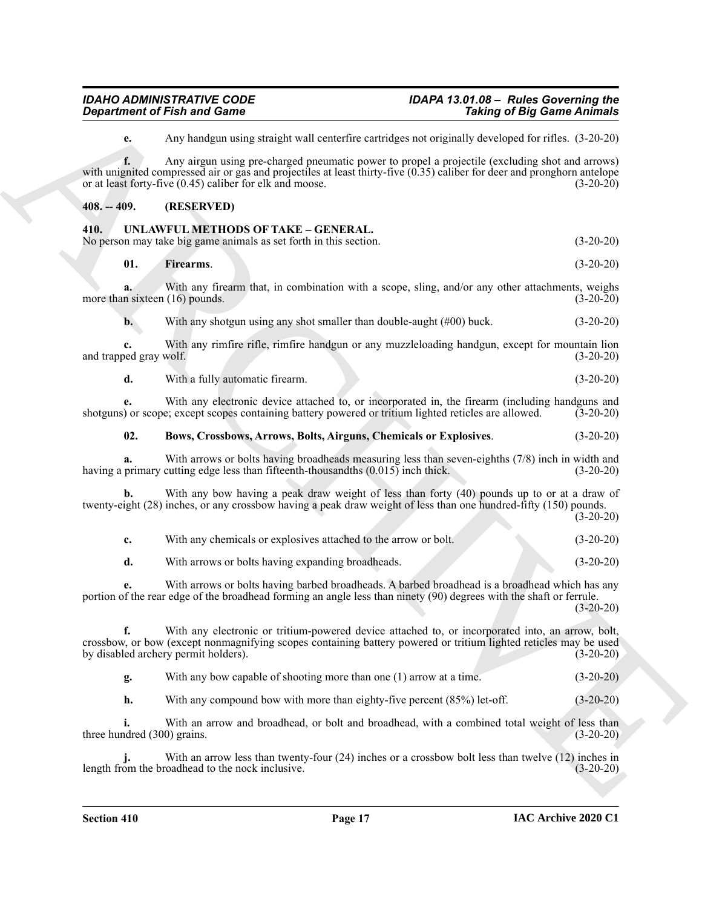**e.** Any handgun using straight wall centerfire cartridges not originally developed for rifles. (3-20-20)

**f.** Any airgun using pre-charged pneumatic power to propel a projectile (excluding shot and arrows) with unignited compressed air or gas and projectiles at least thirty-five (0.35) caliber for deer and pronghorn antelope or at least forty-five (0.45) caliber for elk and moose. (3-20-20)

## 408. -- 409. (RESERVED)

## 410. UNLAWFUL METHODS OF TAKE – GENERAL.

No person may take big game animals as set forth in this section. (3-20-20)

**01. Firearms**. (3-20-20)

**a.** With any firearm that, in combination with a scope, sling, and/or any other attachments, weighs more than sixteen (16) pounds. (3-20-20)

**b.** With any shotgun using any shot smaller than double-aught (#00) buck. (3-20-20)

**c.** With any rimfire rifle, rimfire handgun or any muzzleloading handgun, except for mountain lion and trapped gray wolf. (3-20-20)

**d.** With a fully automatic firearm. (3-20-20)

**e.** With any electronic device attached to, or incorporated in, the firearm (including handguns and shotguns) or scope; except scopes containing battery powered or tritium lighted reticles are allowed. (3-20-20)

**02. Bows, Crossbows, Arrows, Bolts, Airguns, Chemicals or Explosives**. (3-20-20)

**a.** With arrows or bolts having broadheads measuring less than seven-eighths (7/8) inch in width and having a primary cutting edge less than fifteenth-thousandths (0.015) inch thick. (3-20-20)

**b.** With any bow having a peak draw weight of less than forty (40) pounds up to or at a draw of twenty-eight (28) inches, or any crossbow having a peak draw weight of less than one hundred-fifty (150) pounds. (3-20-20)

**c.** With any chemicals or explosives attached to the arrow or bolt. (3-20-20)

**d.** With arrows or bolts having expanding broadheads. (3-20-20)

**e.** With arrows or bolts having barbed broadheads. A barbed broadhead is a broadhead which has any portion of the rear edge of the broadhead forming an angle less than ninety (90) degrees with the shaft or ferrule. (3-20-20)

**f.** With any electronic or tritium-powered device attached to, or incorporated into, an arrow, bolt, crossbow, or bow (except nonmagnifying scopes containing battery powered or tritium lighted reticles may be used by disabled archery permit holders). (3-20-20)

**g.** With any bow capable of shooting more than one (1) arrow at a time. (3-20-20)

**h.** With any compound bow with more than eighty-five percent (85%) let-off. (3-20-20)

**i.** With an arrow and broadhead, or bolt and broadhead, with a combined total weight of less than three hundred (300) grains. (3-20-20)

**j.** With an arrow less than twenty-four (24) inches or a crossbow bolt less than twelve (12) inches in length from the broadhead to the nock inclusive. (3-20-20)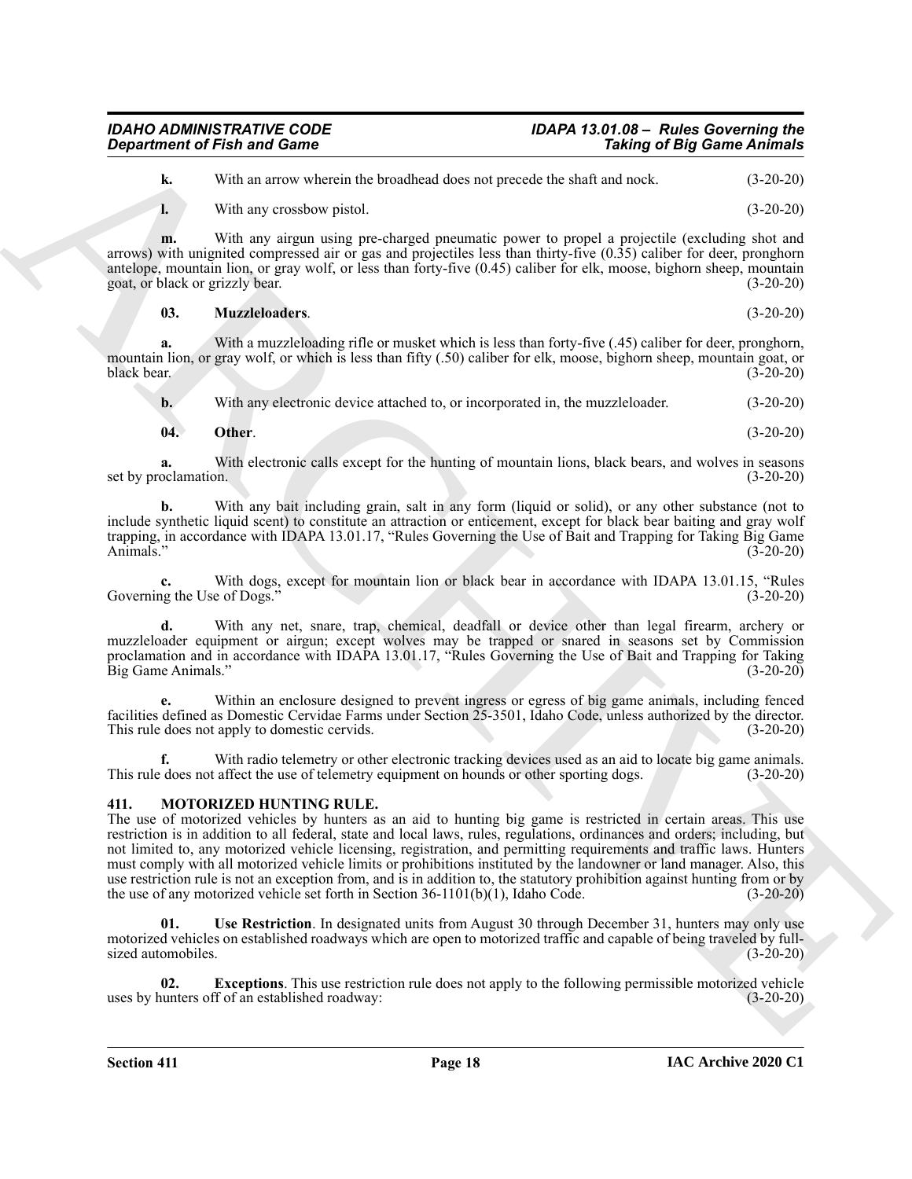**k.** With an arrow wherein the broadhead does not precede the shaft and nock. (3-20-20)

**l.** With any crossbow pistol. (3-20-20)

**m.** With any airgun using pre-charged pneumatic power to propel a projectile (excluding shot and arrows) with unignited compressed air or gas and projectiles less than thirty-five (0.35) caliber for deer, pronghorn antelope, mountain lion, or gray wolf, or less than forty-five (0.45) caliber for elk, moose, bighorn sheep, mountain goat, or black or grizzly bear. (3-20-20)

**03. Muzzleloaders**. (3-20-20)

**a.** With a muzzleloading rifle or musket which is less than forty-five (.45) caliber for deer, pronghorn, mountain lion, or gray wolf, or which is less than fifty (.50) caliber for elk, moose, bighorn sheep, mountain goat, or black bear. (3-20-20)

**b.** With any electronic device attached to, or incorporated in, the muzzleloader. (3-20-20)

**04. Other**. (3-20-20)

**a.** With electronic calls except for the hunting of mountain lions, black bears, and wolves in seasons set by proclamation. (3-20-20)

**b.** With any bait including grain, salt in any form (liquid or solid), or any other substance (not to include synthetic liquid scent) to constitute an attraction or enticement, except for black bear baiting and gray wolf trapping, in accordance with IDAPA 13.01.17, "Rules Governing the Use of Bait and Trapping for Taking Big Game Animals." (3-20-20)

**c.** With dogs, except for mountain lion or black bear in accordance with IDAPA 13.01.15, "Rules Governing the Use of Dogs." (3-20-20)

**d.** With any net, snare, trap, chemical, deadfall or device other than legal firearm, archery or muzzleloader equipment or airgun; except wolves may be trapped or snared in seasons set by Commission proclamation and in accordance with IDAPA 13.01.17, "Rules Governing the Use of Bait and Trapping for Taking Big Game Animals." (3-20-20)

**e.** Within an enclosure designed to prevent ingress or egress of big game animals, including fenced facilities defined as Domestic Cervidae Farms under Section 25-3501, Idaho Code, unless authorized by the director. This rule does not apply to domestic cervids. (3-20-20)

**f.** With radio telemetry or other electronic tracking devices used as an aid to locate big game animals. This rule does not affect the use of telemetry equipment on hounds or other sporting dogs. (3-20-20)

## 411. MOTORIZED HUNTING RULE.

The use of motorized vehicles by hunters as an aid to hunting big game is restricted in certain areas. This use restriction is in addition to all federal, state and local laws, rules, regulations, ordinances and orders; including, but not limited to, any motorized vehicle licensing, registration, and permitting requirements and traffic laws. Hunters must comply with all motorized vehicle limits or prohibitions instituted by the landowner or land manager. Also, this use restriction rule is not an exception from, and is in addition to, the statutory prohibition against hunting from or by the use of any motorized vehicle set forth in Section 36-1101(b)(1), Idaho Code. (3-20-20)

**01. Use Restriction**. In designated units from August 30 through December 31, hunters may only use motorized vehicles on established roadways which are open to motorized traffic and capable of being traveled by full-sized automobiles. (3-20-20)

**02. Exceptions**. This use restriction rule does not apply to the following permissible motorized vehicle uses by hunters off of an established roadway: (3-20-20)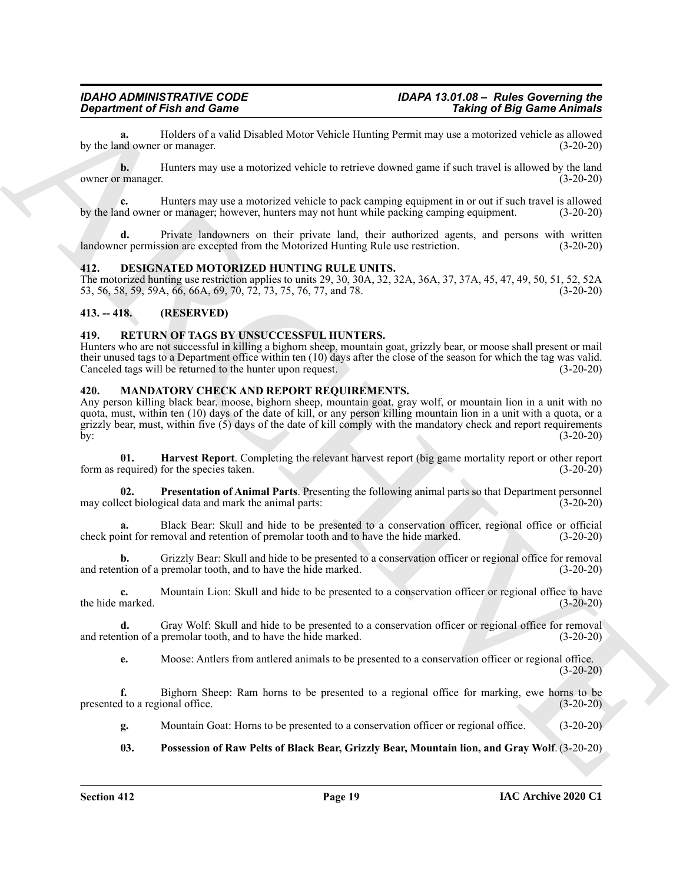**a.** Holders of a valid Disabled Motor Vehicle Hunting Permit may use a motorized vehicle as allowed by the land owner or manager. (3-20-20)

**b.** Hunters may use a motorized vehicle to retrieve downed game if such travel is allowed by the land owner or manager. (3-20-20)

**c.** Hunters may use a motorized vehicle to pack camping equipment in or out if such travel is allowed by the land owner or manager; however, hunters may not hunt while packing camping equipment. (3-20-20)

**d.** Private landowners on their private land, their authorized agents, and persons with written landowner permission are excepted from the Motorized Hunting Rule use restriction. (3-20-20)

## 412. DESIGNATED MOTORIZED HUNTING RULE UNITS.

The motorized hunting use restriction applies to units 29, 30, 30A, 32, 32A, 36A, 37, 37A, 45, 47, 49, 50, 51, 52, 52A 53, 56, 58, 59, 59A, 66, 66A, 69, 70, 72, 73, 75, 76, 77, and 78. (3-20-20)

## 413. -- 418. (RESERVED)

## 419. RETURN OF TAGS BY UNSUCCESSFUL HUNTERS.

Hunters who are not successful in killing a bighorn sheep, mountain goat, grizzly bear, or moose shall present or mail their unused tags to a Department office within ten (10) days after the close of the season for which the tag was valid. Canceled tags will be returned to the hunter upon request. (3-20-20)

## 420. MANDATORY CHECK AND REPORT REQUIREMENTS.

Any person killing black bear, moose, bighorn sheep, mountain goat, gray wolf, or mountain lion in a unit with no quota, must, within ten (10) days of the date of kill, or any person killing mountain lion in a unit with a quota, or a grizzly bear, must, within five (5) days of the date of kill comply with the mandatory check and report requirements by: (3-20-20)

**01. Harvest Report**. Completing the relevant harvest report (big game mortality report or other report form as required) for the species taken. (3-20-20)

**02. Presentation of Animal Parts**. Presenting the following animal parts so that Department personnel may collect biological data and mark the animal parts: (3-20-20)

**a.** Black Bear: Skull and hide to be presented to a conservation officer, regional office or official check point for removal and retention of premolar tooth and to have the hide marked. (3-20-20)

**b.** Grizzly Bear: Skull and hide to be presented to a conservation officer or regional office for removal and retention of a premolar tooth, and to have the hide marked. (3-20-20)

**c.** Mountain Lion: Skull and hide to be presented to a conservation officer or regional office to have the hide marked. (3-20-20)

**d.** Gray Wolf: Skull and hide to be presented to a conservation officer or regional office for removal and retention of a premolar tooth, and to have the hide marked. (3-20-20)

**e.** Moose: Antlers from antlered animals to be presented to a conservation officer or regional office. (3-20-20)

**f.** Bighorn Sheep: Ram horns to be presented to a regional office for marking, ewe horns to be presented to a regional office. (3-20-20)

**g.** Mountain Goat: Horns to be presented to a conservation officer or regional office. (3-20-20)

**03. Possession of Raw Pelts of Black Bear, Grizzly Bear, Mountain lion, and Gray Wolf**. (3-20-20)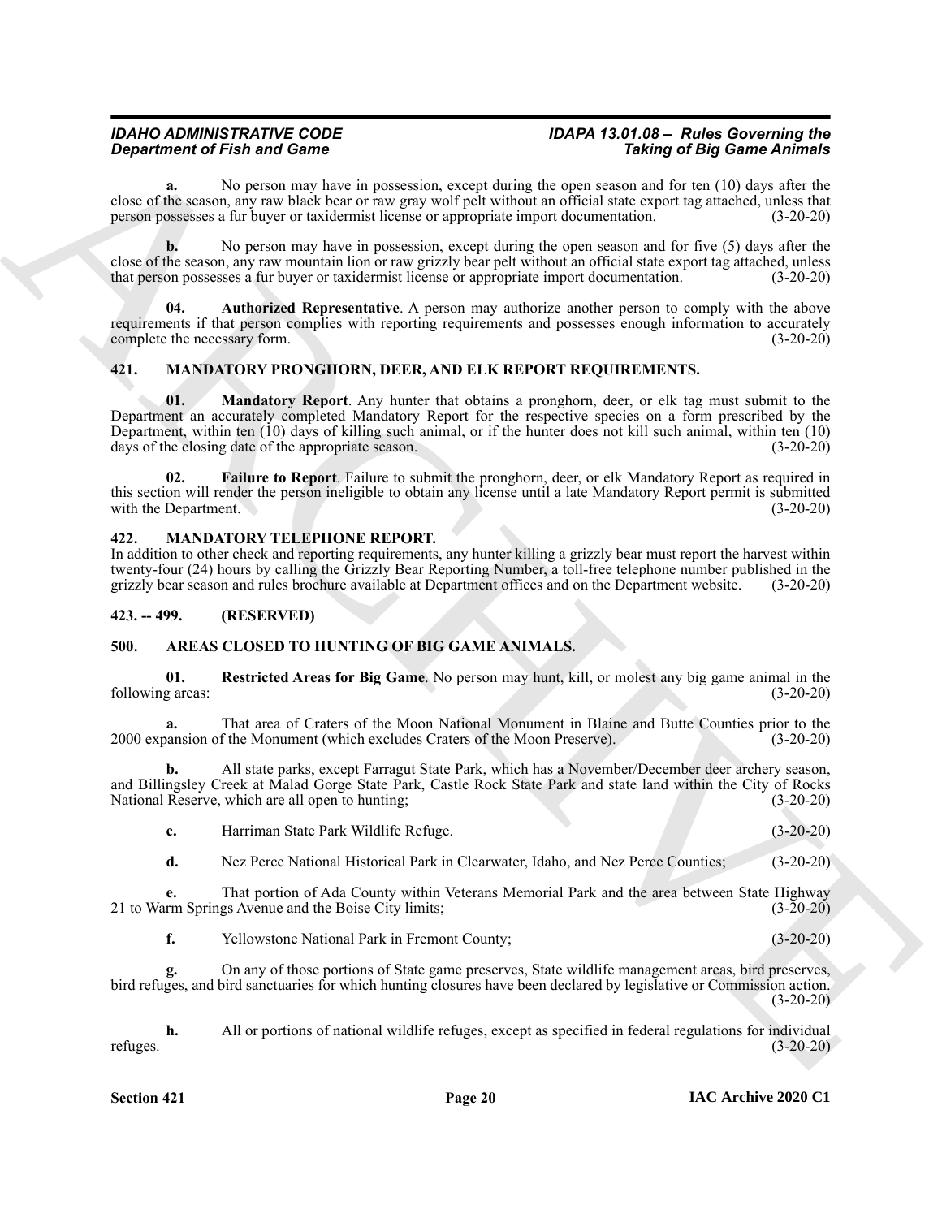**a.** No person may have in possession, except during the open season and for ten (10) days after the close of the season, any raw black bear or raw gray wolf pelt without an official state export tag attached, unless that person possesses a fur buyer or taxidermist license or appropriate import documentation. (3-20-20)

**b.** No person may have in possession, except during the open season and for five (5) days after the close of the season, any raw mountain lion or raw grizzly bear pelt without an official state export tag attached, unless that person possesses a fur buyer or taxidermist license or appropriate import documentation. (3-20-20)

**04. Authorized Representative**. A person may authorize another person to comply with the above requirements if that person complies with reporting requirements and possesses enough information to accurately complete the necessary form. (3-20-20)

## 421. MANDATORY PRONGHORN, DEER, AND ELK REPORT REQUIREMENTS.

**01. Mandatory Report**. Any hunter that obtains a pronghorn, deer, or elk tag must submit to the Department an accurately completed Mandatory Report for the respective species on a form prescribed by the Department, within ten (10) days of killing such animal, or if the hunter does not kill such animal, within ten (10) days of the closing date of the appropriate season. (3-20-20)

**02. Failure to Report**. Failure to submit the pronghorn, deer, or elk Mandatory Report as required in this section will render the person ineligible to obtain any license until a late Mandatory Report permit is submitted with the Department. (3-20-20)

## 422. MANDATORY TELEPHONE REPORT.

In addition to other check and reporting requirements, any hunter killing a grizzly bear must report the harvest within twenty-four (24) hours by calling the Grizzly Bear Reporting Number, a toll-free telephone number published in the grizzly bear season and rules brochure available at Department offices and on the Department website. (3-20-20)

## 423. -- 499. (RESERVED)

## 500. AREAS CLOSED TO HUNTING OF BIG GAME ANIMALS.

**01. Restricted Areas for Big Game**. No person may hunt, kill, or molest any big game animal in the following areas: (3-20-20)

**a.** That area of Craters of the Moon National Monument in Blaine and Butte Counties prior to the 2000 expansion of the Monument (which excludes Craters of the Moon Preserve). (3-20-20)

**b.** All state parks, except Farragut State Park, which has a November/December deer archery season, and Billingsley Creek at Malad Gorge State Park, Castle Rock State Park and state land within the City of Rocks National Reserve, which are all open to hunting; (3-20-20)

**c.** Harriman State Park Wildlife Refuge. (3-20-20)

**d.** Nez Perce National Historical Park in Clearwater, Idaho, and Nez Perce Counties; (3-20-20)

**e.** That portion of Ada County within Veterans Memorial Park and the area between State Highway 21 to Warm Springs Avenue and the Boise City limits; (3-20-20)

**f.** Yellowstone National Park in Fremont County; (3-20-20)

**g.** On any of those portions of State game preserves, State wildlife management areas, bird preserves, bird refuges, and bird sanctuaries for which hunting closures have been declared by legislative or Commission action. (3-20-20)

**h.** All or portions of national wildlife refuges, except as specified in federal regulations for individual refuges. (3-20-20)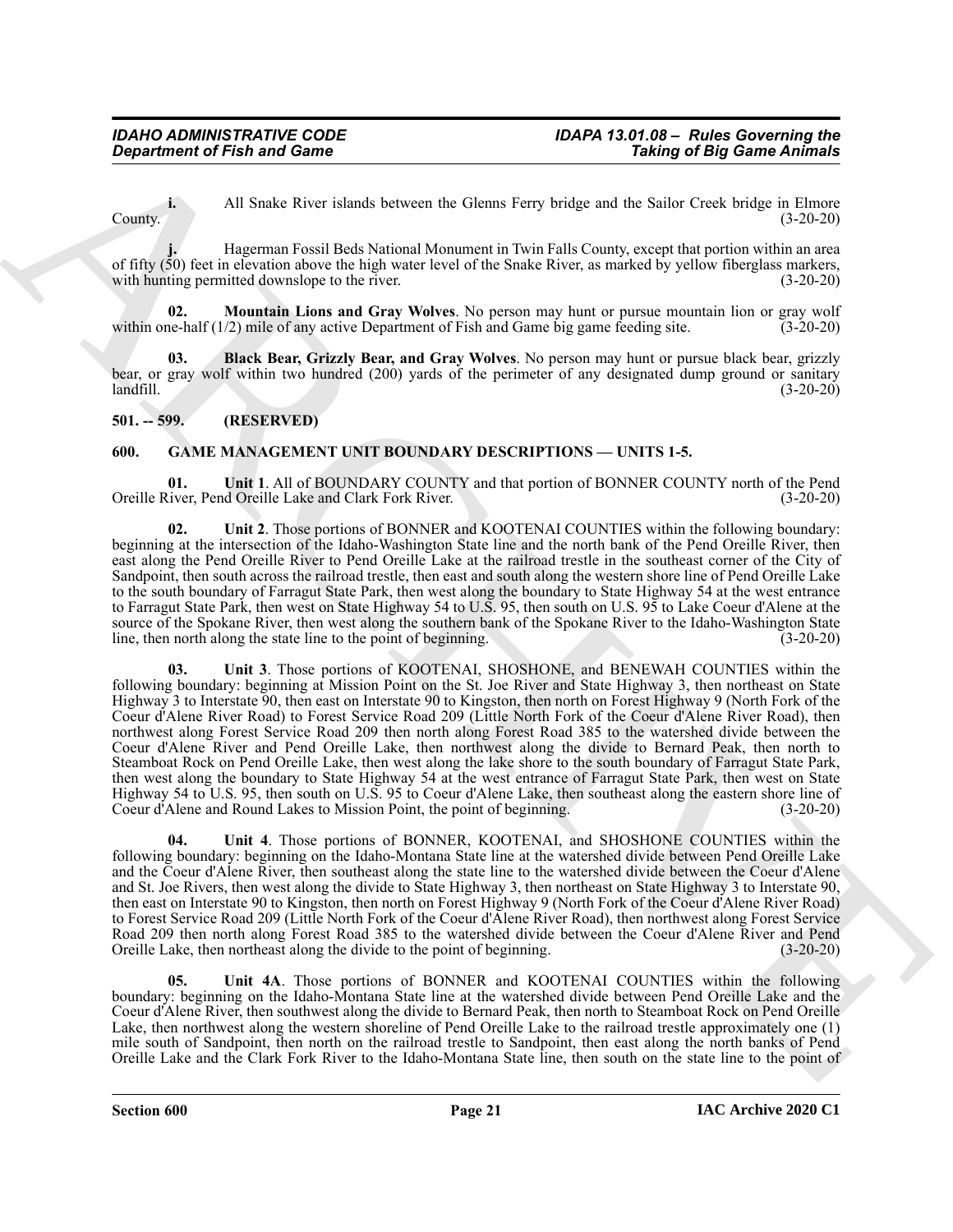**i.** All Snake River islands between the Glenns Ferry bridge and the Sailor Creek bridge in Elmore County. (3-20-20)

**j.** Hagerman Fossil Beds National Monument in Twin Falls County, except that portion within an area of fifty (50) feet in elevation above the high water level of the Snake River, as marked by yellow fiberglass markers, with hunting permitted downslope to the river. (3-20-20)

**02. Mountain Lions and Gray Wolves**. No person may hunt or pursue mountain lion or gray wolf within one-half (1/2) mile of any active Department of Fish and Game big game feeding site. (3-20-20)

**03. Black Bear, Grizzly Bear, and Gray Wolves**. No person may hunt or pursue black bear, grizzly bear, or gray wolf within two hundred (200) yards of the perimeter of any designated dump ground or sanitary landfill. (3-20-20)

## 501. -- 599. (RESERVED)

## 600. GAME MANAGEMENT UNIT BOUNDARY DESCRIPTIONS — UNITS 1-5.

**01. Unit 1**. All of BOUNDARY COUNTY and that portion of BONNER COUNTY north of the Pend Oreille River, Pend Oreille Lake and Clark Fork River. (3-20-20)

**02. Unit 2**. Those portions of BONNER and KOOTENAI COUNTIES within the following boundary: beginning at the intersection of the Idaho-Washington State line and the north bank of the Pend Oreille River, then east along the Pend Oreille River to Pend Oreille Lake at the railroad trestle in the southeast corner of the City of Sandpoint, then south across the railroad trestle, then east and south along the western shore line of Pend Oreille Lake to the south boundary of Farragut State Park, then west along the boundary to State Highway 54 at the west entrance to Farragut State Park, then west on State Highway 54 to U.S. 95, then south on U.S. 95 to Lake Coeur d'Alene at the source of the Spokane River, then west along the southern bank of the Spokane River to the Idaho-Washington State line, then north along the state line to the point of beginning. (3-20-20)

**03. Unit 3**. Those portions of KOOTENAI, SHOSHONE, and BENEWAH COUNTIES within the following boundary: beginning at Mission Point on the St. Joe River and State Highway 3, then northeast on State Highway 3 to Interstate 90, then east on Interstate 90 to Kingston, then north on Forest Highway 9 (North Fork of the Coeur d'Alene River Road) to Forest Service Road 209 (Little North Fork of the Coeur d'Alene River Road), then northwest along Forest Service Road 209 then north along Forest Road 385 to the watershed divide between the Coeur d'Alene River and Pend Oreille Lake, then northwest along the divide to Bernard Peak, then north to Steamboat Rock on Pend Oreille Lake, then west along the lake shore to the south boundary of Farragut State Park, then west along the boundary to State Highway 54 at the west entrance of Farragut State Park, then west on State Highway 54 to U.S. 95, then south on U.S. 95 to Coeur d'Alene Lake, then southeast along the eastern shore line of Coeur d'Alene and Round Lakes to Mission Point, the point of beginning. (3-20-20)

**04. Unit 4**. Those portions of BONNER, KOOTENAI, and SHOSHONE COUNTIES within the following boundary: beginning on the Idaho-Montana State line at the watershed divide between Pend Oreille Lake and the Coeur d'Alene River, then southeast along the state line to the watershed divide between the Coeur d'Alene and St. Joe Rivers, then west along the divide to State Highway 3, then northeast on State Highway 3 to Interstate 90, then east on Interstate 90 to Kingston, then north on Forest Highway 9 (North Fork of the Coeur d'Alene River Road) to Forest Service Road 209 (Little North Fork of the Coeur d'Alene River Road), then northwest along Forest Service Road 209 then north along Forest Road 385 to the watershed divide between the Coeur d'Alene River and Pend Oreille Lake, then northeast along the divide to the point of beginning. (3-20-20)

**05. Unit 4A**. Those portions of BONNER and KOOTENAI COUNTIES within the following boundary: beginning on the Idaho-Montana State line at the watershed divide between Pend Oreille Lake and the Coeur d'Alene River, then southwest along the divide to Bernard Peak, then north to Steamboat Rock on Pend Oreille Lake, then northwest along the western shoreline of Pend Oreille Lake to the railroad trestle approximately one (1) mile south of Sandpoint, then north on the railroad trestle to Sandpoint, then east along the north banks of Pend Oreille Lake and the Clark Fork River to the Idaho-Montana State line, then south on the state line to the point of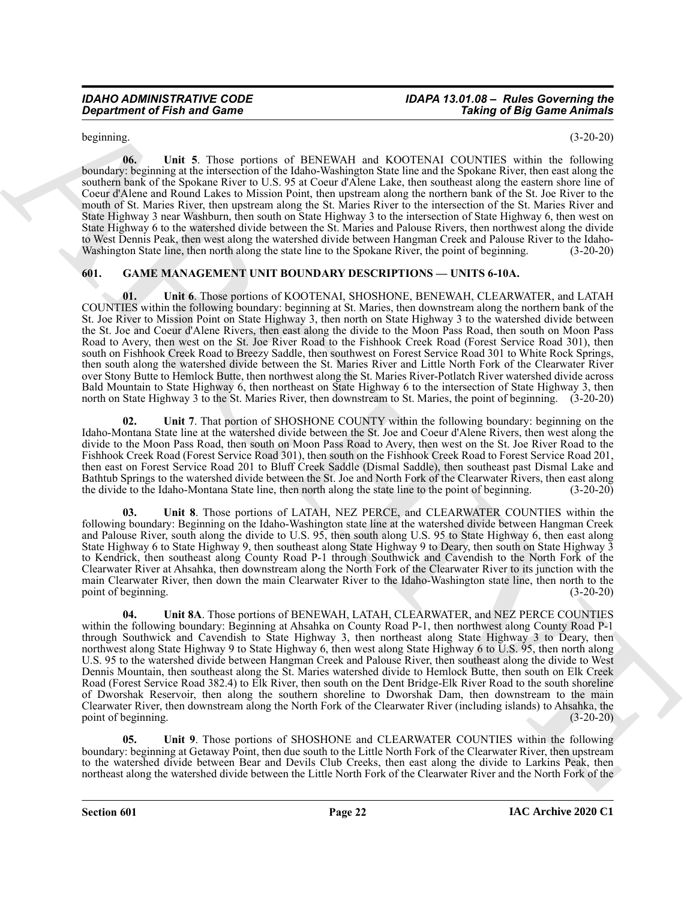beginning. (3-20-20)

**06. Unit 5**. Those portions of BENEWAH and KOOTENAI COUNTIES within the following boundary: beginning at the intersection of the Idaho-Washington State line and the Spokane River, then east along the southern bank of the Spokane River to U.S. 95 at Coeur d'Alene Lake, then southeast along the eastern shore line of Coeur d'Alene and Round Lakes to Mission Point, then upstream along the northern bank of the St. Joe River to the mouth of St. Maries River, then upstream along the St. Maries River to the intersection of the St. Maries River and State Highway 3 near Washburn, then south on State Highway 3 to the intersection of State Highway 6, then west on State Highway 6 to the watershed divide between the St. Maries and Palouse Rivers, then northwest along the divide to West Dennis Peak, then west along the watershed divide between Hangman Creek and Palouse River to the Idaho-Washington State line, then north along the state line to the Spokane River, the point of beginning. (3-20-20)

## 601. GAME MANAGEMENT UNIT BOUNDARY DESCRIPTIONS — UNITS 6-10A.

**01. Unit 6**. Those portions of KOOTENAI, SHOSHONE, BENEWAH, CLEARWATER, and LATAH COUNTIES within the following boundary: beginning at St. Maries, then downstream along the northern bank of the St. Joe River to Mission Point on State Highway 3, then north on State Highway 3 to the watershed divide between the St. Joe and Coeur d'Alene Rivers, then east along the divide to the Moon Pass Road, then south on Moon Pass Road to Avery, then west on the St. Joe River Road to the Fishhook Creek Road (Forest Service Road 301), then south on Fishhook Creek Road to Breezy Saddle, then southwest on Forest Service Road 301 to White Rock Springs, then south along the watershed divide between the St. Maries River and Little North Fork of the Clearwater River over Stony Butte to Hemlock Butte, then northwest along the St. Maries River-Potlatch River watershed divide across Bald Mountain to State Highway 6, then northeast on State Highway 6 to the intersection of State Highway 3, then north on State Highway 3 to the St. Maries River, then downstream to St. Maries, the point of beginning. (3-20-20)

**02. Unit 7**. That portion of SHOSHONE COUNTY within the following boundary: beginning on the Idaho-Montana State line at the watershed divide between the St. Joe and Coeur d'Alene Rivers, then west along the divide to the Moon Pass Road, then south on Moon Pass Road to Avery, then west on the St. Joe River Road to the Fishhook Creek Road (Forest Service Road 301), then south on the Fishhook Creek Road to Forest Service Road 201, then east on Forest Service Road 201 to Bluff Creek Saddle (Dismal Saddle), then southeast past Dismal Lake and Bathtub Springs to the watershed divide between the St. Joe and North Fork of the Clearwater Rivers, then east along the divide to the Idaho-Montana State line, then north along the state line to the point of beginning. (3-20-20)

**03. Unit 8**. Those portions of LATAH, NEZ PERCE, and CLEARWATER COUNTIES within the following boundary: Beginning on the Idaho-Washington state line at the watershed divide between Hangman Creek and Palouse River, south along the divide to U.S. 95, then south along U.S. 95 to State Highway 6, then east along State Highway 6 to State Highway 9, then southeast along State Highway 9 to Deary, then south on State Highway 3 to Kendrick, then southeast along County Road P-1 through Southwick and Cavendish to the North Fork of the Clearwater River at Ahsahka, then downstream along the North Fork of the Clearwater River to its junction with the main Clearwater River, then down the main Clearwater River to the Idaho-Washington state line, then north to the point of beginning. (3-20-20)

**04. Unit 8A**. Those portions of BENEWAH, LATAH, CLEARWATER, and NEZ PERCE COUNTIES within the following boundary: Beginning at Ahsahka on County Road P-1, then northwest along County Road P-1 through Southwick and Cavendish to State Highway 3, then northeast along State Highway 3 to Deary, then northwest along State Highway 9 to State Highway 6, then west along State Highway 6 to U.S. 95, then north along U.S. 95 to the watershed divide between Hangman Creek and Palouse River, then southeast along the divide to West Dennis Mountain, then southeast along the St. Maries watershed divide to Hemlock Butte, then south on Elk Creek Road (Forest Service Road 382.4) to Elk River, then south on the Dent Bridge-Elk River Road to the south shoreline of Dworshak Reservoir, then along the southern shoreline to Dworshak Dam, then downstream to the main Clearwater River, then downstream along the North Fork of the Clearwater River (including islands) to Ahsahka, the point of beginning. (3-20-20)

**05. Unit 9**. Those portions of SHOSHONE and CLEARWATER COUNTIES within the following boundary: beginning at Getaway Point, then due south to the Little North Fork of the Clearwater River, then upstream to the watershed divide between Bear and Devils Club Creeks, then east along the divide to Larkins Peak, then northeast along the watershed divide between the Little North Fork of the Clearwater River and the North Fork of the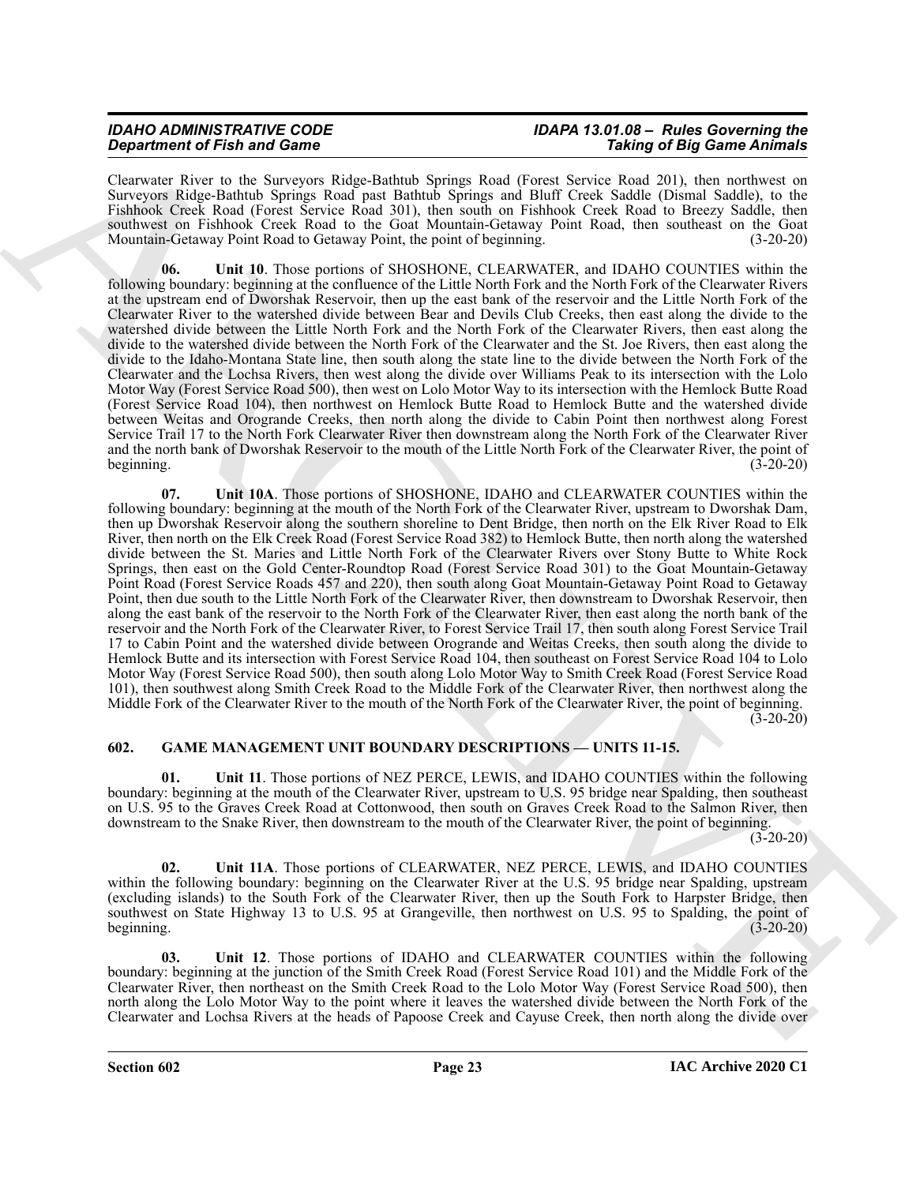Clearwater River to the Surveyors Ridge-Bathtub Springs Road (Forest Service Road 201), then northwest on Surveyors Ridge-Bathtub Springs Road past Bathtub Springs and Bluff Creek Saddle (Dismal Saddle), to the Fishhook Creek Road (Forest Service Road 301), then south on Fishhook Creek Road to Breezy Saddle, then southwest on Fishhook Creek Road to the Goat Mountain-Getaway Point Road, then southeast on the Goat Mountain-Getaway Point Road to Getaway Point, the point of beginning. (3-20-20)

**06. Unit 10**. Those portions of SHOSHONE, CLEARWATER, and IDAHO COUNTIES within the following boundary: beginning at the confluence of the Little North Fork and the North Fork of the Clearwater Rivers at the upstream end of Dworshak Reservoir, then up the east bank of the reservoir and the Little North Fork of the Clearwater River to the watershed divide between Bear and Devils Club Creeks, then east along the divide to the watershed divide between the Little North Fork and the North Fork of the Clearwater Rivers, then east along the divide to the watershed divide between the North Fork of the Clearwater and the St. Joe Rivers, then east along the divide to the Idaho-Montana State line, then south along the state line to the divide between the North Fork of the Clearwater and the Lochsa Rivers, then west along the divide over Williams Peak to its intersection with the Lolo Motor Way (Forest Service Road 500), then west on Lolo Motor Way to its intersection with the Hemlock Butte Road (Forest Service Road 104), then northwest on Hemlock Butte Road to Hemlock Butte and the watershed divide between Weitas and Orogrande Creeks, then north along the divide to Cabin Point then northwest along Forest Service Trail 17 to the North Fork Clearwater River then downstream along the North Fork of the Clearwater River and the north bank of Dworshak Reservoir to the mouth of the Little North Fork of the Clearwater River, the point of beginning. (3-20-20)

**07. Unit 10A**. Those portions of SHOSHONE, IDAHO and CLEARWATER COUNTIES within the following boundary: beginning at the mouth of the North Fork of the Clearwater River, upstream to Dworshak Dam, then up Dworshak Reservoir along the southern shoreline to Dent Bridge, then north on the Elk River Road to Elk River, then north on the Elk Creek Road (Forest Service Road 382) to Hemlock Butte, then north along the watershed divide between the St. Maries and Little North Fork of the Clearwater Rivers over Stony Butte to White Rock Springs, then east on the Gold Center-Roundtop Road (Forest Service Road 301) to the Goat Mountain-Getaway Point Road (Forest Service Roads 457 and 220), then south along Goat Mountain-Getaway Point Road to Getaway Point, then due south to the Little North Fork of the Clearwater River, then downstream to Dworshak Reservoir, then along the east bank of the reservoir to the North Fork of the Clearwater River, then east along the north bank of the reservoir and the North Fork of the Clearwater River, to Forest Service Trail 17, then south along Forest Service Trail 17 to Cabin Point and the watershed divide between Orogrande and Weitas Creeks, then south along the divide to Hemlock Butte and its intersection with Forest Service Road 104, then southeast on Forest Service Road 104 to Lolo Motor Way (Forest Service Road 500), then south along Lolo Motor Way to Smith Creek Road (Forest Service Road 101), then southwest along Smith Creek Road to the Middle Fork of the Clearwater River, then northwest along the Middle Fork of the Clearwater River to the mouth of the North Fork of the Clearwater River, the point of beginning. (3-20-20)

## 602. GAME MANAGEMENT UNIT BOUNDARY DESCRIPTIONS — UNITS 11-15.

**01. Unit 11**. Those portions of NEZ PERCE, LEWIS, and IDAHO COUNTIES within the following boundary: beginning at the mouth of the Clearwater River, upstream to U.S. 95 bridge near Spalding, then southeast on U.S. 95 to the Graves Creek Road at Cottonwood, then south on Graves Creek Road to the Salmon River, then downstream to the Snake River, then downstream to the mouth of the Clearwater River, the point of beginning. (3-20-20)

**02. Unit 11A**. Those portions of CLEARWATER, NEZ PERCE, LEWIS, and IDAHO COUNTIES within the following boundary: beginning on the Clearwater River at the U.S. 95 bridge near Spalding, upstream (excluding islands) to the South Fork of the Clearwater River, then up the South Fork to Harpster Bridge, then southwest on State Highway 13 to U.S. 95 at Grangeville, then northwest on U.S. 95 to Spalding, the point of beginning. (3-20-20)

**03. Unit 12**. Those portions of IDAHO and CLEARWATER COUNTIES within the following boundary: beginning at the junction of the Smith Creek Road (Forest Service Road 101) and the Middle Fork of the Clearwater River, then northeast on the Smith Creek Road to the Lolo Motor Way (Forest Service Road 500), then north along the Lolo Motor Way to the point where it leaves the watershed divide between the North Fork of the Clearwater and Lochsa Rivers at the heads of Papoose Creek and Cayuse Creek, then north along the divide over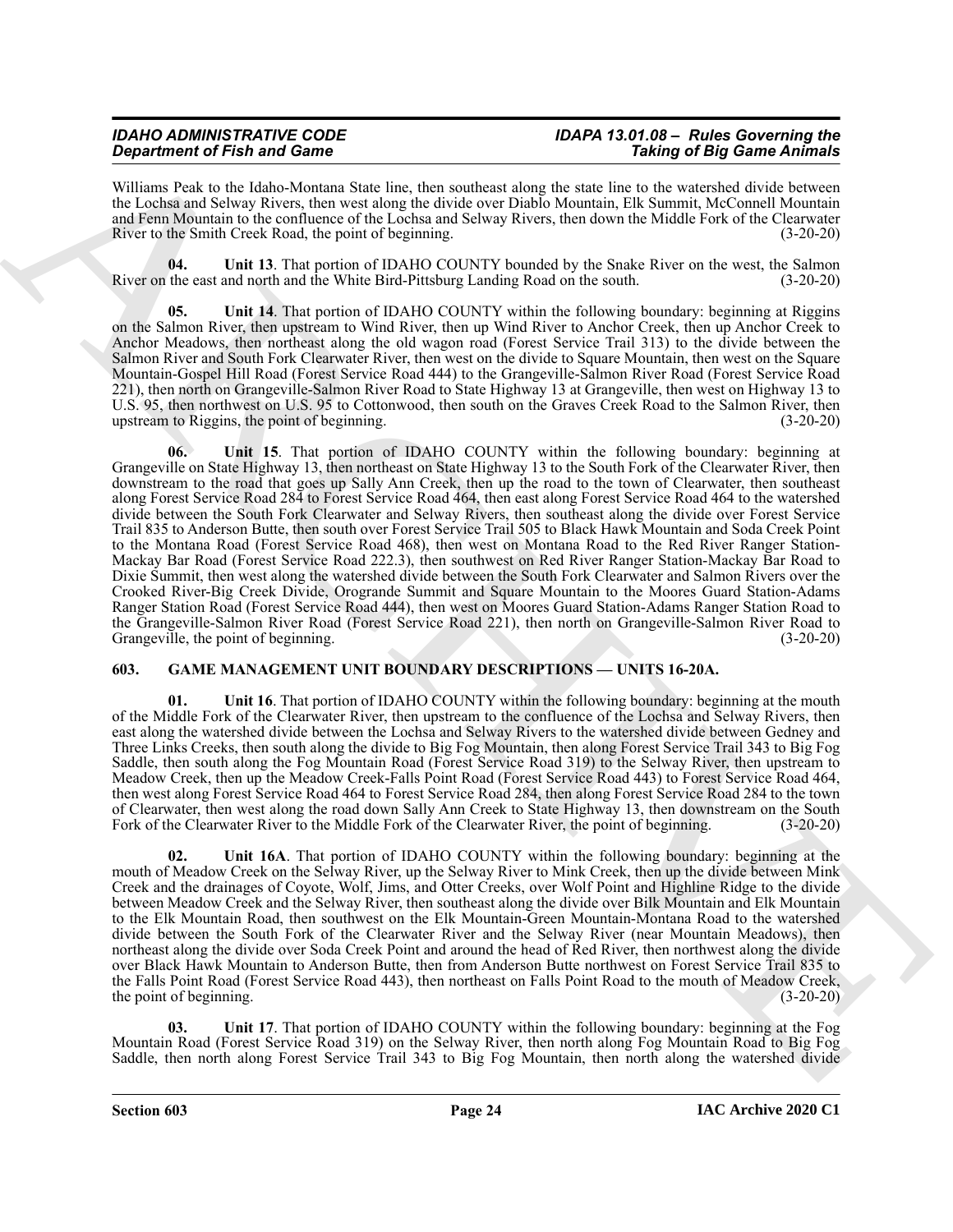Williams Peak to the Idaho-Montana State line, then southeast along the state line to the watershed divide between the Lochsa and Selway Rivers, then west along the divide over Diablo Mountain, Elk Summit, McConnell Mountain and Fenn Mountain to the confluence of the Lochsa and Selway Rivers, then down the Middle Fork of the Clearwater River to the Smith Creek Road, the point of beginning. (3-20-20)

**04. Unit 13**. That portion of IDAHO COUNTY bounded by the Snake River on the west, the Salmon River on the east and north and the White Bird-Pittsburg Landing Road on the south. (3-20-20)

**05. Unit 14**. That portion of IDAHO COUNTY within the following boundary: beginning at Riggins on the Salmon River, then upstream to Wind River, then up Wind River to Anchor Creek, then up Anchor Creek to Anchor Meadows, then northeast along the old wagon road (Forest Service Trail 313) to the divide between the Salmon River and South Fork Clearwater River, then west on the divide to Square Mountain, then west on the Square Mountain-Gospel Hill Road (Forest Service Road 444) to the Grangeville-Salmon River Road (Forest Service Road 221), then north on Grangeville-Salmon River Road to State Highway 13 at Grangeville, then west on Highway 13 to U.S. 95, then northwest on U.S. 95 to Cottonwood, then south on the Graves Creek Road to the Salmon River, then upstream to Riggins, the point of beginning. (3-20-20)

**06. Unit 15**. That portion of IDAHO COUNTY within the following boundary: beginning at Grangeville on State Highway 13, then northeast on State Highway 13 to the South Fork of the Clearwater River, then downstream to the road that goes up Sally Ann Creek, then up the road to the town of Clearwater, then southeast along Forest Service Road 284 to Forest Service Road 464, then east along Forest Service Road 464 to the watershed divide between the South Fork Clearwater and Selway Rivers, then southeast along the divide over Forest Service Trail 835 to Anderson Butte, then south over Forest Service Trail 505 to Black Hawk Mountain and Soda Creek Point to the Montana Road (Forest Service Road 468), then west on Montana Road to the Red River Ranger Station-Mackay Bar Road (Forest Service Road 222.3), then southwest on Red River Ranger Station-Mackay Bar Road to Dixie Summit, then west along the watershed divide between the South Fork Clearwater and Salmon Rivers over the Crooked River-Big Creek Divide, Orogrande Summit and Square Mountain to the Moores Guard Station-Adams Ranger Station Road (Forest Service Road 444), then west on Moores Guard Station-Adams Ranger Station Road to the Grangeville-Salmon River Road (Forest Service Road 221), then north on Grangeville-Salmon River Road to Grangeville, the point of beginning. (3-20-20)

## 603. GAME MANAGEMENT UNIT BOUNDARY DESCRIPTIONS — UNITS 16-20A.

**01. Unit 16**. That portion of IDAHO COUNTY within the following boundary: beginning at the mouth of the Middle Fork of the Clearwater River, then upstream to the confluence of the Lochsa and Selway Rivers, then east along the watershed divide between the Lochsa and Selway Rivers to the watershed divide between Gedney and Three Links Creeks, then south along the divide to Big Fog Mountain, then along Forest Service Trail 343 to Big Fog Saddle, then south along the Fog Mountain Road (Forest Service Road 319) to the Selway River, then upstream to Meadow Creek, then up the Meadow Creek-Falls Point Road (Forest Service Road 443) to Forest Service Road 464, then west along Forest Service Road 464 to Forest Service Road 284, then along Forest Service Road 284 to the town of Clearwater, then west along the road down Sally Ann Creek to State Highway 13, then downstream on the South Fork of the Clearwater River to the Middle Fork of the Clearwater River, the point of beginning. (3-20-20)

**02. Unit 16A**. That portion of IDAHO COUNTY within the following boundary: beginning at the mouth of Meadow Creek on the Selway River, up the Selway River to Mink Creek, then up the divide between Mink Creek and the drainages of Coyote, Wolf, Jims, and Otter Creeks, over Wolf Point and Highline Ridge to the divide between Meadow Creek and the Selway River, then southeast along the divide over Bilk Mountain and Elk Mountain to the Elk Mountain Road, then southwest on the Elk Mountain-Green Mountain-Montana Road to the watershed divide between the South Fork of the Clearwater River and the Selway River (near Mountain Meadows), then northeast along the divide over Soda Creek Point and around the head of Red River, then northwest along the divide over Black Hawk Mountain to Anderson Butte, then from Anderson Butte northwest on Forest Service Trail 835 to the Falls Point Road (Forest Service Road 443), then northeast on Falls Point Road to the mouth of Meadow Creek, the point of beginning. (3-20-20)

**03. Unit 17**. That portion of IDAHO COUNTY within the following boundary: beginning at the Fog Mountain Road (Forest Service Road 319) on the Selway River, then north along Fog Mountain Road to Big Fog Saddle, then north along Forest Service Trail 343 to Big Fog Mountain, then north along the watershed divide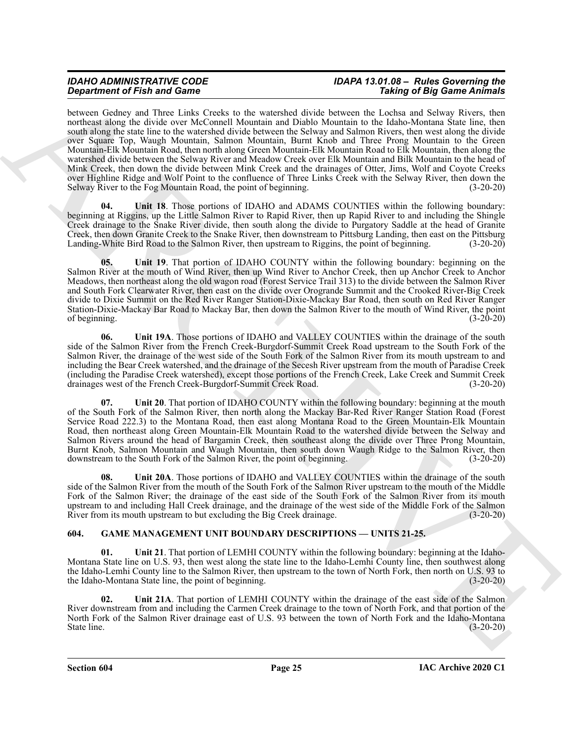between Gedney and Three Links Creeks to the watershed divide between the Lochsa and Selway Rivers, then northeast along the divide over McConnell Mountain and Diablo Mountain to the Idaho-Montana State line, then south along the state line to the watershed divide between the Selway and Salmon Rivers, then west along the divide over Square Top, Waugh Mountain, Salmon Mountain, Burnt Knob and Three Prong Mountain to the Green Mountain-Elk Mountain Road, then north along Green Mountain-Elk Mountain Road to Elk Mountain, then along the watershed divide between the Selway River and Meadow Creek over Elk Mountain and Bilk Mountain to the head of Mink Creek, then down the divide between Mink Creek and the drainages of Otter, Jims, Wolf and Coyote Creeks over Highline Ridge and Wolf Point to the confluence of Three Links Creek with the Selway River, then down the Selway River to the Fog Mountain Road, the point of beginning. (3-20-20)

**04. Unit 18**. Those portions of IDAHO and ADAMS COUNTIES within the following boundary: beginning at Riggins, up the Little Salmon River to Rapid River, then up Rapid River to and including the Shingle Creek drainage to the Snake River divide, then south along the divide to Purgatory Saddle at the head of Granite Creek, then down Granite Creek to the Snake River, then downstream to Pittsburg Landing, then east on the Pittsburg Landing-White Bird Road to the Salmon River, then upstream to Riggins, the point of beginning. (3-20-20)

**05. Unit 19**. That portion of IDAHO COUNTY within the following boundary: beginning on the Salmon River at the mouth of Wind River, then up Wind River to Anchor Creek, then up Anchor Creek to Anchor Meadows, then northeast along the old wagon road (Forest Service Trail 313) to the divide between the Salmon River and South Fork Clearwater River, then east on the divide over Orogrande Summit and the Crooked River-Big Creek divide to Dixie Summit on the Red River Ranger Station-Dixie-Mackay Bar Road, then south on Red River Ranger Station-Dixie-Mackay Bar Road to Mackay Bar, then down the Salmon River to the mouth of Wind River, the point of beginning. (3-20-20)

**06. Unit 19A**. Those portions of IDAHO and VALLEY COUNTIES within the drainage of the south side of the Salmon River from the French Creek-Burgdorf-Summit Creek Road upstream to the South Fork of the Salmon River, the drainage of the west side of the South Fork of the Salmon River from its mouth upstream to and including the Bear Creek watershed, and the drainage of the Secesh River upstream from the mouth of Paradise Creek (including the Paradise Creek watershed), except those portions of the French Creek, Lake Creek and Summit Creek drainages west of the French Creek-Burgdorf-Summit Creek Road. (3-20-20)

**07. Unit 20**. That portion of IDAHO COUNTY within the following boundary: beginning at the mouth of the South Fork of the Salmon River, then north along the Mackay Bar-Red River Ranger Station Road (Forest Service Road 222.3) to the Montana Road, then east along Montana Road to the Green Mountain-Elk Mountain Road, then northeast along Green Mountain-Elk Mountain Road to the watershed divide between the Selway and Salmon Rivers around the head of Bargamin Creek, then southeast along the divide over Three Prong Mountain, Burnt Knob, Salmon Mountain and Waugh Mountain, then south down Waugh Ridge to the Salmon River, then downstream to the South Fork of the Salmon River, the point of beginning. (3-20-20)

**08. Unit 20A**. Those portions of IDAHO and VALLEY COUNTIES within the drainage of the south side of the Salmon River from the mouth of the South Fork of the Salmon River upstream to the mouth of the Middle Fork of the Salmon River; the drainage of the east side of the South Fork of the Salmon River from its mouth upstream to and including Hall Creek drainage, and the drainage of the west side of the Middle Fork of the Salmon River from its mouth upstream to but excluding the Big Creek drainage. (3-20-20)

## 604. GAME MANAGEMENT UNIT BOUNDARY DESCRIPTIONS — UNITS 21-25.

**01. Unit 21**. That portion of LEMHI COUNTY within the following boundary: beginning at the Idaho-Montana State line on U.S. 93, then west along the state line to the Idaho-Lemhi County line, then southwest along the Idaho-Lemhi County line to the Salmon River, then upstream to the town of North Fork, then north on U.S. 93 to the Idaho-Montana State line, the point of beginning. (3-20-20)

**02. Unit 21A**. That portion of LEMHI COUNTY within the drainage of the east side of the Salmon River downstream from and including the Carmen Creek drainage to the town of North Fork, and that portion of the North Fork of the Salmon River drainage east of U.S. 93 between the town of North Fork and the Idaho-Montana State line. (3-20-20)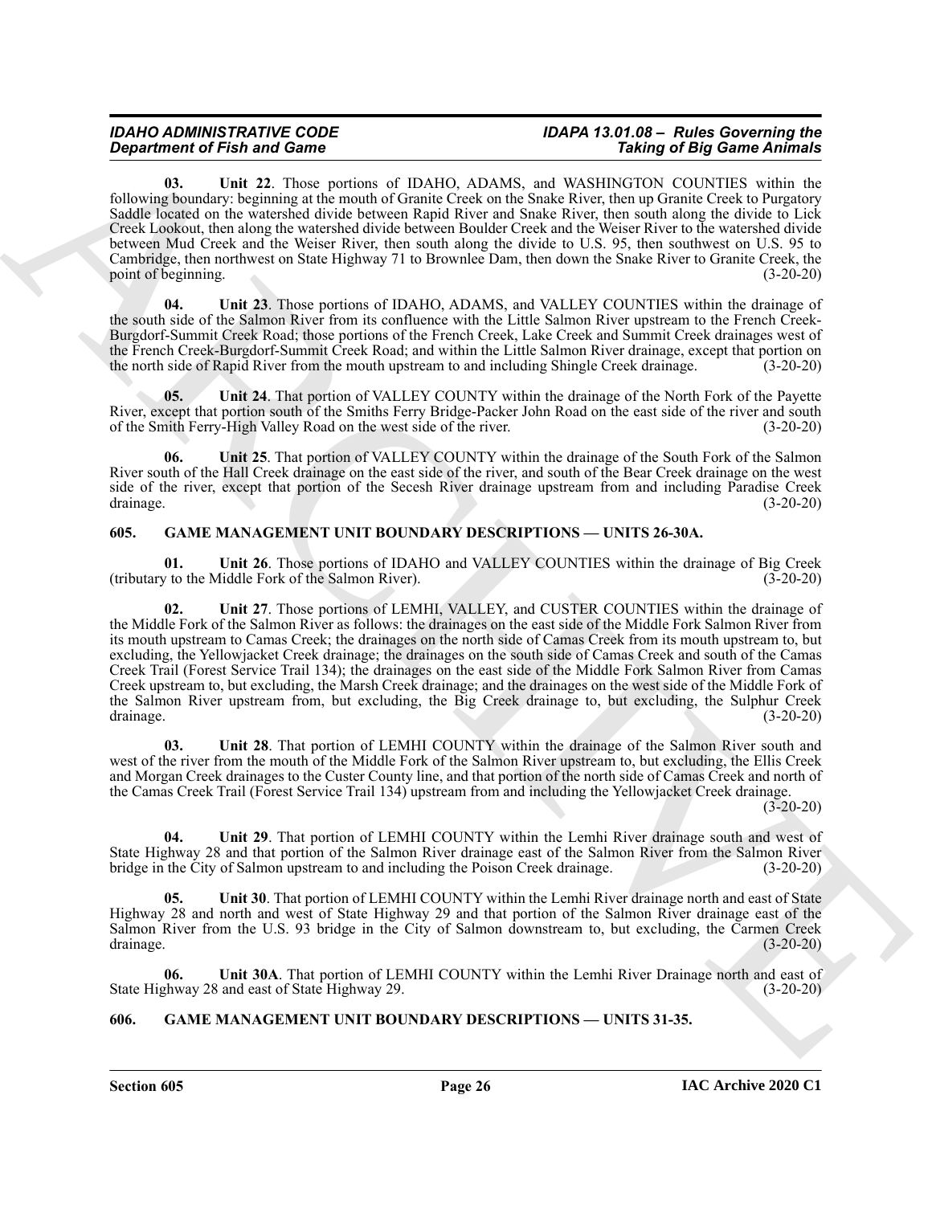**03. Unit 22**. Those portions of IDAHO, ADAMS, and WASHINGTON COUNTIES within the following boundary: beginning at the mouth of Granite Creek on the Snake River, then up Granite Creek to Purgatory Saddle located on the watershed divide between Rapid River and Snake River, then south along the divide to Lick Creek Lookout, then along the watershed divide between Boulder Creek and the Weiser River to the watershed divide between Mud Creek and the Weiser River, then south along the divide to U.S. 95, then southwest on U.S. 95 to Cambridge, then northwest on State Highway 71 to Brownlee Dam, then down the Snake River to Granite Creek, the point of beginning. (3-20-20)

**04. Unit 23**. Those portions of IDAHO, ADAMS, and VALLEY COUNTIES within the drainage of the south side of the Salmon River from its confluence with the Little Salmon River upstream to the French Creek-Burgdorf-Summit Creek Road; those portions of the French Creek, Lake Creek and Summit Creek drainages west of the French Creek-Burgdorf-Summit Creek Road; and within the Little Salmon River drainage, except that portion on the north side of Rapid River from the mouth upstream to and including Shingle Creek drainage. (3-20-20)

**05. Unit 24**. That portion of VALLEY COUNTY within the drainage of the North Fork of the Payette River, except that portion south of the Smiths Ferry Bridge-Packer John Road on the east side of the river and south of the Smith Ferry-High Valley Road on the west side of the river. (3-20-20)

**06. Unit 25**. That portion of VALLEY COUNTY within the drainage of the South Fork of the Salmon River south of the Hall Creek drainage on the east side of the river, and south of the Bear Creek drainage on the west side of the river, except that portion of the Secesh River drainage upstream from and including Paradise Creek drainage. (3-20-20)

## 605. GAME MANAGEMENT UNIT BOUNDARY DESCRIPTIONS — UNITS 26-30A.

**01. Unit 26**. Those portions of IDAHO and VALLEY COUNTIES within the drainage of Big Creek (tributary to the Middle Fork of the Salmon River). (3-20-20)

**02. Unit 27**. Those portions of LEMHI, VALLEY, and CUSTER COUNTIES within the drainage of the Middle Fork of the Salmon River as follows: the drainages on the east side of the Middle Fork Salmon River from its mouth upstream to Camas Creek; the drainages on the north side of Camas Creek from its mouth upstream to, but excluding, the Yellowjacket Creek drainage; the drainages on the south side of Camas Creek and south of the Camas Creek Trail (Forest Service Trail 134); the drainages on the east side of the Middle Fork Salmon River from Camas Creek upstream to, but excluding, the Marsh Creek drainage; and the drainages on the west side of the Middle Fork of the Salmon River upstream from, but excluding, the Big Creek drainage to, but excluding, the Sulphur Creek drainage. (3-20-20)

**03. Unit 28**. That portion of LEMHI COUNTY within the drainage of the Salmon River south and west of the river from the mouth of the Middle Fork of the Salmon River upstream to, but excluding, the Ellis Creek and Morgan Creek drainages to the Custer County line, and that portion of the north side of Camas Creek and north of the Camas Creek Trail (Forest Service Trail 134) upstream from and including the Yellowjacket Creek drainage. (3-20-20)

**04. Unit 29**. That portion of LEMHI COUNTY within the Lemhi River drainage south and west of State Highway 28 and that portion of the Salmon River drainage east of the Salmon River from the Salmon River bridge in the City of Salmon upstream to and including the Poison Creek drainage. (3-20-20)

**05. Unit 30**. That portion of LEMHI COUNTY within the Lemhi River drainage north and east of State Highway 28 and north and west of State Highway 29 and that portion of the Salmon River drainage east of the Salmon River from the U.S. 93 bridge in the City of Salmon downstream to, but excluding, the Carmen Creek drainage. (3-20-20)

**06. Unit 30A**. That portion of LEMHI COUNTY within the Lemhi River Drainage north and east of State Highway 28 and east of State Highway 29. (3-20-20)

## 606. GAME MANAGEMENT UNIT BOUNDARY DESCRIPTIONS — UNITS 31-35.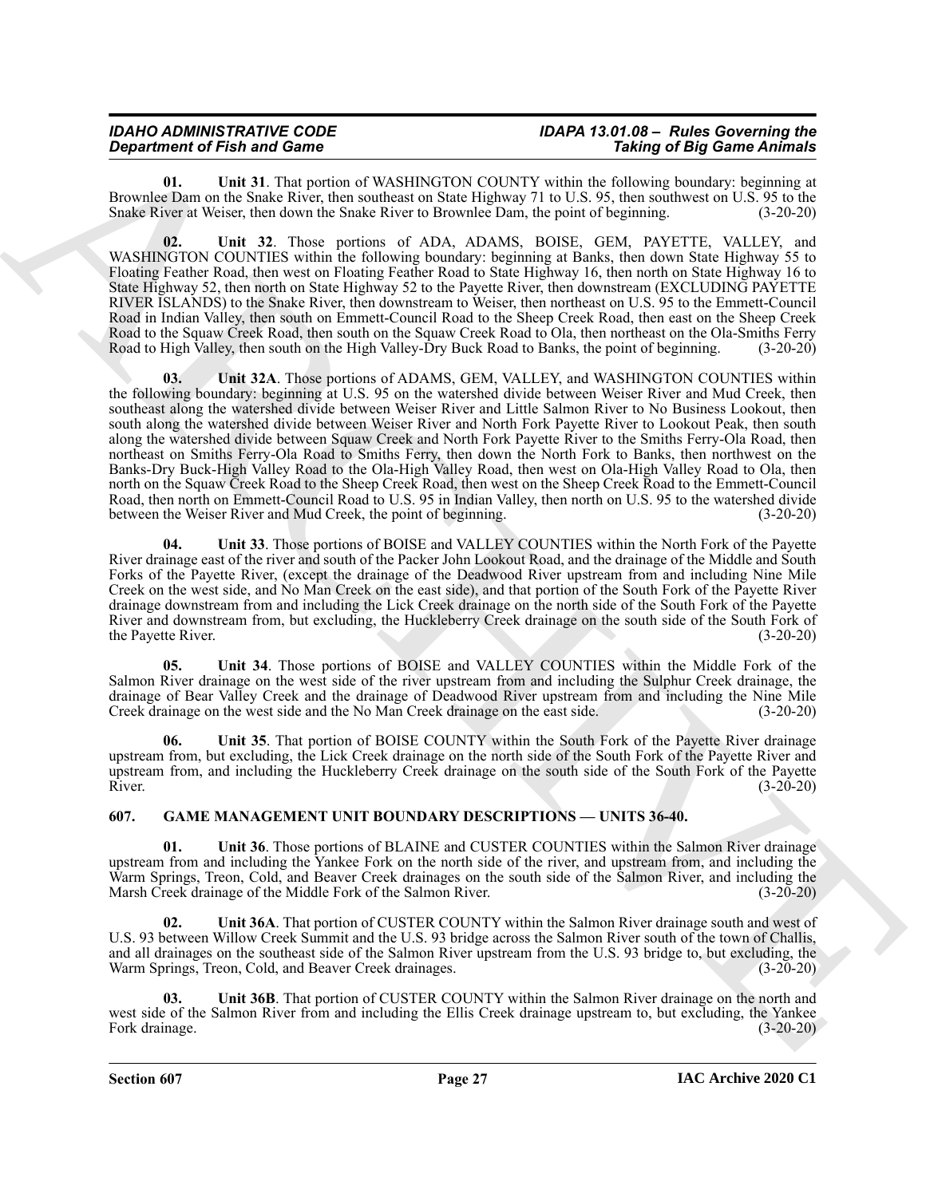**01. Unit 31**. That portion of WASHINGTON COUNTY within the following boundary: beginning at Brownlee Dam on the Snake River, then southeast on State Highway 71 to U.S. 95, then southwest on U.S. 95 to the Snake River at Weiser, then down the Snake River to Brownlee Dam, the point of beginning. (3-20-20)

**02. Unit 32**. Those portions of ADA, ADAMS, BOISE, GEM, PAYETTE, VALLEY, and WASHINGTON COUNTIES within the following boundary: beginning at Banks, then down State Highway 55 to Floating Feather Road, then west on Floating Feather Road to State Highway 16, then north on State Highway 16 to State Highway 52, then north on State Highway 52 to the Payette River, then downstream (EXCLUDING PAYETTE RIVER ISLANDS) to the Snake River, then downstream to Weiser, then northeast on U.S. 95 to the Emmett-Council Road in Indian Valley, then south on Emmett-Council Road to the Sheep Creek Road, then east on the Sheep Creek Road to the Squaw Creek Road, then south on the Squaw Creek Road to Ola, then northeast on the Ola-Smiths Ferry Road to High Valley, then south on the High Valley-Dry Buck Road to Banks, the point of beginning. (3-20-20)

**03. Unit 32A**. Those portions of ADAMS, GEM, VALLEY, and WASHINGTON COUNTIES within the following boundary: beginning at U.S. 95 on the watershed divide between Weiser River and Mud Creek, then southeast along the watershed divide between Weiser River and Little Salmon River to No Business Lookout, then south along the watershed divide between Weiser River and North Fork Payette River to Lookout Peak, then south along the watershed divide between Squaw Creek and North Fork Payette River to the Smiths Ferry-Ola Road, then northeast on Smiths Ferry-Ola Road to Smiths Ferry, then down the North Fork to Banks, then northwest on the Banks-Dry Buck-High Valley Road to the Ola-High Valley Road, then west on Ola-High Valley Road to Ola, then north on the Squaw Creek Road to the Sheep Creek Road, then west on the Sheep Creek Road to the Emmett-Council Road, then north on Emmett-Council Road to U.S. 95 in Indian Valley, then north on U.S. 95 to the watershed divide between the Weiser River and Mud Creek, the point of beginning. (3-20-20)

**04. Unit 33**. Those portions of BOISE and VALLEY COUNTIES within the North Fork of the Payette River drainage east of the river and south of the Packer John Lookout Road, and the drainage of the Middle and South Forks of the Payette River, (except the drainage of the Deadwood River upstream from and including Nine Mile Creek on the west side, and No Man Creek on the east side), and that portion of the South Fork of the Payette River drainage downstream from and including the Lick Creek drainage on the north side of the South Fork of the Payette River and downstream from, but excluding, the Huckleberry Creek drainage on the south side of the South Fork of the Payette River. (3-20-20)

**05. Unit 34**. Those portions of BOISE and VALLEY COUNTIES within the Middle Fork of the Salmon River drainage on the west side of the river upstream from and including the Sulphur Creek drainage, the drainage of Bear Valley Creek and the drainage of Deadwood River upstream from and including the Nine Mile Creek drainage on the west side and the No Man Creek drainage on the east side. (3-20-20)

**06. Unit 35**. That portion of BOISE COUNTY within the South Fork of the Payette River drainage upstream from, but excluding, the Lick Creek drainage on the north side of the South Fork of the Payette River and upstream from, and including the Huckleberry Creek drainage on the south side of the South Fork of the Payette River. (3-20-20)

## 607. GAME MANAGEMENT UNIT BOUNDARY DESCRIPTIONS — UNITS 36-40.

**01. Unit 36**. Those portions of BLAINE and CUSTER COUNTIES within the Salmon River drainage upstream from and including the Yankee Fork on the north side of the river, and upstream from, and including the Warm Springs, Treon, Cold, and Beaver Creek drainages on the south side of the Salmon River, and including the Marsh Creek drainage of the Middle Fork of the Salmon River. (3-20-20)

**02. Unit 36A**. That portion of CUSTER COUNTY within the Salmon River drainage south and west of U.S. 93 between Willow Creek Summit and the U.S. 93 bridge across the Salmon River south of the town of Challis, and all drainages on the southeast side of the Salmon River upstream from the U.S. 93 bridge to, but excluding, the Warm Springs, Treon, Cold, and Beaver Creek drainages. (3-20-20)

**03. Unit 36B**. That portion of CUSTER COUNTY within the Salmon River drainage on the north and west side of the Salmon River from and including the Ellis Creek drainage upstream to, but excluding, the Yankee Fork drainage. (3-20-20)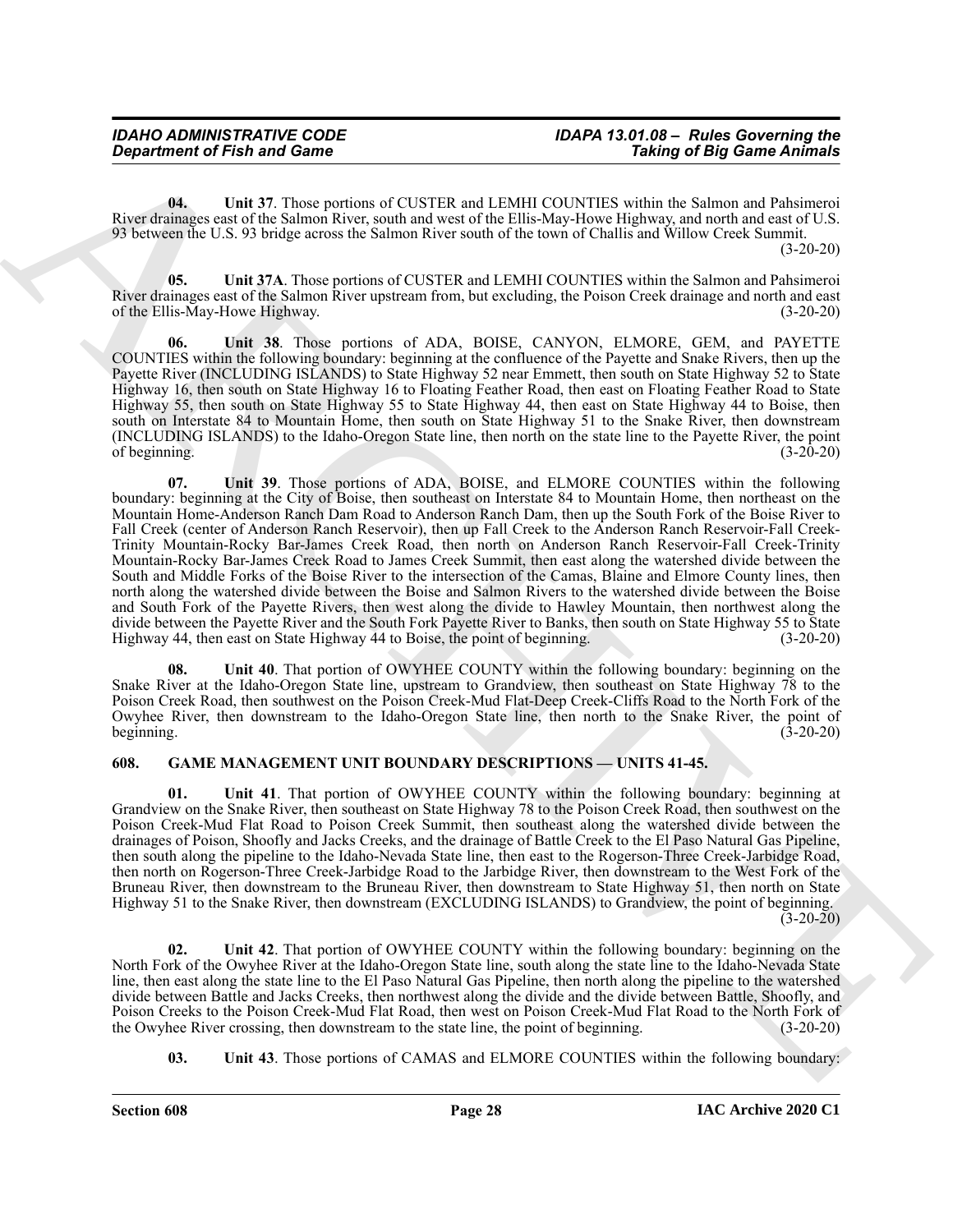**04. Unit 37**. Those portions of CUSTER and LEMHI COUNTIES within the Salmon and Pahsimeroi River drainages east of the Salmon River, south and west of the Ellis-May-Howe Highway, and north and east of U.S. 93 between the U.S. 93 bridge across the Salmon River south of the town of Challis and Willow Creek Summit. (3-20-20)

**05. Unit 37A**. Those portions of CUSTER and LEMHI COUNTIES within the Salmon and Pahsimeroi River drainages east of the Salmon River upstream from, but excluding, the Poison Creek drainage and north and east of the Ellis-May-Howe Highway. (3-20-20)

**06. Unit 38**. Those portions of ADA, BOISE, CANYON, ELMORE, GEM, and PAYETTE COUNTIES within the following boundary: beginning at the confluence of the Payette and Snake Rivers, then up the Payette River (INCLUDING ISLANDS) to State Highway 52 near Emmett, then south on State Highway 52 to State Highway 16, then south on State Highway 16 to Floating Feather Road, then east on Floating Feather Road to State Highway 55, then south on State Highway 55 to State Highway 44, then east on State Highway 44 to Boise, then south on Interstate 84 to Mountain Home, then south on State Highway 51 to the Snake River, then downstream (INCLUDING ISLANDS) to the Idaho-Oregon State line, then north on the state line to the Payette River, the point of beginning. (3-20-20)

**07. Unit 39**. Those portions of ADA, BOISE, and ELMORE COUNTIES within the following boundary: beginning at the City of Boise, then southeast on Interstate 84 to Mountain Home, then northeast on the Mountain Home-Anderson Ranch Dam Road to Anderson Ranch Dam, then up the South Fork of the Boise River to Fall Creek (center of Anderson Ranch Reservoir), then up Fall Creek to the Anderson Ranch Reservoir-Fall Creek-Trinity Mountain-Rocky Bar-James Creek Road, then north on Anderson Ranch Reservoir-Fall Creek-Trinity Mountain-Rocky Bar-James Creek Road to James Creek Summit, then east along the watershed divide between the South and Middle Forks of the Boise River to the intersection of the Camas, Blaine and Elmore County lines, then north along the watershed divide between the Boise and Salmon Rivers to the watershed divide between the Boise and South Fork of the Payette Rivers, then west along the divide to Hawley Mountain, then northwest along the divide between the Payette River and the South Fork Payette River to Banks, then south on State Highway 55 to State Highway 44, then east on State Highway 44 to Boise, the point of beginning. (3-20-20)

**08. Unit 40**. That portion of OWYHEE COUNTY within the following boundary: beginning on the Snake River at the Idaho-Oregon State line, upstream to Grandview, then southeast on State Highway 78 to the Poison Creek Road, then southwest on the Poison Creek-Mud Flat-Deep Creek-Cliffs Road to the North Fork of the Owyhee River, then downstream to the Idaho-Oregon State line, then north to the Snake River, the point of beginning. (3-20-20)

## 608. GAME MANAGEMENT UNIT BOUNDARY DESCRIPTIONS — UNITS 41-45.

**01. Unit 41**. That portion of OWYHEE COUNTY within the following boundary: beginning at Grandview on the Snake River, then southeast on State Highway 78 to the Poison Creek Road, then southwest on the Poison Creek-Mud Flat Road to Poison Creek Summit, then southeast along the watershed divide between the drainages of Poison, Shoofly and Jacks Creeks, and the drainage of Battle Creek to the El Paso Natural Gas Pipeline, then south along the pipeline to the Idaho-Nevada State line, then east to the Rogerson-Three Creek-Jarbidge Road, then north on Rogerson-Three Creek-Jarbidge Road to the Jarbidge River, then downstream to the West Fork of the Bruneau River, then downstream to the Bruneau River, then downstream to State Highway 51, then north on State Highway 51 to the Snake River, then downstream (EXCLUDING ISLANDS) to Grandview, the point of beginning. (3-20-20)

**02. Unit 42**. That portion of OWYHEE COUNTY within the following boundary: beginning on the North Fork of the Owyhee River at the Idaho-Oregon State line, south along the state line to the Idaho-Nevada State line, then east along the state line to the El Paso Natural Gas Pipeline, then north along the pipeline to the watershed divide between Battle and Jacks Creeks, then northwest along the divide and the divide between Battle, Shoofly, and Poison Creeks to the Poison Creek-Mud Flat Road, then west on Poison Creek-Mud Flat Road to the North Fork of the Owyhee River crossing, then downstream to the state line, the point of beginning. (3-20-20)

**03. Unit 43**. Those portions of CAMAS and ELMORE COUNTIES within the following boundary: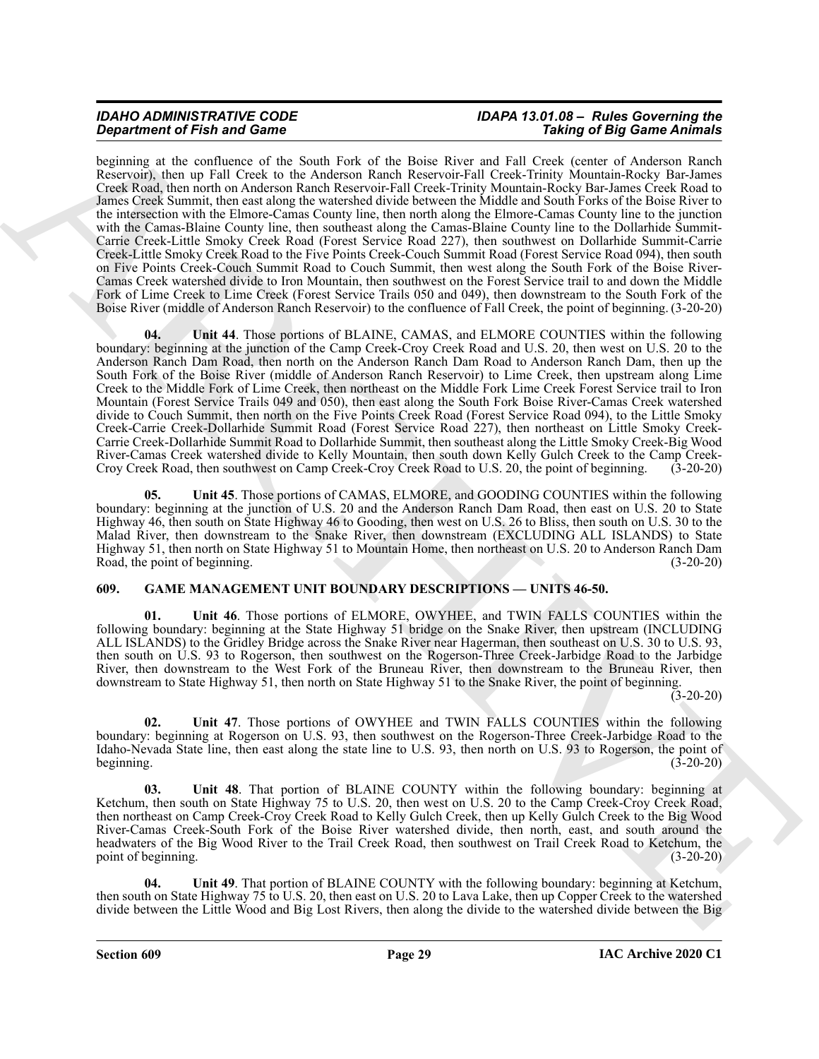beginning at the confluence of the South Fork of the Boise River and Fall Creek (center of Anderson Ranch Reservoir), then up Fall Creek to the Anderson Ranch Reservoir-Fall Creek-Trinity Mountain-Rocky Bar-James Creek Road, then north on Anderson Ranch Reservoir-Fall Creek-Trinity Mountain-Rocky Bar-James Creek Road to James Creek Summit, then east along the watershed divide between the Middle and South Forks of the Boise River to the intersection with the Elmore-Camas County line, then north along the Elmore-Camas County line to the junction with the Camas-Blaine County line, then southeast along the Camas-Blaine County line to the Dollarhide Summit-Carrie Creek-Little Smoky Creek Road (Forest Service Road 227), then southwest on Dollarhide Summit-Carrie Creek-Little Smoky Creek Road to the Five Points Creek-Couch Summit Road (Forest Service Road 094), then south on Five Points Creek-Couch Summit Road to Couch Summit, then west along the South Fork of the Boise River-Camas Creek watershed divide to Iron Mountain, then southwest on the Forest Service trail to and down the Middle Fork of Lime Creek to Lime Creek (Forest Service Trails 050 and 049), then downstream to the South Fork of the Boise River (middle of Anderson Ranch Reservoir) to the confluence of Fall Creek, the point of beginning. (3-20-20)

**04. Unit 44**. Those portions of BLAINE, CAMAS, and ELMORE COUNTIES within the following boundary: beginning at the junction of the Camp Creek-Croy Creek Road and U.S. 20, then west on U.S. 20 to the Anderson Ranch Dam Road, then north on the Anderson Ranch Dam Road to Anderson Ranch Dam, then up the South Fork of the Boise River (middle of Anderson Ranch Reservoir) to Lime Creek, then upstream along Lime Creek to the Middle Fork of Lime Creek, then northeast on the Middle Fork Lime Creek Forest Service trail to Iron Mountain (Forest Service Trails 049 and 050), then east along the South Fork Boise River-Camas Creek watershed divide to Couch Summit, then north on the Five Points Creek Road (Forest Service Road 094), to the Little Smoky Creek-Carrie Creek-Dollarhide Summit Road (Forest Service Road 227), then northeast on Little Smoky Creek-Carrie Creek-Dollarhide Summit Road to Dollarhide Summit, then southeast along the Little Smoky Creek-Big Wood River-Camas Creek watershed divide to Kelly Mountain, then south down Kelly Gulch Creek to the Camp Creek-Croy Creek Road, then southwest on Camp Creek-Croy Creek Road to U.S. 20, the point of beginning. (3-20-20)

**05. Unit 45**. Those portions of CAMAS, ELMORE, and GOODING COUNTIES within the following boundary: beginning at the junction of U.S. 20 and the Anderson Ranch Dam Road, then east on U.S. 20 to State Highway 46, then south on State Highway 46 to Gooding, then west on U.S. 26 to Bliss, then south on U.S. 30 to the Malad River, then downstream to the Snake River, then downstream (EXCLUDING ALL ISLANDS) to State Highway 51, then north on State Highway 51 to Mountain Home, then northeast on U.S. 20 to Anderson Ranch Dam Road, the point of beginning. (3-20-20)

## 609. GAME MANAGEMENT UNIT BOUNDARY DESCRIPTIONS — UNITS 46-50.

**01. Unit 46**. Those portions of ELMORE, OWYHEE, and TWIN FALLS COUNTIES within the following boundary: beginning at the State Highway 51 bridge on the Snake River, then upstream (INCLUDING ALL ISLANDS) to the Gridley Bridge across the Snake River near Hagerman, then southeast on U.S. 30 to U.S. 93, then south on U.S. 93 to Rogerson, then southwest on the Rogerson-Three Creek-Jarbidge Road to the Jarbidge River, then downstream to the West Fork of the Bruneau River, then downstream to the Bruneau River, then downstream to State Highway 51, then north on State Highway 51 to the Snake River, the point of beginning. (3-20-20)

**02. Unit 47**. Those portions of OWYHEE and TWIN FALLS COUNTIES within the following boundary: beginning at Rogerson on U.S. 93, then southwest on the Rogerson-Three Creek-Jarbidge Road to the Idaho-Nevada State line, then east along the state line to U.S. 93, then north on U.S. 93 to Rogerson, the point of beginning. (3-20-20)

**03. Unit 48**. That portion of BLAINE COUNTY within the following boundary: beginning at Ketchum, then south on State Highway 75 to U.S. 20, then west on U.S. 20 to the Camp Creek-Croy Creek Road, then northeast on Camp Creek-Croy Creek Road to Kelly Gulch Creek, then up Kelly Gulch Creek to the Big Wood River-Camas Creek-South Fork of the Boise River watershed divide, then north, east, and south around the headwaters of the Big Wood River to the Trail Creek Road, then southwest on Trail Creek Road to Ketchum, the point of beginning. (3-20-20)

**04. Unit 49**. That portion of BLAINE COUNTY with the following boundary: beginning at Ketchum, then south on State Highway 75 to U.S. 20, then east on U.S. 20 to Lava Lake, then up Copper Creek to the watershed divide between the Little Wood and Big Lost Rivers, then along the divide to the watershed divide between the Big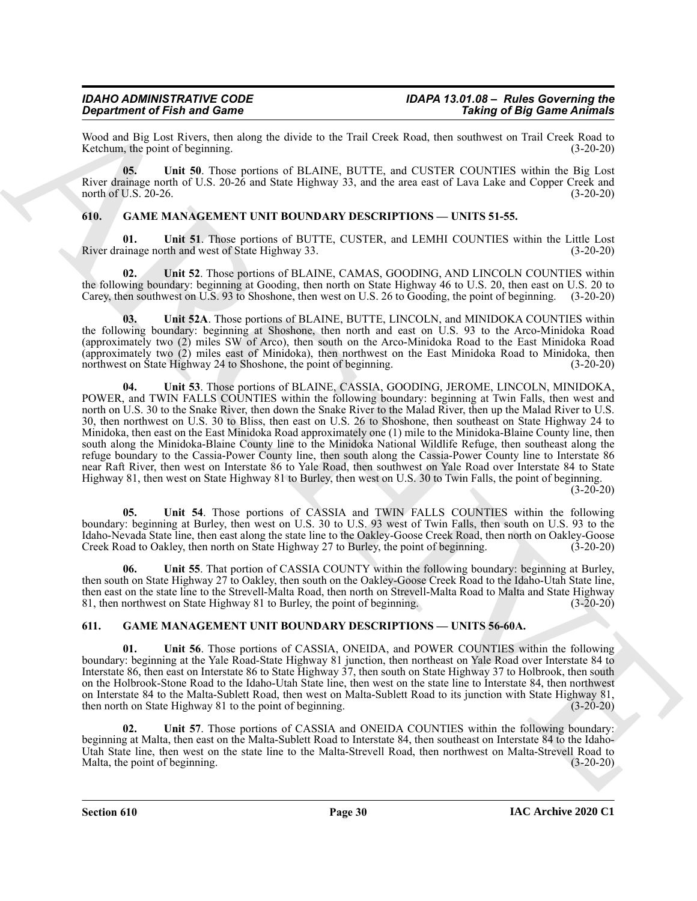Wood and Big Lost Rivers, then along the divide to the Trail Creek Road, then southwest on Trail Creek Road to Ketchum, the point of beginning. (3-20-20)

**05. Unit 50**. Those portions of BLAINE, BUTTE, and CUSTER COUNTIES within the Big Lost River drainage north of U.S. 20-26 and State Highway 33, and the area east of Lava Lake and Copper Creek and north of U.S. 20-26. (3-20-20)

## 610. GAME MANAGEMENT UNIT BOUNDARY DESCRIPTIONS — UNITS 51-55.

**01. Unit 51**. Those portions of BUTTE, CUSTER, and LEMHI COUNTIES within the Little Lost River drainage north and west of State Highway 33. (3-20-20)

**02. Unit 52**. Those portions of BLAINE, CAMAS, GOODING, AND LINCOLN COUNTIES within the following boundary: beginning at Gooding, then north on State Highway 46 to U.S. 20, then east on U.S. 20 to Carey, then southwest on U.S. 93 to Shoshone, then west on U.S. 26 to Gooding, the point of beginning. (3-20-20)

**03. Unit 52A**. Those portions of BLAINE, BUTTE, LINCOLN, and MINIDOKA COUNTIES within the following boundary: beginning at Shoshone, then north and east on U.S. 93 to the Arco-Minidoka Road (approximately two (2) miles SW of Arco), then south on the Arco-Minidoka Road to the East Minidoka Road (approximately two (2) miles east of Minidoka), then northwest on the East Minidoka Road to Minidoka, then northwest on State Highway 24 to Shoshone, the point of beginning. (3-20-20)

**04. Unit 53**. Those portions of BLAINE, CASSIA, GOODING, JEROME, LINCOLN, MINIDOKA, POWER, and TWIN FALLS COUNTIES within the following boundary: beginning at Twin Falls, then west and north on U.S. 30 to the Snake River, then down the Snake River to the Malad River, then up the Malad River to U.S. 30, then northwest on U.S. 30 to Bliss, then east on U.S. 26 to Shoshone, then southeast on State Highway 24 to Minidoka, then east on the East Minidoka Road approximately one (1) mile to the Minidoka-Blaine County line, then south along the Minidoka-Blaine County line to the Minidoka National Wildlife Refuge, then southeast along the refuge boundary to the Cassia-Power County line, then south along the Cassia-Power County line to Interstate 86 near Raft River, then west on Interstate 86 to Yale Road, then southwest on Yale Road over Interstate 84 to State Highway 81, then west on State Highway 81 to Burley, then west on U.S. 30 to Twin Falls, the point of beginning. (3-20-20)

**05. Unit 54**. Those portions of CASSIA and TWIN FALLS COUNTIES within the following boundary: beginning at Burley, then west on U.S. 30 to U.S. 93 west of Twin Falls, then south on U.S. 93 to the Idaho-Nevada State line, then east along the state line to the Oakley-Goose Creek Road, then north on Oakley-Goose Creek Road to Oakley, then north on State Highway 27 to Burley, the point of beginning. (3-20-20)

**06. Unit 55**. That portion of CASSIA COUNTY within the following boundary: beginning at Burley, then south on State Highway 27 to Oakley, then south on the Oakley-Goose Creek Road to the Idaho-Utah State line, then east on the state line to the Strevell-Malta Road, then north on Strevell-Malta Road to Malta and State Highway 81, then northwest on State Highway 81 to Burley, the point of beginning. (3-20-20)

## 611. GAME MANAGEMENT UNIT BOUNDARY DESCRIPTIONS — UNITS 56-60A.

**01. Unit 56**. Those portions of CASSIA, ONEIDA, and POWER COUNTIES within the following boundary: beginning at the Yale Road-State Highway 81 junction, then northeast on Yale Road over Interstate 84 to Interstate 86, then east on Interstate 86 to State Highway 37, then south on State Highway 37 to Holbrook, then south on the Holbrook-Stone Road to the Idaho-Utah State line, then west on the state line to Interstate 84, then northwest on Interstate 84 to the Malta-Sublett Road, then west on Malta-Sublett Road to its junction with State Highway 81, then north on State Highway 81 to the point of beginning. (3-20-20)

**02. Unit 57**. Those portions of CASSIA and ONEIDA COUNTIES within the following boundary: beginning at Malta, then east on the Malta-Sublett Road to Interstate 84, then southeast on Interstate 84 to the Idaho-Utah State line, then west on the state line to the Malta-Strevell Road, then northwest on Malta-Strevell Road to Malta, the point of beginning. (3-20-20)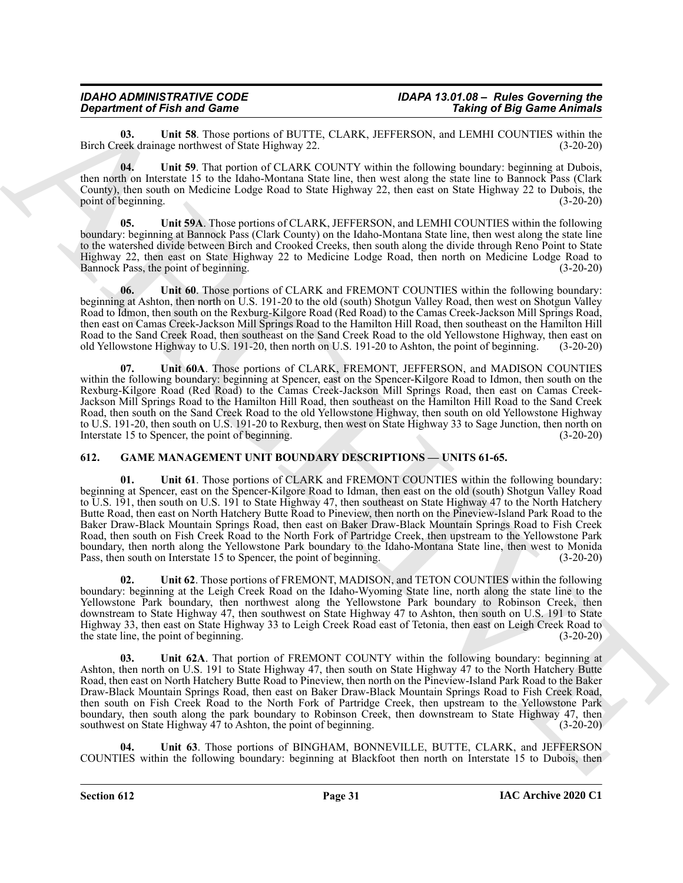**03. Unit 58**. Those portions of BUTTE, CLARK, JEFFERSON, and LEMHI COUNTIES within the Birch Creek drainage northwest of State Highway 22. (3-20-20)

**04. Unit 59**. That portion of CLARK COUNTY within the following boundary: beginning at Dubois, then north on Interstate 15 to the Idaho-Montana State line, then west along the state line to Bannock Pass (Clark County), then south on Medicine Lodge Road to State Highway 22, then east on State Highway 22 to Dubois, the point of beginning. (3-20-20)

**05. Unit 59A**. Those portions of CLARK, JEFFERSON, and LEMHI COUNTIES within the following boundary: beginning at Bannock Pass (Clark County) on the Idaho-Montana State line, then west along the state line to the watershed divide between Birch and Crooked Creeks, then south along the divide through Reno Point to State Highway 22, then east on State Highway 22 to Medicine Lodge Road, then north on Medicine Lodge Road to Bannock Pass, the point of beginning. (3-20-20)

**06. Unit 60**. Those portions of CLARK and FREMONT COUNTIES within the following boundary: beginning at Ashton, then north on U.S. 191-20 to the old (south) Shotgun Valley Road, then west on Shotgun Valley Road to Idmon, then south on the Rexburg-Kilgore Road (Red Road) to the Camas Creek-Jackson Mill Springs Road, then east on Camas Creek-Jackson Mill Springs Road to the Hamilton Hill Road, then southeast on the Hamilton Hill Road to the Sand Creek Road, then southeast on the Sand Creek Road to the old Yellowstone Highway, then east on old Yellowstone Highway to U.S. 191-20, then north on U.S. 191-20 to Ashton, the point of beginning. (3-20-20)

**07. Unit 60A**. Those portions of CLARK, FREMONT, JEFFERSON, and MADISON COUNTIES within the following boundary: beginning at Spencer, east on the Spencer-Kilgore Road to Idmon, then south on the Rexburg-Kilgore Road (Red Road) to the Camas Creek-Jackson Mill Springs Road, then east on Camas Creek-Jackson Mill Springs Road to the Hamilton Hill Road, then southeast on the Hamilton Hill Road to the Sand Creek Road, then south on the Sand Creek Road to the old Yellowstone Highway, then south on old Yellowstone Highway to U.S. 191-20, then south on U.S. 191-20 to Rexburg, then west on State Highway 33 to Sage Junction, then north on Interstate 15 to Spencer, the point of beginning. (3-20-20)

## 612. GAME MANAGEMENT UNIT BOUNDARY DESCRIPTIONS — UNITS 61-65.

**01. Unit 61**. Those portions of CLARK and FREMONT COUNTIES within the following boundary: beginning at Spencer, east on the Spencer-Kilgore Road to Idman, then east on the old (south) Shotgun Valley Road to U.S. 191, then south on U.S. 191 to State Highway 47, then southeast on State Highway 47 to the North Hatchery Butte Road, then east on North Hatchery Butte Road to Pineview, then north on the Pineview-Island Park Road to the Baker Draw-Black Mountain Springs Road, then east on Baker Draw-Black Mountain Springs Road to Fish Creek Road, then south on Fish Creek Road to the North Fork of Partridge Creek, then upstream to the Yellowstone Park boundary, then north along the Yellowstone Park boundary to the Idaho-Montana State line, then west to Monida Pass, then south on Interstate 15 to Spencer, the point of beginning. (3-20-20)

**02. Unit 62**. Those portions of FREMONT, MADISON, and TETON COUNTIES within the following boundary: beginning at the Leigh Creek Road on the Idaho-Wyoming State line, north along the state line to the Yellowstone Park boundary, then northwest along the Yellowstone Park boundary to Robinson Creek, then downstream to State Highway 47, then southwest on State Highway 47 to Ashton, then south on U.S. 191 to State Highway 33, then east on State Highway 33 to Leigh Creek Road east of Tetonia, then east on Leigh Creek Road to the state line, the point of beginning. (3-20-20)

**03. Unit 62A**. That portion of FREMONT COUNTY within the following boundary: beginning at Ashton, then north on U.S. 191 to State Highway 47, then south on State Highway 47 to the North Hatchery Butte Road, then east on North Hatchery Butte Road to Pineview, then north on the Pineview-Island Park Road to the Baker Draw-Black Mountain Springs Road, then east on Baker Draw-Black Mountain Springs Road to Fish Creek Road, then south on Fish Creek Road to the North Fork of Partridge Creek, then upstream to the Yellowstone Park boundary, then south along the park boundary to Robinson Creek, then downstream to State Highway 47, then southwest on State Highway 47 to Ashton, the point of beginning. (3-20-20)

**04. Unit 63**. Those portions of BINGHAM, BONNEVILLE, BUTTE, CLARK, and JEFFERSON COUNTIES within the following boundary: beginning at Blackfoot then north on Interstate 15 to Dubois, then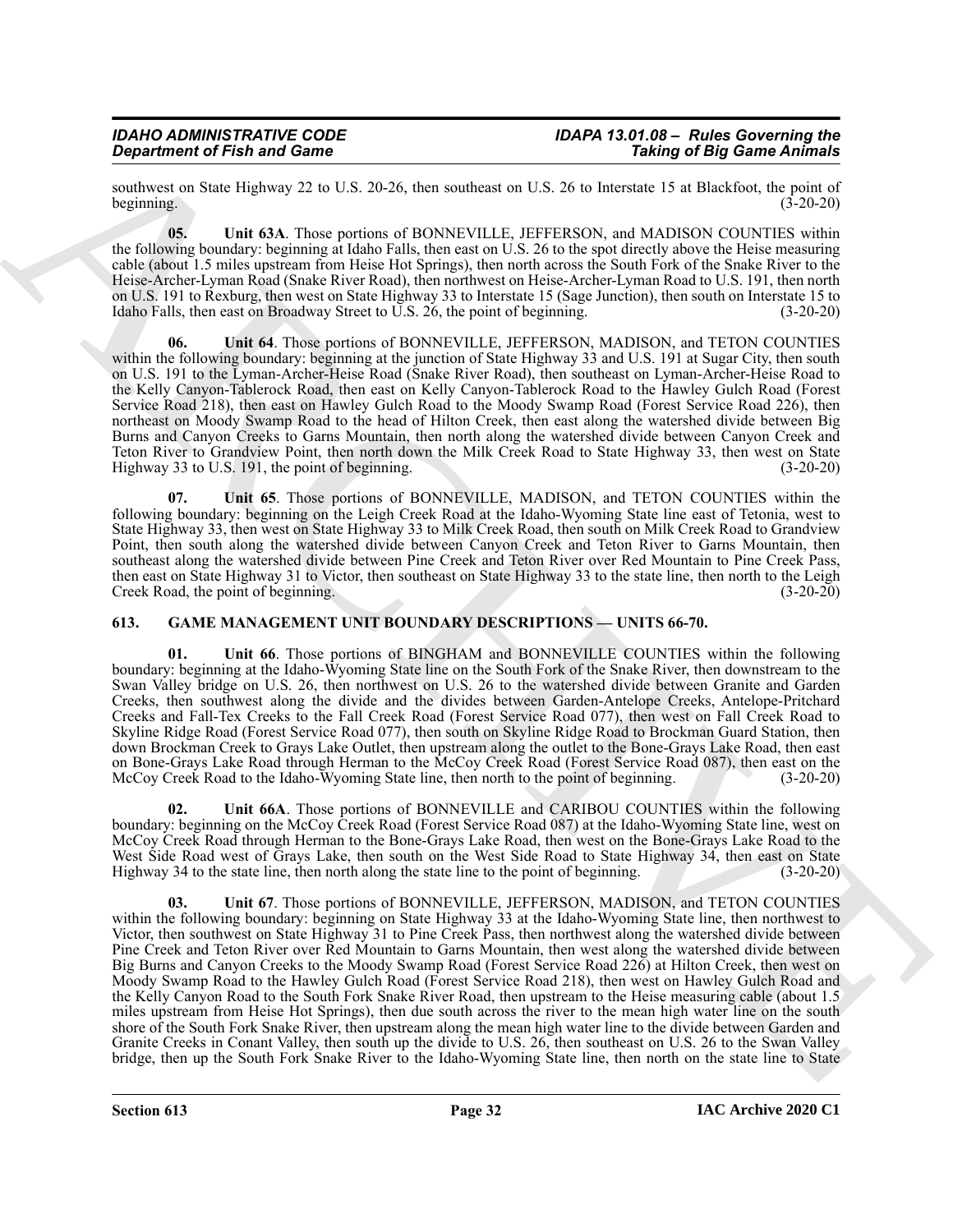southwest on State Highway 22 to U.S. 20-26, then southeast on U.S. 26 to Interstate 15 at Blackfoot, the point of beginning. (3-20-20)

**05. Unit 63A**. Those portions of BONNEVILLE, JEFFERSON, and MADISON COUNTIES within the following boundary: beginning at Idaho Falls, then east on U.S. 26 to the spot directly above the Heise measuring cable (about 1.5 miles upstream from Heise Hot Springs), then north across the South Fork of the Snake River to the Heise-Archer-Lyman Road (Snake River Road), then northwest on Heise-Archer-Lyman Road to U.S. 191, then north on U.S. 191 to Rexburg, then west on State Highway 33 to Interstate 15 (Sage Junction), then south on Interstate 15 to Idaho Falls, then east on Broadway Street to U.S. 26, the point of beginning. (3-20-20)

**06. Unit 64**. Those portions of BONNEVILLE, JEFFERSON, MADISON, and TETON COUNTIES within the following boundary: beginning at the junction of State Highway 33 and U.S. 191 at Sugar City, then south on U.S. 191 to the Lyman-Archer-Heise Road (Snake River Road), then southeast on Lyman-Archer-Heise Road to the Kelly Canyon-Tablerock Road, then east on Kelly Canyon-Tablerock Road to the Hawley Gulch Road (Forest Service Road 218), then east on Hawley Gulch Road to the Moody Swamp Road (Forest Service Road 226), then northeast on Moody Swamp Road to the head of Hilton Creek, then east along the watershed divide between Big Burns and Canyon Creeks to Garns Mountain, then north along the watershed divide between Canyon Creek and Teton River to Grandview Point, then north down the Milk Creek Road to State Highway 33, then west on State Highway 33 to U.S. 191, the point of beginning. (3-20-20)

**07. Unit 65**. Those portions of BONNEVILLE, MADISON, and TETON COUNTIES within the following boundary: beginning on the Leigh Creek Road at the Idaho-Wyoming State line east of Tetonia, west to State Highway 33, then west on State Highway 33 to Milk Creek Road, then south on Milk Creek Road to Grandview Point, then south along the watershed divide between Canyon Creek and Teton River to Garns Mountain, then southeast along the watershed divide between Pine Creek and Teton River over Red Mountain to Pine Creek Pass, then east on State Highway 31 to Victor, then southeast on State Highway 33 to the state line, then north to the Leigh Creek Road, the point of beginning. (3-20-20)

## 613. GAME MANAGEMENT UNIT BOUNDARY DESCRIPTIONS — UNITS 66-70.

**01. Unit 66**. Those portions of BINGHAM and BONNEVILLE COUNTIES within the following boundary: beginning at the Idaho-Wyoming State line on the South Fork of the Snake River, then downstream to the Swan Valley bridge on U.S. 26, then northwest on U.S. 26 to the watershed divide between Granite and Garden Creeks, then southwest along the divide and the divides between Garden-Antelope Creeks, Antelope-Pritchard Creeks and Fall-Tex Creeks to the Fall Creek Road (Forest Service Road 077), then west on Fall Creek Road to Skyline Ridge Road (Forest Service Road 077), then south on Skyline Ridge Road to Brockman Guard Station, then down Brockman Creek to Grays Lake Outlet, then upstream along the outlet to the Bone-Grays Lake Road, then east on Bone-Grays Lake Road through Herman to the McCoy Creek Road (Forest Service Road 087), then east on the McCoy Creek Road to the Idaho-Wyoming State line, then north to the point of beginning. (3-20-20)

**02. Unit 66A**. Those portions of BONNEVILLE and CARIBOU COUNTIES within the following boundary: beginning on the McCoy Creek Road (Forest Service Road 087) at the Idaho-Wyoming State line, west on McCoy Creek Road through Herman to the Bone-Grays Lake Road, then west on the Bone-Grays Lake Road to the West Side Road west of Grays Lake, then south on the West Side Road to State Highway 34, then east on State Highway 34 to the state line, then north along the state line to the point of beginning. (3-20-20)

**03. Unit 67**. Those portions of BONNEVILLE, JEFFERSON, MADISON, and TETON COUNTIES within the following boundary: beginning on State Highway 33 at the Idaho-Wyoming State line, then northwest to Victor, then southwest on State Highway 31 to Pine Creek Pass, then northwest along the watershed divide between Pine Creek and Teton River over Red Mountain to Garns Mountain, then west along the watershed divide between Big Burns and Canyon Creeks to the Moody Swamp Road (Forest Service Road 226) at Hilton Creek, then west on Moody Swamp Road to the Hawley Gulch Road (Forest Service Road 218), then west on Hawley Gulch Road and the Kelly Canyon Road to the South Fork Snake River Road, then upstream to the Heise measuring cable (about 1.5 miles upstream from Heise Hot Springs), then due south across the river to the mean high water line on the south shore of the South Fork Snake River, then upstream along the mean high water line to the divide between Garden and Granite Creeks in Conant Valley, then south up the divide to U.S. 26, then southeast on U.S. 26 to the Swan Valley bridge, then up the South Fork Snake River to the Idaho-Wyoming State line, then north on the state line to State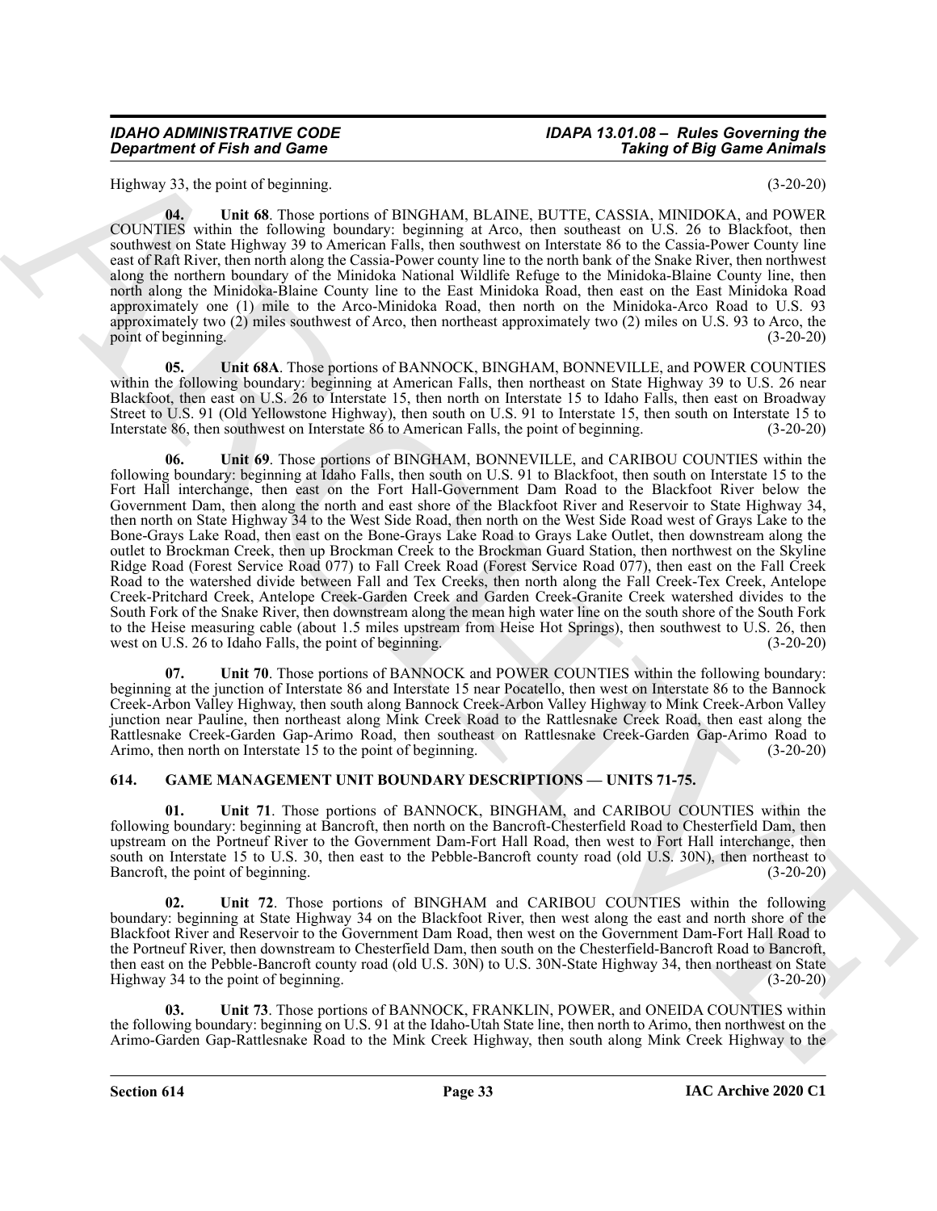Highway 33, the point of beginning. (3-20-20)

**04. Unit 68**. Those portions of BINGHAM, BLAINE, BUTTE, CASSIA, MINIDOKA, and POWER COUNTIES within the following boundary: beginning at Arco, then southeast on U.S. 26 to Blackfoot, then southwest on State Highway 39 to American Falls, then southwest on Interstate 86 to the Cassia-Power County line east of Raft River, then north along the Cassia-Power county line to the north bank of the Snake River, then northwest along the northern boundary of the Minidoka National Wildlife Refuge to the Minidoka-Blaine County line, then north along the Minidoka-Blaine County line to the East Minidoka Road, then east on the East Minidoka Road approximately one (1) mile to the Arco-Minidoka Road, then north on the Minidoka-Arco Road to U.S. 93 approximately two (2) miles southwest of Arco, then northeast approximately two (2) miles on U.S. 93 to Arco, the point of beginning. (3-20-20)

**05. Unit 68A**. Those portions of BANNOCK, BINGHAM, BONNEVILLE, and POWER COUNTIES within the following boundary: beginning at American Falls, then northeast on State Highway 39 to U.S. 26 near Blackfoot, then east on U.S. 26 to Interstate 15, then north on Interstate 15 to Idaho Falls, then east on Broadway Street to U.S. 91 (Old Yellowstone Highway), then south on U.S. 91 to Interstate 15, then south on Interstate 15 to Interstate 86, then southwest on Interstate 86 to American Falls, the point of beginning. (3-20-20)

**06. Unit 69**. Those portions of BINGHAM, BONNEVILLE, and CARIBOU COUNTIES within the following boundary: beginning at Idaho Falls, then south on U.S. 91 to Blackfoot, then south on Interstate 15 to the Fort Hall interchange, then east on the Fort Hall-Government Dam Road to the Blackfoot River below the Government Dam, then along the north and east shore of the Blackfoot River and Reservoir to State Highway 34, then north on State Highway 34 to the West Side Road, then north on the West Side Road west of Grays Lake to the Bone-Grays Lake Road, then east on the Bone-Grays Lake Road to Grays Lake Outlet, then downstream along the outlet to Brockman Creek, then up Brockman Creek to the Brockman Guard Station, then northwest on the Skyline Ridge Road (Forest Service Road 077) to Fall Creek Road (Forest Service Road 077), then east on the Fall Creek Road to the watershed divide between Fall and Tex Creeks, then north along the Fall Creek-Tex Creek, Antelope Creek-Pritchard Creek, Antelope Creek-Garden Creek and Garden Creek-Granite Creek watershed divides to the South Fork of the Snake River, then downstream along the mean high water line on the south shore of the South Fork to the Heise measuring cable (about 1.5 miles upstream from Heise Hot Springs), then southwest to U.S. 26, then west on U.S. 26 to Idaho Falls, the point of beginning. (3-20-20)

**07. Unit 70**. Those portions of BANNOCK and POWER COUNTIES within the following boundary: beginning at the junction of Interstate 86 and Interstate 15 near Pocatello, then west on Interstate 86 to the Bannock Creek-Arbon Valley Highway, then south along Bannock Creek-Arbon Valley Highway to Mink Creek-Arbon Valley junction near Pauline, then northeast along Mink Creek Road to the Rattlesnake Creek Road, then east along the Rattlesnake Creek-Garden Gap-Arimo Road, then southeast on Rattlesnake Creek-Garden Gap-Arimo Road to Arimo, then north on Interstate 15 to the point of beginning. (3-20-20)

## 614. GAME MANAGEMENT UNIT BOUNDARY DESCRIPTIONS — UNITS 71-75.

**01. Unit 71**. Those portions of BANNOCK, BINGHAM, and CARIBOU COUNTIES within the following boundary: beginning at Bancroft, then north on the Bancroft-Chesterfield Road to Chesterfield Dam, then upstream on the Portneuf River to the Government Dam-Fort Hall Road, then west to Fort Hall interchange, then south on Interstate 15 to U.S. 30, then east to the Pebble-Bancroft county road (old U.S. 30N), then northeast to Bancroft, the point of beginning. (3-20-20)

**02. Unit 72**. Those portions of BINGHAM and CARIBOU COUNTIES within the following boundary: beginning at State Highway 34 on the Blackfoot River, then west along the east and north shore of the Blackfoot River and Reservoir to the Government Dam Road, then west on the Government Dam-Fort Hall Road to the Portneuf River, then downstream to Chesterfield Dam, then south on the Chesterfield-Bancroft Road to Bancroft, then east on the Pebble-Bancroft county road (old U.S. 30N) to U.S. 30N-State Highway 34, then northeast on State Highway 34 to the point of beginning. (3-20-20)

**03. Unit 73**. Those portions of BANNOCK, FRANKLIN, POWER, and ONEIDA COUNTIES within the following boundary: beginning on U.S. 91 at the Idaho-Utah State line, then north to Arimo, then northwest on the Arimo-Garden Gap-Rattlesnake Road to the Mink Creek Highway, then south along Mink Creek Highway to the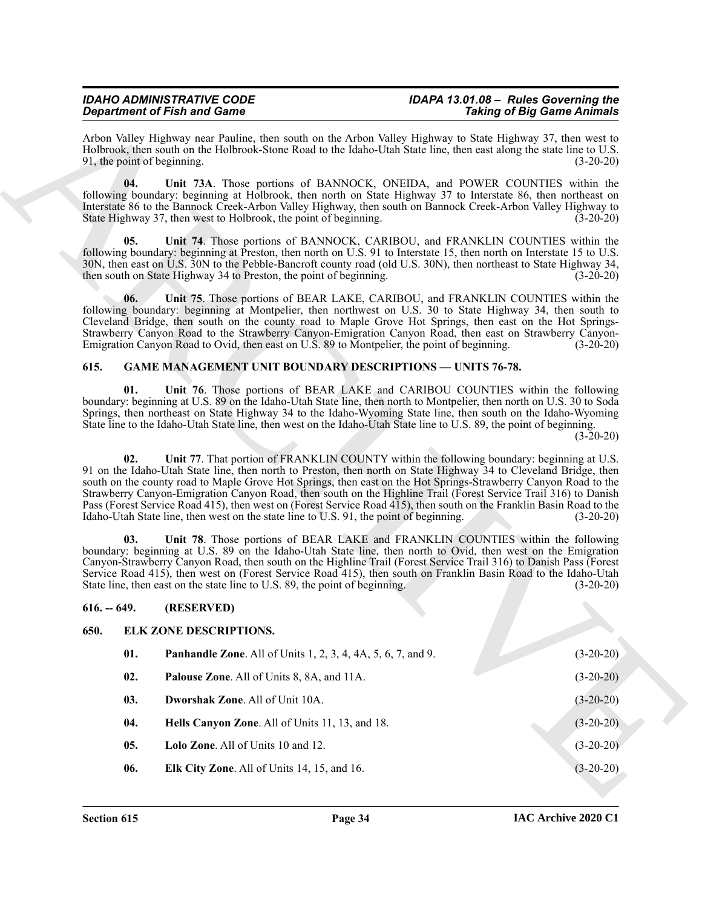Arbon Valley Highway near Pauline, then south on the Arbon Valley Highway to State Highway 37, then west to Holbrook, then south on the Holbrook-Stone Road to the Idaho-Utah State line, then east along the state line to U.S. 91, the point of beginning. (3-20-20)

**04. Unit 73A**. Those portions of BANNOCK, ONEIDA, and POWER COUNTIES within the following boundary: beginning at Holbrook, then north on State Highway 37 to Interstate 86, then northeast on Interstate 86 to the Bannock Creek-Arbon Valley Highway, then south on Bannock Creek-Arbon Valley Highway to State Highway 37, then west to Holbrook, the point of beginning. (3-20-20)

**05. Unit 74**. Those portions of BANNOCK, CARIBOU, and FRANKLIN COUNTIES within the following boundary: beginning at Preston, then north on U.S. 91 to Interstate 15, then north on Interstate 15 to U.S. 30N, then east on U.S. 30N to the Pebble-Bancroft county road (old U.S. 30N), then northeast to State Highway 34, then south on State Highway 34 to Preston, the point of beginning. (3-20-20)

**06. Unit 75**. Those portions of BEAR LAKE, CARIBOU, and FRANKLIN COUNTIES within the following boundary: beginning at Montpelier, then northwest on U.S. 30 to State Highway 34, then south to Cleveland Bridge, then south on the county road to Maple Grove Hot Springs, then east on the Hot Springs-Strawberry Canyon Road to the Strawberry Canyon-Emigration Canyon Road, then east on Strawberry Canyon-Emigration Canyon Road to Ovid, then east on U.S. 89 to Montpelier, the point of beginning. (3-20-20)

## 615. GAME MANAGEMENT UNIT BOUNDARY DESCRIPTIONS — UNITS 76-78.

**01. Unit 76**. Those portions of BEAR LAKE and CARIBOU COUNTIES within the following boundary: beginning at U.S. 89 on the Idaho-Utah State line, then north to Montpelier, then north on U.S. 30 to Soda Springs, then northeast on State Highway 34 to the Idaho-Wyoming State line, then south on the Idaho-Wyoming State line to the Idaho-Utah State line, then west on the Idaho-Utah State line to U.S. 89, the point of beginning. (3-20-20)

**02. Unit 77**. That portion of FRANKLIN COUNTY within the following boundary: beginning at U.S. 91 on the Idaho-Utah State line, then north to Preston, then north on State Highway 34 to Cleveland Bridge, then south on the county road to Maple Grove Hot Springs, then east on the Hot Springs-Strawberry Canyon Road to the Strawberry Canyon-Emigration Canyon Road, then south on the Highline Trail (Forest Service Trail 316) to Danish Pass (Forest Service Road 415), then west on (Forest Service Road 415), then south on the Franklin Basin Road to the Idaho-Utah State line, then west on the state line to U.S. 91, the point of beginning. (3-20-20)

**03. Unit 78**. Those portions of BEAR LAKE and FRANKLIN COUNTIES within the following boundary: beginning at U.S. 89 on the Idaho-Utah State line, then north to Ovid, then west on the Emigration Canyon-Strawberry Canyon Road, then south on the Highline Trail (Forest Service Trail 316) to Danish Pass (Forest Service Road 415), then west on (Forest Service Road 415), then south on Franklin Basin Road to the Idaho-Utah State line, then east on the state line to U.S. 89, the point of beginning. (3-20-20)

## 616. -- 649. (RESERVED)

## 650. ELK ZONE DESCRIPTIONS.

**01. Panhandle Zone**. All of Units 1, 2, 3, 4, 4A, 5, 6, 7, and 9. (3-20-20)

**02. Palouse Zone**. All of Units 8, 8A, and 11A. (3-20-20)

**03. Dworshak Zone**. All of Unit 10A. (3-20-20)

**04. Hells Canyon Zone**. All of Units 11, 13, and 18. (3-20-20)

**05. Lolo Zone**. All of Units 10 and 12. (3-20-20)

**06. Elk City Zone**. All of Units 14, 15, and 16. (3-20-20)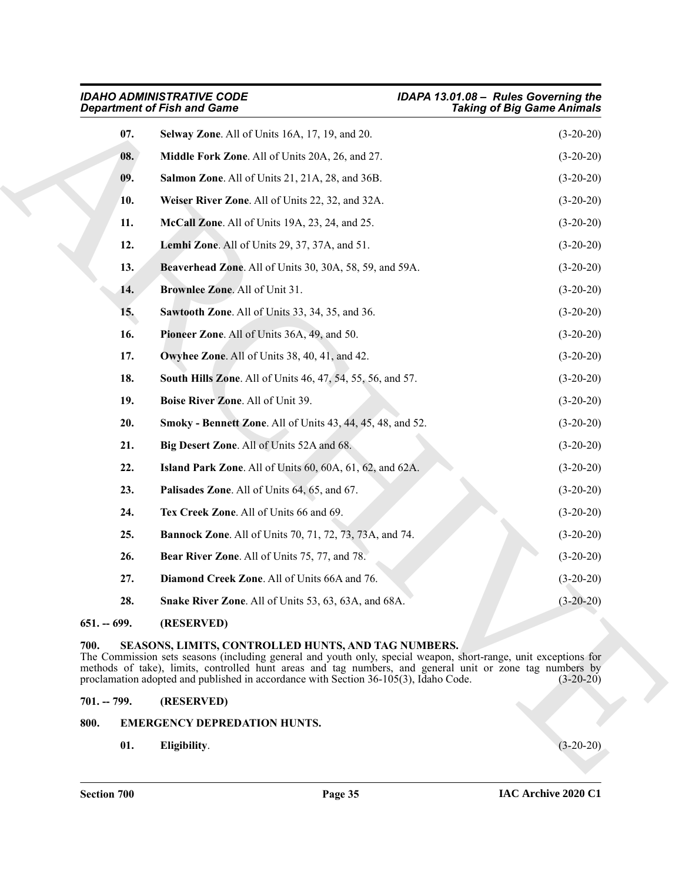**07. Selway Zone**. All of Units 16A, 17, 19, and 20. (3-20-20)

**08. Middle Fork Zone**. All of Units 20A, 26, and 27. (3-20-20)

**09. Salmon Zone**. All of Units 21, 21A, 28, and 36B. (3-20-20)

**10. Weiser River Zone**. All of Units 22, 32, and 32A. (3-20-20)

**11. McCall Zone**. All of Units 19A, 23, 24, and 25. (3-20-20)

**12. Lemhi Zone**. All of Units 29, 37, 37A, and 51. (3-20-20)

**13. Beaverhead Zone**. All of Units 30, 30A, 58, 59, and 59A. (3-20-20)

**14. Brownlee Zone**. All of Unit 31. (3-20-20)

**15. Sawtooth Zone**. All of Units 33, 34, 35, and 36. (3-20-20)

**16. Pioneer Zone**. All of Units 36A, 49, and 50. (3-20-20)

**17. Owyhee Zone**. All of Units 38, 40, 41, and 42. (3-20-20)

**18. South Hills Zone**. All of Units 46, 47, 54, 55, 56, and 57. (3-20-20)

**19. Boise River Zone**. All of Unit 39. (3-20-20)

**20. Smoky - Bennett Zone**. All of Units 43, 44, 45, 48, and 52. (3-20-20)

**21. Big Desert Zone**. All of Units 52A and 68. (3-20-20)

**22. Island Park Zone**. All of Units 60, 60A, 61, 62, and 62A. (3-20-20)

**23. Palisades Zone**. All of Units 64, 65, and 67. (3-20-20)

**24. Tex Creek Zone**. All of Units 66 and 69. (3-20-20)

**25. Bannock Zone**. All of Units 70, 71, 72, 73, 73A, and 74. (3-20-20)

**26. Bear River Zone**. All of Units 75, 77, and 78. (3-20-20)

**27. Diamond Creek Zone**. All of Units 66A and 76. (3-20-20)

**28. Snake River Zone**. All of Units 53, 63, 63A, and 68A. (3-20-20)

## 651. -- 699. (RESERVED)

## 700. SEASONS, LIMITS, CONTROLLED HUNTS, AND TAG NUMBERS.

The Commission sets seasons (including general and youth only, special weapon, short-range, unit exceptions for methods of take), limits, controlled hunt areas and tag numbers, and general unit or zone tag numbers by proclamation adopted and published in accordance with Section 36-105(3), Idaho Code. (3-20-20)

## 701. -- 799. (RESERVED)

## 800. EMERGENCY DEPREDATION HUNTS.

**01. Eligibility**. (3-20-20)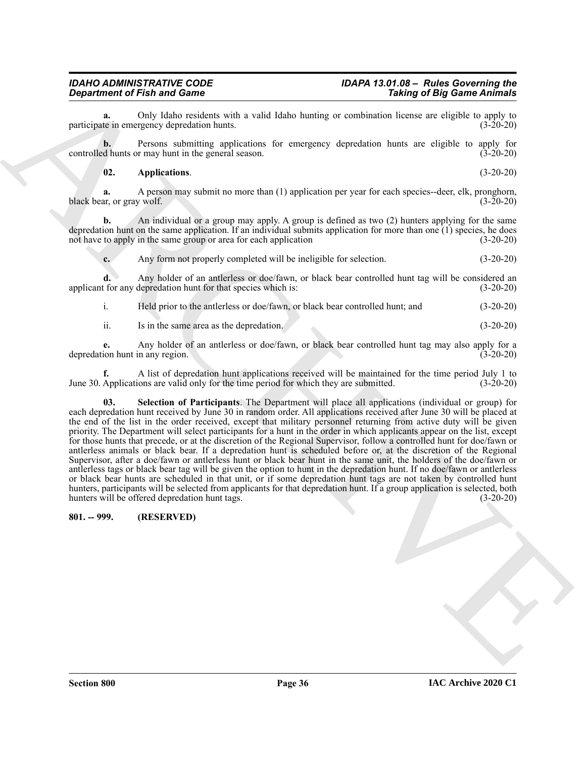**a.** Only Idaho residents with a valid Idaho hunting or combination license are eligible to apply to participate in emergency depredation hunts. (3-20-20)

**b.** Persons submitting applications for emergency depredation hunts are eligible to apply for controlled hunts or may hunt in the general season. (3-20-20)

**02. Applications**. (3-20-20)

**a.** A person may submit no more than (1) application per year for each species--deer, elk, pronghorn, black bear, or gray wolf. (3-20-20)

**b.** An individual or a group may apply. A group is defined as two (2) hunters applying for the same depredation hunt on the same application. If an individual submits application for more than one (1) species, he does not have to apply in the same group or area for each application (3-20-20)

**c.** Any form not properly completed will be ineligible for selection. (3-20-20)

**d.** Any holder of an antlerless or doe/fawn, or black bear controlled hunt tag will be considered an applicant for any depredation hunt for that species which is: (3-20-20)

i. Held prior to the antlerless or doe/fawn, or black bear controlled hunt; and (3-20-20)

ii. Is in the same area as the depredation. (3-20-20)

**e.** Any holder of an antlerless or doe/fawn, or black bear controlled hunt tag may also apply for a depredation hunt in any region. (3-20-20)

**f.** A list of depredation hunt applications received will be maintained for the time period July 1 to June 30. Applications are valid only for the time period for which they are submitted. (3-20-20)

**03. Selection of Participants**. The Department will place all applications (individual or group) for each depredation hunt received by June 30 in random order. All applications received after June 30 will be placed at the end of the list in the order received, except that military personnel returning from active duty will be given priority. The Department will select participants for a hunt in the order in which applicants appear on the list, except for those hunts that precede, or at the discretion of the Regional Supervisor, follow a controlled hunt for doe/fawn or antlerless animals or black bear. If a depredation hunt is scheduled before or, at the discretion of the Regional Supervisor, after a doe/fawn or antlerless hunt or black bear hunt in the same unit, the holders of the doe/fawn or antlerless tags or black bear tag will be given the option to hunt in the depredation hunt. If no doe/fawn or antlerless or black bear hunts are scheduled in that unit, or if some depredation hunt tags are not taken by controlled hunt hunters, participants will be selected from applicants for that depredation hunt. If a group application is selected, both hunters will be offered depredation hunt tags. (3-20-20)

**801. -- 999. (RESERVED)**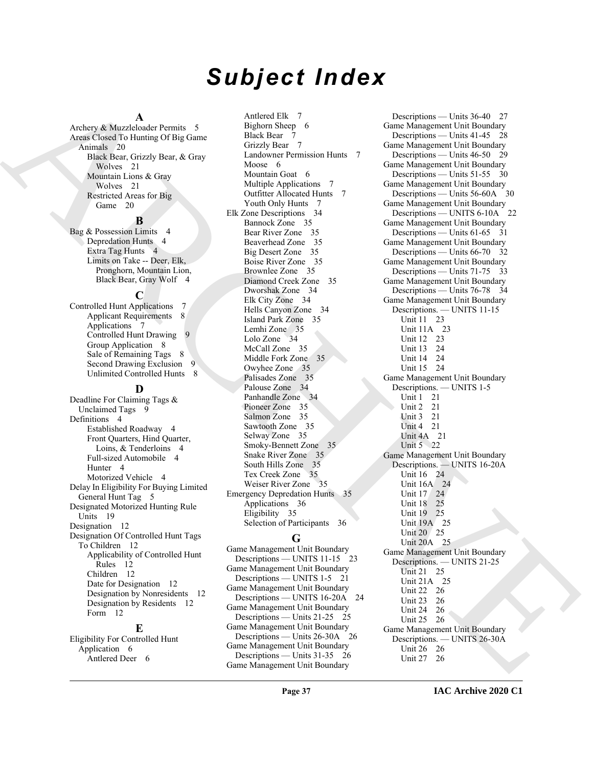# Subject Index

## A

Archery & Muzzleloader Permits 5
Areas Closed To Hunting Of Big Game Animals 20
- Black Bear, Grizzly Bear, & Gray Wolves 21
- Mountain Lions & Gray Wolves 21
- Restricted Areas for Big Game 20

## B

Bag & Possession Limits 4
- Depredation Hunts 4
- Extra Tag Hunts 4
- Limits on Take -- Deer, Elk, Pronghorn, Mountain Lion, Black Bear, Gray Wolf 4

## C

Controlled Hunt Applications 7
- Applicant Requirements 8
- Applications 7
- Controlled Hunt Drawing 9
- Group Application 8
- Sale of Remaining Tags 8
- Second Drawing Exclusion 9
- Unlimited Controlled Hunts 8

## D

Deadline For Claiming Tags & Unclaimed Tags 9
Definitions 4
- Established Roadway 4
- Front Quarters, Hind Quarter, Loins, & Tenderloins 4
- Full-sized Automobile 4
- Hunter 4
- Motorized Vehicle 4

Delay In Eligibility For Buying Limited General Hunt Tag 5
Designated Motorized Hunting Rule Units 19
Designation 12
Designation Of Controlled Hunt Tags To Children 12
- Applicability of Controlled Hunt Rules 12
- Children 12
- Date for Designation 12
- Designation by Nonresidents 12
- Designation by Residents 12
- Form 12

## E

Eligibility For Controlled Hunt Application 6
- Antlered Deer 6
- Antlered Elk 7
- Bighorn Sheep 6
- Black Bear 7
- Grizzly Bear 7
- Landowner Permission Hunts 7
- Moose 6
- Mountain Goat 6
- Multiple Applications 7
- Outfitter Allocated Hunts 7
- Youth Only Hunts 7

Elk Zone Descriptions 34
- Bannock Zone 35
- Bear River Zone 35
- Beaverhead Zone 35
- Big Desert Zone 35
- Boise River Zone 35
- Brownlee Zone 35
- Diamond Creek Zone 35
- Dworshak Zone 34
- Elk City Zone 34
- Hells Canyon Zone 34
- Island Park Zone 35
- Lemhi Zone 35
- Lolo Zone 34
- McCall Zone 35
- Middle Fork Zone 35
- Owyhee Zone 35
- Palisades Zone 35
- Palouse Zone 34
- Panhandle Zone 34
- Pioneer Zone 35
- Salmon Zone 35
- Sawtooth Zone 35
- Selway Zone 35
- Smoky-Bennett Zone 35
- Snake River Zone 35
- South Hills Zone 35
- Tex Creek Zone 35
- Weiser River Zone 35

Emergency Depredation Hunts 35
- Applications 36
- Eligibility 35
- Selection of Participants 36

## G

Game Management Unit Boundary Descriptions — UNITS 11-15 23
Game Management Unit Boundary Descriptions — UNITS 1-5 21
Game Management Unit Boundary Descriptions — UNITS 16-20A 24
Game Management Unit Boundary Descriptions — Units 21-25 25
Game Management Unit Boundary Descriptions — Units 26-30A 26
Game Management Unit Boundary Descriptions — Units 31-35 26
Game Management Unit Boundary Descriptions — Units 36-40 27
Game Management Unit Boundary Descriptions — Units 41-45 28
Game Management Unit Boundary Descriptions — Units 46-50 29
Game Management Unit Boundary Descriptions — Units 51-55 30
Game Management Unit Boundary Descriptions — Units 56-60A 30
Game Management Unit Boundary Descriptions — UNITS 6-10A 22
Game Management Unit Boundary Descriptions — Units 61-65 31
Game Management Unit Boundary Descriptions — Units 66-70 32
Game Management Unit Boundary Descriptions — Units 71-75 33
Game Management Unit Boundary Descriptions — Units 76-78 34
Game Management Unit Boundary Descriptions. — UNITS 11-15
- Unit 11 23
- Unit 11A 23
- Unit 12 23
- Unit 13 24
- Unit 14 24
- Unit 15 24

Game Management Unit Boundary Descriptions. — UNITS 1-5
- Unit 1 21
- Unit 2 21
- Unit 3 21
- Unit 4 21
- Unit 4A 21
- Unit 5 22

Game Management Unit Boundary Descriptions. — UNITS 16-20A
- Unit 16 24
- Unit 16A 24
- Unit 17 24
- Unit 18 25
- Unit 19 25
- Unit 19A 25
- Unit 20 25
- Unit 20A 25

Game Management Unit Boundary Descriptions. — UNITS 21-25
- Unit 21 25
- Unit 21A 25
- Unit 22 26
- Unit 23 26
- Unit 24 26
- Unit 25 26

Game Management Unit Boundary Descriptions. — UNITS 26-30A
- Unit 26 26
- Unit 27 26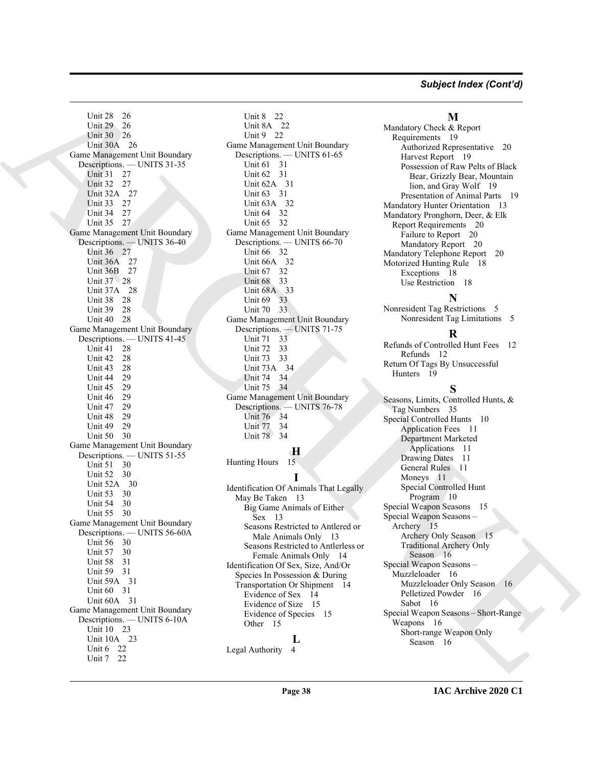Unit 28 26
Unit 29 26
Unit 30 26
Unit 30A 26
Game Management Unit Boundary Descriptions. — UNITS 31-35
Unit 31 27
Unit 32 27
Unit 32A 27
Unit 33 27
Unit 34 27
Unit 35 27
Game Management Unit Boundary Descriptions. — UNITS 36-40
Unit 36 27
Unit 36A 27
Unit 36B 27
Unit 37 28
Unit 37A 28
Unit 38 28
Unit 39 28
Unit 40 28
Game Management Unit Boundary Descriptions. — UNITS 41-45
Unit 41 28
Unit 42 28
Unit 43 28
Unit 44 29
Unit 45 29
Unit 46 29
Unit 47 29
Unit 48 29
Unit 49 29
Unit 50 30
Game Management Unit Boundary Descriptions. — UNITS 51-55
Unit 51 30
Unit 52 30
Unit 52A 30
Unit 53 30
Unit 54 30
Unit 55 30
Game Management Unit Boundary Descriptions. — UNITS 56-60A
Unit 56 30
Unit 57 30
Unit 58 31
Unit 59 31
Unit 59A 31
Unit 60 31
Unit 60A 31
Game Management Unit Boundary Descriptions. — UNITS 6-10A
Unit 10 23
Unit 10A 23
Unit 6 22
Unit 7 22
Unit 8 22
Unit 8A 22
Unit 9 22
Game Management Unit Boundary Descriptions. — UNITS 61-65
Unit 61 31
Unit 62 31
Unit 62A 31
Unit 63 31
Unit 63A 32
Unit 64 32
Unit 65 32
Game Management Unit Boundary Descriptions. — UNITS 66-70
Unit 66 32
Unit 66A 32
Unit 67 32
Unit 68 33
Unit 68A 33
Unit 69 33
Unit 70 33
Game Management Unit Boundary Descriptions. — UNITS 71-75
Unit 71 33
Unit 72 33
Unit 73 33
Unit 73A 34
Unit 74 34
Unit 75 34
Game Management Unit Boundary Descriptions. — UNITS 76-78
Unit 76 34
Unit 77 34
Unit 78 34

## H

Hunting Hours 15

## I

Identification Of Animals That Legally May Be Taken 13
Big Game Animals of Either Sex 13
Seasons Restricted to Antlered or Male Animals Only 13
Seasons Restricted to Antlerless or Female Animals Only 14
Identification Of Sex, Size, And/Or Species In Possession & During Transportation Or Shipment 14
Evidence of Sex 14
Evidence of Size 15
Evidence of Species 15
Other 15

## L

Legal Authority 4

## M

Mandatory Check & Report Requirements 19
Authorized Representative 20
Harvest Report 19
Possession of Raw Pelts of Black Bear, Grizzly Bear, Mountain lion, and Gray Wolf 19
Presentation of Animal Parts 19
Mandatory Hunter Orientation 13
Mandatory Pronghorn, Deer, & Elk Report Requirements 20
Failure to Report 20
Mandatory Report 20
Mandatory Telephone Report 20
Motorized Hunting Rule 18
Exceptions 18
Use Restriction 18

## N

Nonresident Tag Restrictions 5
Nonresident Tag Limitations 5

## R

Refunds of Controlled Hunt Fees 12
Refunds 12
Return Of Tags By Unsuccessful Hunters 19

## S

Seasons, Limits, Controlled Hunts, & Tag Numbers 35
Special Controlled Hunts 10
Application Fees 11
Department Marketed Applications 11
Drawing Dates 11
General Rules 11
Moneys 11
Special Controlled Hunt Program 10
Special Weapon Seasons 15
Special Weapon Seasons – Archery 15
Archery Only Season 15
Traditional Archery Only Season 16
Special Weapon Seasons – Muzzleloader 16
Muzzleloader Only Season 16
Pelletized Powder 16
Sabot 16
Special Weapon Seasons – Short-Range Weapons 16
Short-range Weapon Only Season 16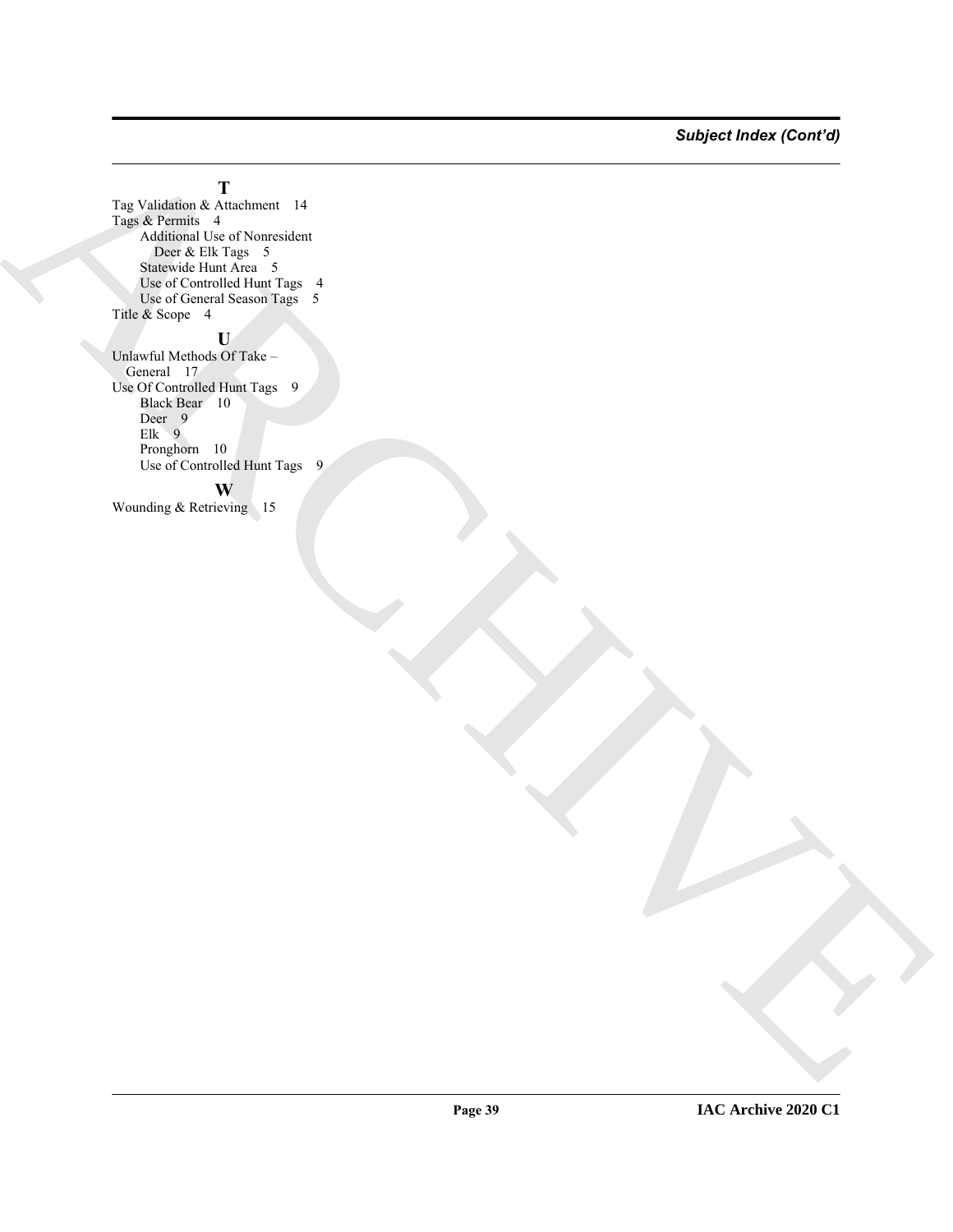# T

Tag Validation & Attachment 14
Tags & Permits 4
- Additional Use of Nonresident Deer & Elk Tags 5
- Statewide Hunt Area 5
- Use of Controlled Hunt Tags 4
- Use of General Season Tags 5

Title & Scope 4

# U

Unlawful Methods Of Take – General 17
Use Of Controlled Hunt Tags 9
- Black Bear 10
- Deer 9
- Elk 9
- Pronghorn 10
- Use of Controlled Hunt Tags 9

# W

Wounding & Retrieving 15